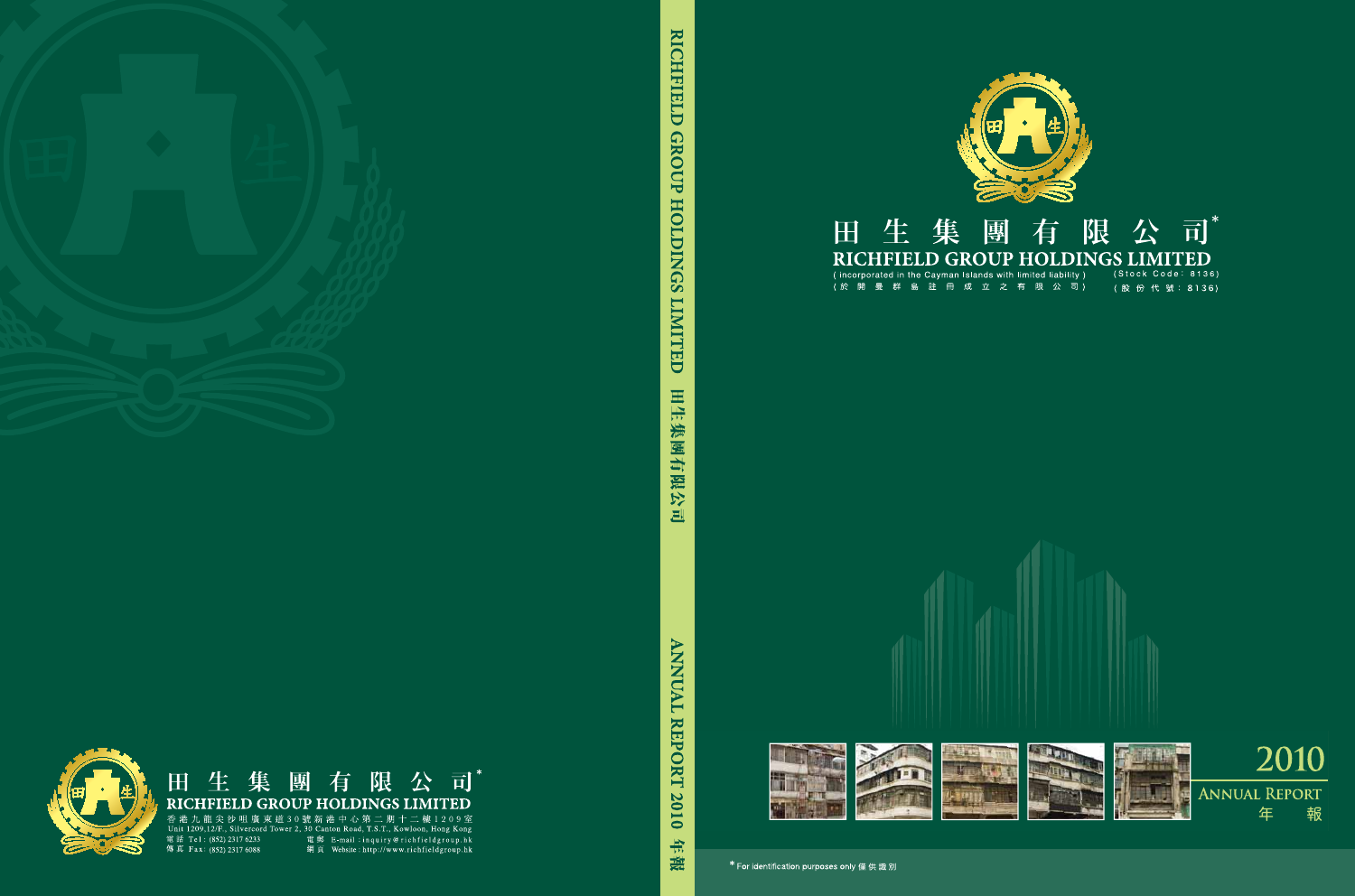# 田生集團有限公司*

# RICHFIELD GROUP HOLDINGS LIMITED

(incorporated in the Cayman Islands with limited liability)
（於開曼群島註冊成立之有限公司）

(Stock Code: 8136)
（股份代號：8136）

# 2010

## ANNUAL REPORT
## 年報

* For identification purposes only 僅供識別

---

RICHFIELD GROUP HOLDINGS LIMITED 田生集團有限公司 ANNUAL REPORT 2010 年報

---

田生集團有限公司*
RICHFIELD GROUP HOLDINGS LIMITED

香港九龍尖沙咀廣東道30號新港中心第二期十二樓1209室
Unit 1209,12/F., Silvercord Tower 2, 30 Canton Road, T.S.T., Kowloon, Hong Kong

電話 Tel: (852) 2317 6233
傳真 Fax: (852) 2317 6088
電郵 E-mail: inquiry@richfieldgroup.hk
網頁 Website: http://www.richfieldgroup.hk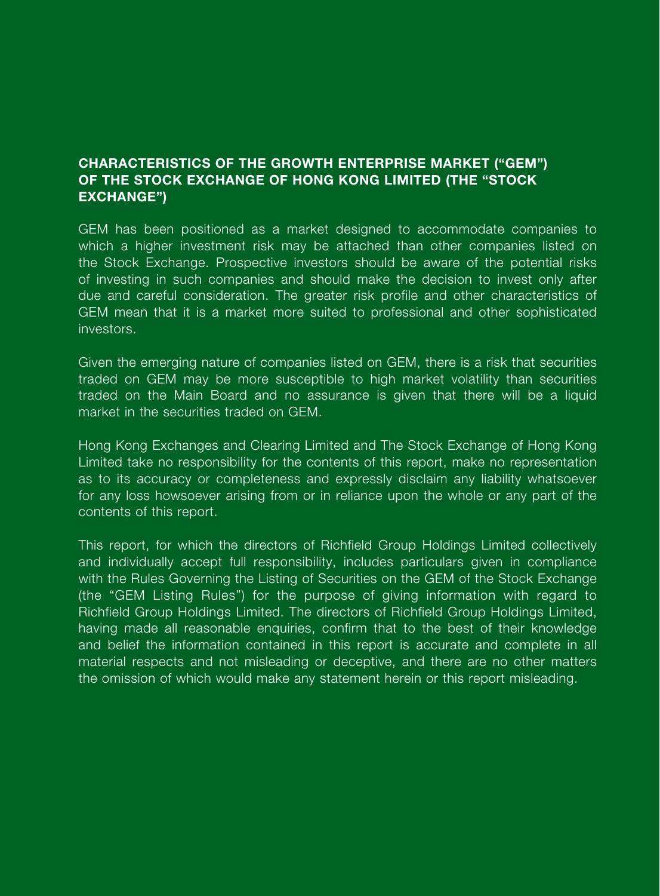## CHARACTERISTICS OF THE GROWTH ENTERPRISE MARKET ("GEM") OF THE STOCK EXCHANGE OF HONG KONG LIMITED (THE "STOCK EXCHANGE")

GEM has been positioned as a market designed to accommodate companies to which a higher investment risk may be attached than other companies listed on the Stock Exchange. Prospective investors should be aware of the potential risks of investing in such companies and should make the decision to invest only after due and careful consideration. The greater risk profile and other characteristics of GEM mean that it is a market more suited to professional and other sophisticated investors.

Given the emerging nature of companies listed on GEM, there is a risk that securities traded on GEM may be more susceptible to high market volatility than securities traded on the Main Board and no assurance is given that there will be a liquid market in the securities traded on GEM.

Hong Kong Exchanges and Clearing Limited and The Stock Exchange of Hong Kong Limited take no responsibility for the contents of this report, make no representation as to its accuracy or completeness and expressly disclaim any liability whatsoever for any loss howsoever arising from or in reliance upon the whole or any part of the contents of this report.

This report, for which the directors of Richfield Group Holdings Limited collectively and individually accept full responsibility, includes particulars given in compliance with the Rules Governing the Listing of Securities on the GEM of the Stock Exchange (the "GEM Listing Rules") for the purpose of giving information with regard to Richfield Group Holdings Limited. The directors of Richfield Group Holdings Limited, having made all reasonable enquiries, confirm that to the best of their knowledge and belief the information contained in this report is accurate and complete in all material respects and not misleading or deceptive, and there are no other matters the omission of which would make any statement herein or this report misleading.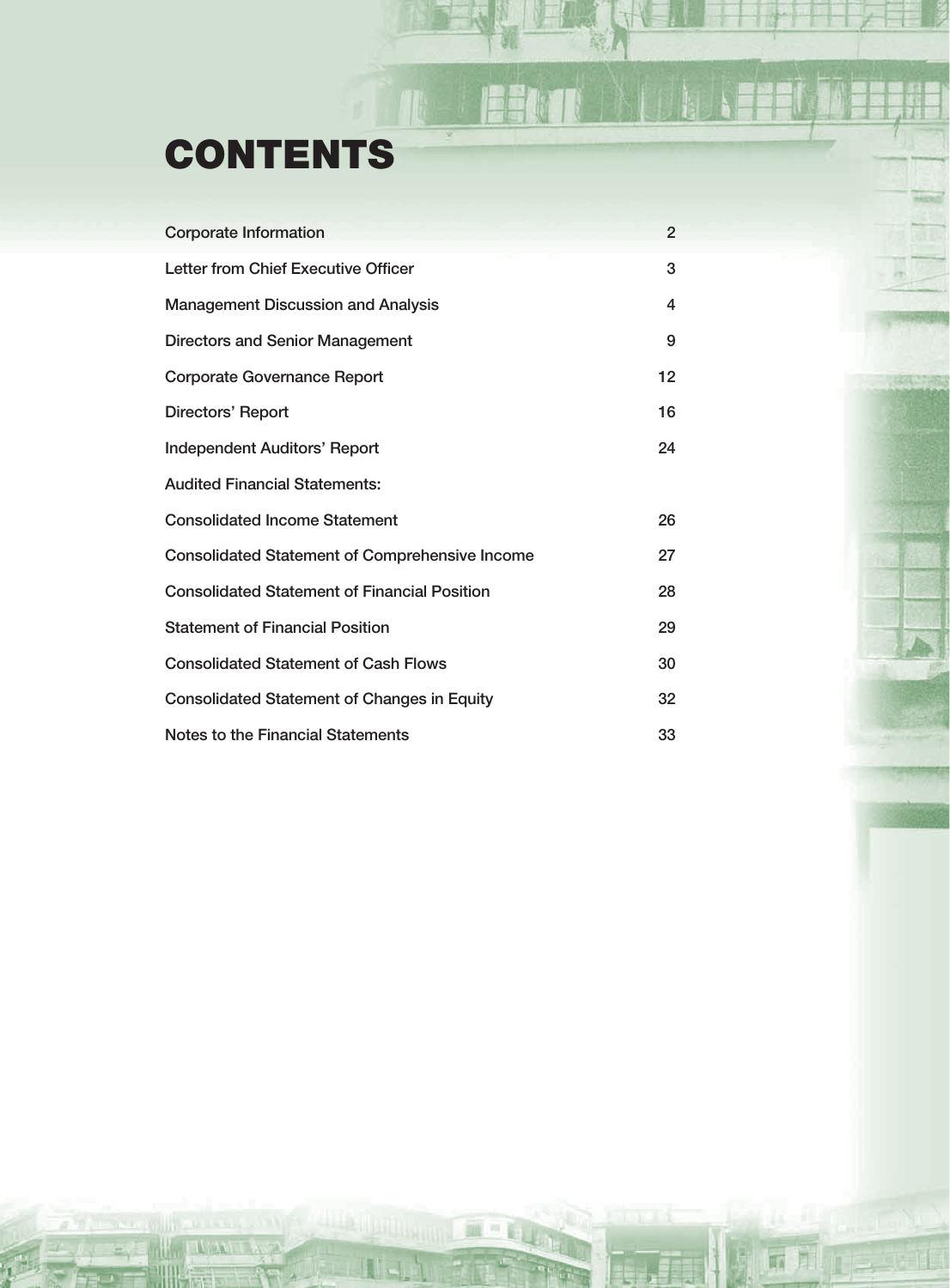# CONTENTS

| | |
|---|---|
| Corporate Information | 2 |
| Letter from Chief Executive Officer | 3 |
| Management Discussion and Analysis | 4 |
| Directors and Senior Management | 9 |
| Corporate Governance Report | 12 |
| Directors' Report | 16 |
| Independent Auditors' Report | 24 |
| Audited Financial Statements: | |
| Consolidated Income Statement | 26 |
| Consolidated Statement of Comprehensive Income | 27 |
| Consolidated Statement of Financial Position | 28 |
| Statement of Financial Position | 29 |
| Consolidated Statement of Cash Flows | 30 |
| Consolidated Statement of Changes in Equity | 32 |
| Notes to the Financial Statements | 33 |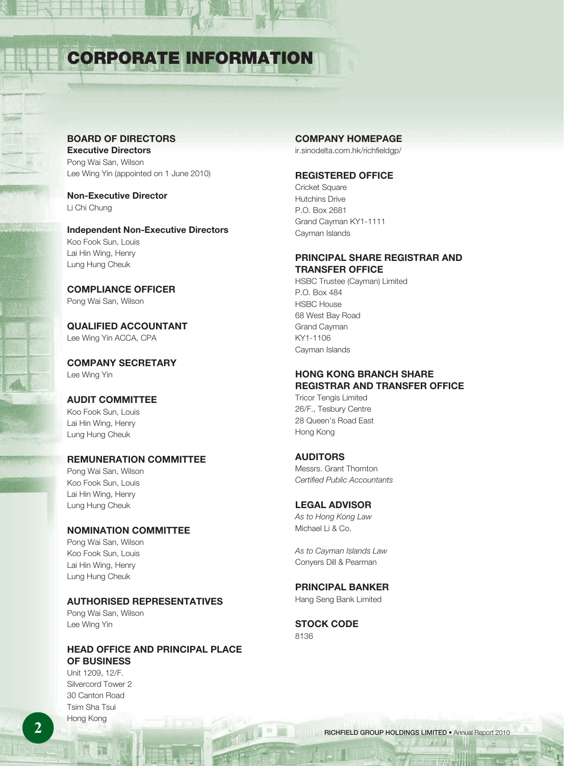# CORPORATE INFORMATION

## BOARD OF DIRECTORS

**Executive Directors**

Pong Wai San, Wilson
Lee Wing Yin (appointed on 1 June 2010)

**Non-Executive Director**

Li Chi Chung

**Independent Non-Executive Directors**

Koo Fook Sun, Louis
Lai Hin Wing, Henry
Lung Hung Cheuk

## COMPLIANCE OFFICER

Pong Wai San, Wilson

## QUALIFIED ACCOUNTANT

Lee Wing Yin ACCA, CPA

## COMPANY SECRETARY

Lee Wing Yin

## AUDIT COMMITTEE

Koo Fook Sun, Louis
Lai Hin Wing, Henry
Lung Hung Cheuk

## REMUNERATION COMMITTEE

Pong Wai San, Wilson
Koo Fook Sun, Louis
Lai Hin Wing, Henry
Lung Hung Cheuk

## NOMINATION COMMITTEE

Pong Wai San, Wilson
Koo Fook Sun, Louis
Lai Hin Wing, Henry
Lung Hung Cheuk

## AUTHORISED REPRESENTATIVES

Pong Wai San, Wilson
Lee Wing Yin

## HEAD OFFICE AND PRINCIPAL PLACE OF BUSINESS

Unit 1209, 12/F.
Silvercord Tower 2
30 Canton Road
Tsim Sha Tsui
Hong Kong

## COMPANY HOMEPAGE

ir.sinodelta.com.hk/richfieldgp/

## REGISTERED OFFICE

Cricket Square
Hutchins Drive
P.O. Box 2681
Grand Cayman KY1-1111
Cayman Islands

## PRINCIPAL SHARE REGISTRAR AND TRANSFER OFFICE

HSBC Trustee (Cayman) Limited
P.O. Box 484
HSBC House
68 West Bay Road
Grand Cayman
KY1-1106
Cayman Islands

## HONG KONG BRANCH SHARE REGISTRAR AND TRANSFER OFFICE

Tricor Tengis Limited
26/F., Tesbury Centre
28 Queen's Road East
Hong Kong

## AUDITORS

Messrs. Grant Thornton
*Certified Public Accountants*

## LEGAL ADVISOR

*As to Hong Kong Law*
Michael Li & Co.

*As to Cayman Islands Law*
Conyers Dill & Pearman

## PRINCIPAL BANKER

Hang Seng Bank Limited

## STOCK CODE

8136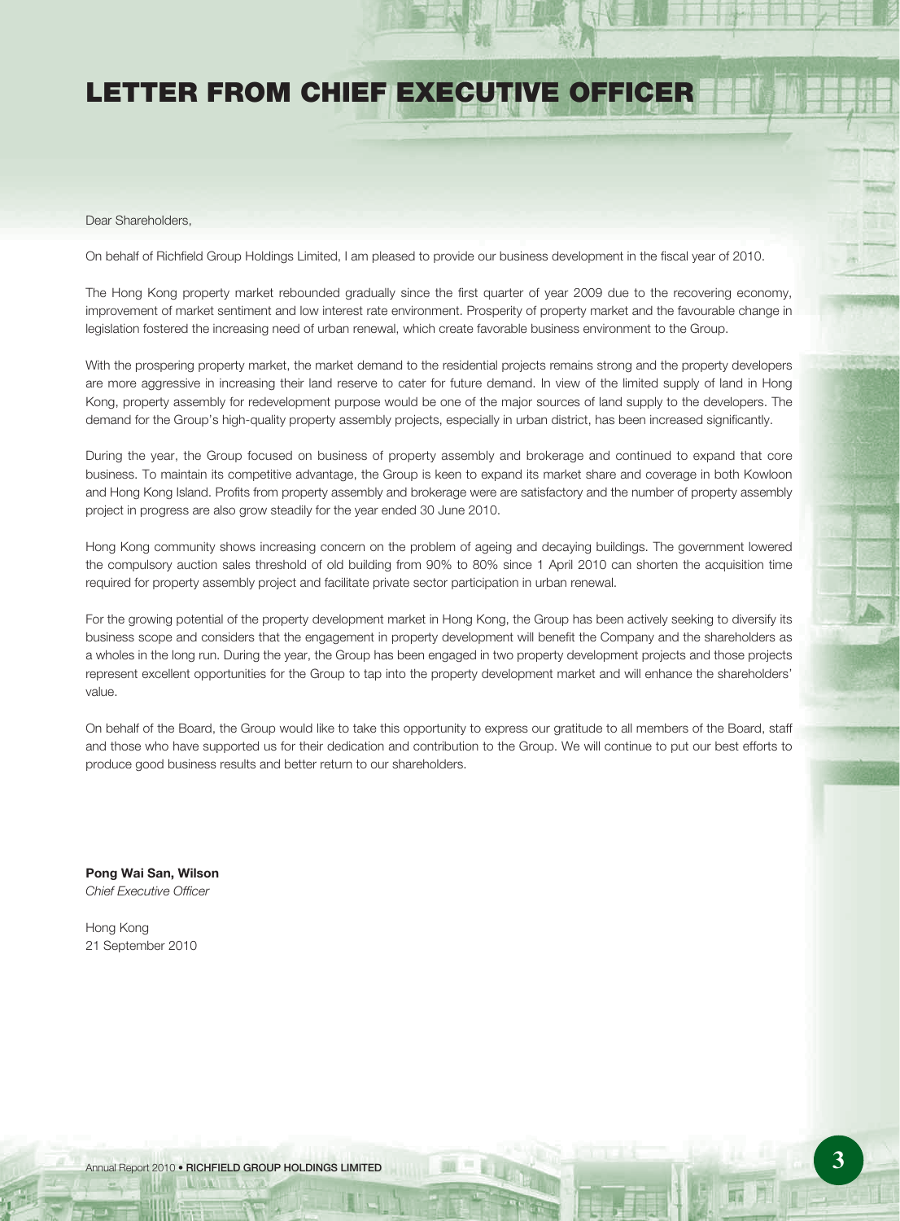# LETTER FROM CHIEF EXECUTIVE OFFICER

Dear Shareholders,

On behalf of Richfield Group Holdings Limited, I am pleased to provide our business development in the fiscal year of 2010.

The Hong Kong property market rebounded gradually since the first quarter of year 2009 due to the recovering economy, improvement of market sentiment and low interest rate environment. Prosperity of property market and the favourable change in legislation fostered the increasing need of urban renewal, which create favorable business environment to the Group.

With the prospering property market, the market demand to the residential projects remains strong and the property developers are more aggressive in increasing their land reserve to cater for future demand. In view of the limited supply of land in Hong Kong, property assembly for redevelopment purpose would be one of the major sources of land supply to the developers. The demand for the Group's high-quality property assembly projects, especially in urban district, has been increased significantly.

During the year, the Group focused on business of property assembly and brokerage and continued to expand that core business. To maintain its competitive advantage, the Group is keen to expand its market share and coverage in both Kowloon and Hong Kong Island. Profits from property assembly and brokerage were are satisfactory and the number of property assembly project in progress are also grow steadily for the year ended 30 June 2010.

Hong Kong community shows increasing concern on the problem of ageing and decaying buildings. The government lowered the compulsory auction sales threshold of old building from 90% to 80% since 1 April 2010 can shorten the acquisition time required for property assembly project and facilitate private sector participation in urban renewal.

For the growing potential of the property development market in Hong Kong, the Group has been actively seeking to diversify its business scope and considers that the engagement in property development will benefit the Company and the shareholders as a wholes in the long run. During the year, the Group has been engaged in two property development projects and those projects represent excellent opportunities for the Group to tap into the property development market and will enhance the shareholders' value.

On behalf of the Board, the Group would like to take this opportunity to express our gratitude to all members of the Board, staff and those who have supported us for their dedication and contribution to the Group. We will continue to put our best efforts to produce good business results and better return to our shareholders.

**Pong Wai San, Wilson**
*Chief Executive Officer*

Hong Kong
21 September 2010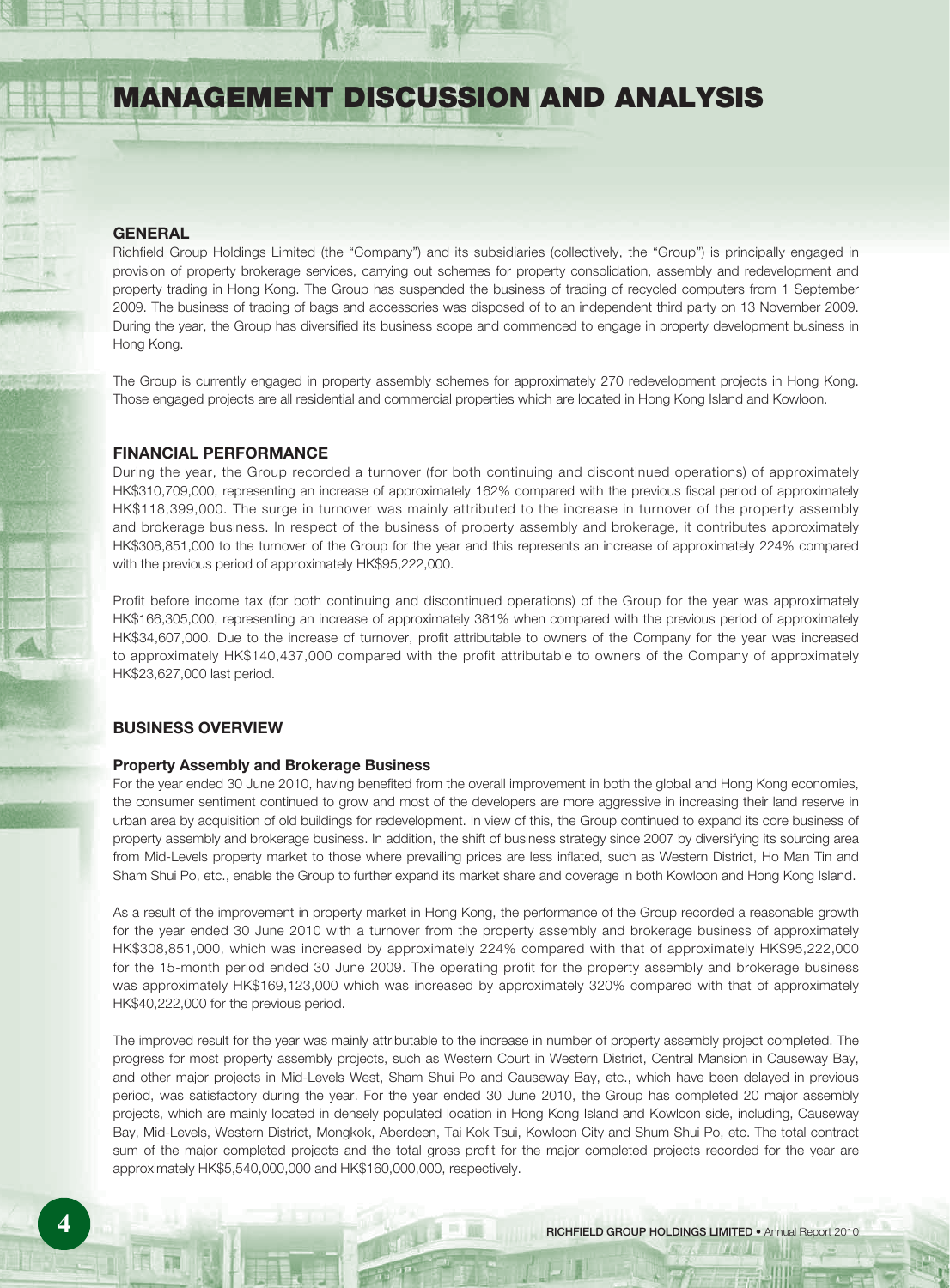# MANAGEMENT DISCUSSION AND ANALYSIS

## GENERAL

Richfield Group Holdings Limited (the "Company") and its subsidiaries (collectively, the "Group") is principally engaged in provision of property brokerage services, carrying out schemes for property consolidation, assembly and redevelopment and property trading in Hong Kong. The Group has suspended the business of trading of recycled computers from 1 September 2009. The business of trading of bags and accessories was disposed of to an independent third party on 13 November 2009. During the year, the Group has diversified its business scope and commenced to engage in property development business in Hong Kong.

The Group is currently engaged in property assembly schemes for approximately 270 redevelopment projects in Hong Kong. Those engaged projects are all residential and commercial properties which are located in Hong Kong Island and Kowloon.

## FINANCIAL PERFORMANCE

During the year, the Group recorded a turnover (for both continuing and discontinued operations) of approximately HK$310,709,000, representing an increase of approximately 162% compared with the previous fiscal period of approximately HK$118,399,000. The surge in turnover was mainly attributed to the increase in turnover of the property assembly and brokerage business. In respect of the business of property assembly and brokerage, it contributes approximately HK$308,851,000 to the turnover of the Group for the year and this represents an increase of approximately 224% compared with the previous period of approximately HK$95,222,000.

Profit before income tax (for both continuing and discontinued operations) of the Group for the year was approximately HK$166,305,000, representing an increase of approximately 381% when compared with the previous period of approximately HK$34,607,000. Due to the increase of turnover, profit attributable to owners of the Company for the year was increased to approximately HK$140,437,000 compared with the profit attributable to owners of the Company of approximately HK$23,627,000 last period.

## BUSINESS OVERVIEW

### Property Assembly and Brokerage Business

For the year ended 30 June 2010, having benefited from the overall improvement in both the global and Hong Kong economies, the consumer sentiment continued to grow and most of the developers are more aggressive in increasing their land reserve in urban area by acquisition of old buildings for redevelopment. In view of this, the Group continued to expand its core business of property assembly and brokerage business. In addition, the shift of business strategy since 2007 by diversifying its sourcing area from Mid-Levels property market to those where prevailing prices are less inflated, such as Western District, Ho Man Tin and Sham Shui Po, etc., enable the Group to further expand its market share and coverage in both Kowloon and Hong Kong Island.

As a result of the improvement in property market in Hong Kong, the performance of the Group recorded a reasonable growth for the year ended 30 June 2010 with a turnover from the property assembly and brokerage business of approximately HK$308,851,000, which was increased by approximately 224% compared with that of approximately HK$95,222,000 for the 15-month period ended 30 June 2009. The operating profit for the property assembly and brokerage business was approximately HK$169,123,000 which was increased by approximately 320% compared with that of approximately HK$40,222,000 for the previous period.

The improved result for the year was mainly attributable to the increase in number of property assembly project completed. The progress for most property assembly projects, such as Western Court in Western District, Central Mansion in Causeway Bay, and other major projects in Mid-Levels West, Sham Shui Po and Causeway Bay, etc., which have been delayed in previous period, was satisfactory during the year. For the year ended 30 June 2010, the Group has completed 20 major assembly projects, which are mainly located in densely populated location in Hong Kong Island and Kowloon side, including, Causeway Bay, Mid-Levels, Western District, Mongkok, Aberdeen, Tai Kok Tsui, Kowloon City and Shum Shui Po, etc. The total contract sum of the major completed projects and the total gross profit for the major completed projects recorded for the year are approximately HK$5,540,000,000 and HK$160,000,000, respectively.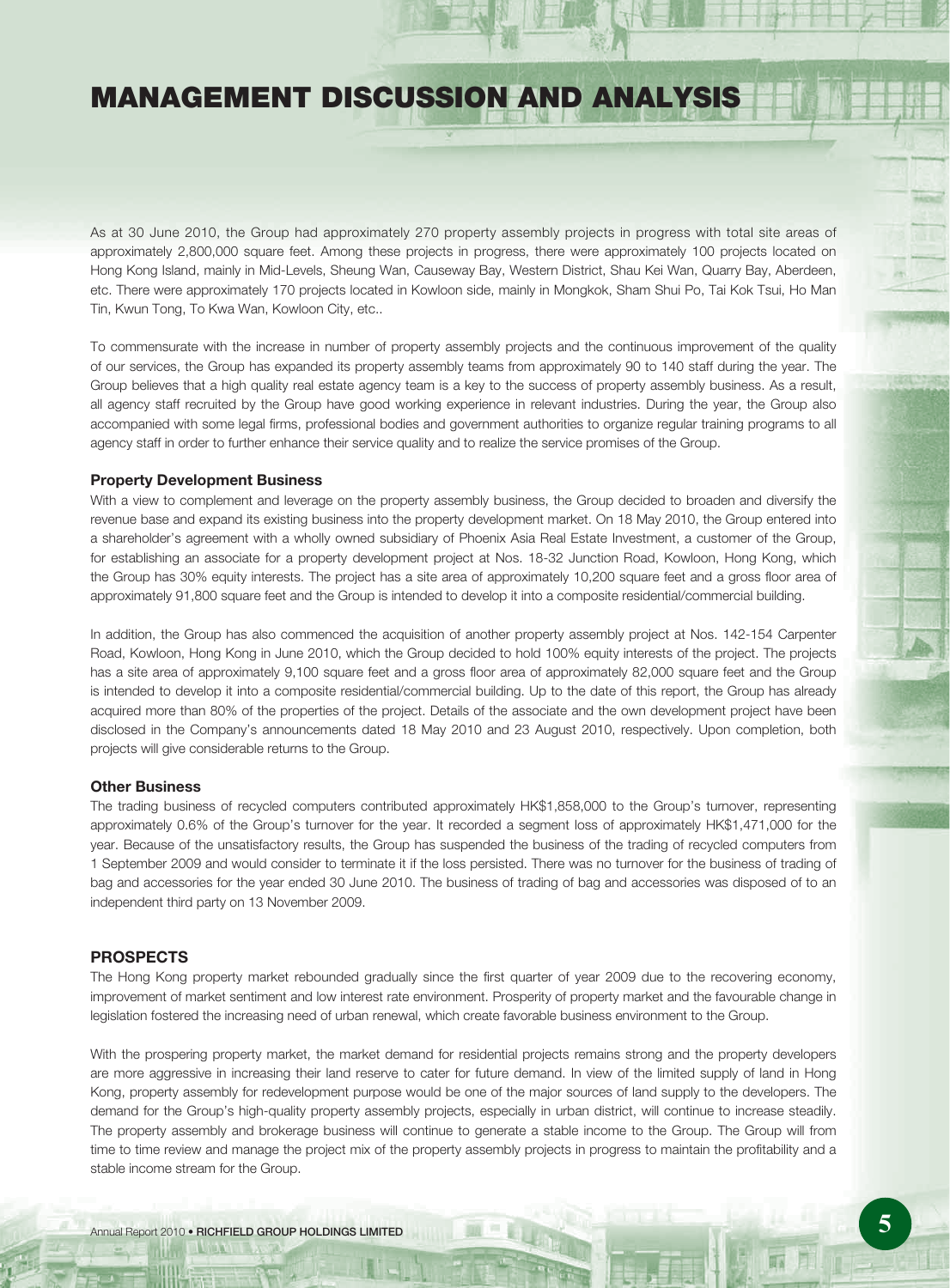# MANAGEMENT DISCUSSION AND ANALYSIS

As at 30 June 2010, the Group had approximately 270 property assembly projects in progress with total site areas of approximately 2,800,000 square feet. Among these projects in progress, there were approximately 100 projects located on Hong Kong Island, mainly in Mid-Levels, Sheung Wan, Causeway Bay, Western District, Shau Kei Wan, Quarry Bay, Aberdeen, etc. There were approximately 170 projects located in Kowloon side, mainly in Mongkok, Sham Shui Po, Tai Kok Tsui, Ho Man Tin, Kwun Tong, To Kwa Wan, Kowloon City, etc..

To commensurate with the increase in number of property assembly projects and the continuous improvement of the quality of our services, the Group has expanded its property assembly teams from approximately 90 to 140 staff during the year. The Group believes that a high quality real estate agency team is a key to the success of property assembly business. As a result, all agency staff recruited by the Group have good working experience in relevant industries. During the year, the Group also accompanied with some legal firms, professional bodies and government authorities to organize regular training programs to all agency staff in order to further enhance their service quality and to realize the service promises of the Group.

### Property Development Business

With a view to complement and leverage on the property assembly business, the Group decided to broaden and diversify the revenue base and expand its existing business into the property development market. On 18 May 2010, the Group entered into a shareholder's agreement with a wholly owned subsidiary of Phoenix Asia Real Estate Investment, a customer of the Group, for establishing an associate for a property development project at Nos. 18-32 Junction Road, Kowloon, Hong Kong, which the Group has 30% equity interests. The project has a site area of approximately 10,200 square feet and a gross floor area of approximately 91,800 square feet and the Group is intended to develop it into a composite residential/commercial building.

In addition, the Group has also commenced the acquisition of another property assembly project at Nos. 142-154 Carpenter Road, Kowloon, Hong Kong in June 2010, which the Group decided to hold 100% equity interests of the project. The projects has a site area of approximately 9,100 square feet and a gross floor area of approximately 82,000 square feet and the Group is intended to develop it into a composite residential/commercial building. Up to the date of this report, the Group has already acquired more than 80% of the properties of the project. Details of the associate and the own development project have been disclosed in the Company's announcements dated 18 May 2010 and 23 August 2010, respectively. Upon completion, both projects will give considerable returns to the Group.

### Other Business

The trading business of recycled computers contributed approximately HK$1,858,000 to the Group's turnover, representing approximately 0.6% of the Group's turnover for the year. It recorded a segment loss of approximately HK$1,471,000 for the year. Because of the unsatisfactory results, the Group has suspended the business of the trading of recycled computers from 1 September 2009 and would consider to terminate it if the loss persisted. There was no turnover for the business of trading of bag and accessories for the year ended 30 June 2010. The business of trading of bag and accessories was disposed of to an independent third party on 13 November 2009.

## PROSPECTS

The Hong Kong property market rebounded gradually since the first quarter of year 2009 due to the recovering economy, improvement of market sentiment and low interest rate environment. Prosperity of property market and the favourable change in legislation fostered the increasing need of urban renewal, which create favorable business environment to the Group.

With the prospering property market, the market demand for residential projects remains strong and the property developers are more aggressive in increasing their land reserve to cater for future demand. In view of the limited supply of land in Hong Kong, property assembly for redevelopment purpose would be one of the major sources of land supply to the developers. The demand for the Group's high-quality property assembly projects, especially in urban district, will continue to increase steadily. The property assembly and brokerage business will continue to generate a stable income to the Group. The Group will from time to time review and manage the project mix of the property assembly projects in progress to maintain the profitability and a stable income stream for the Group.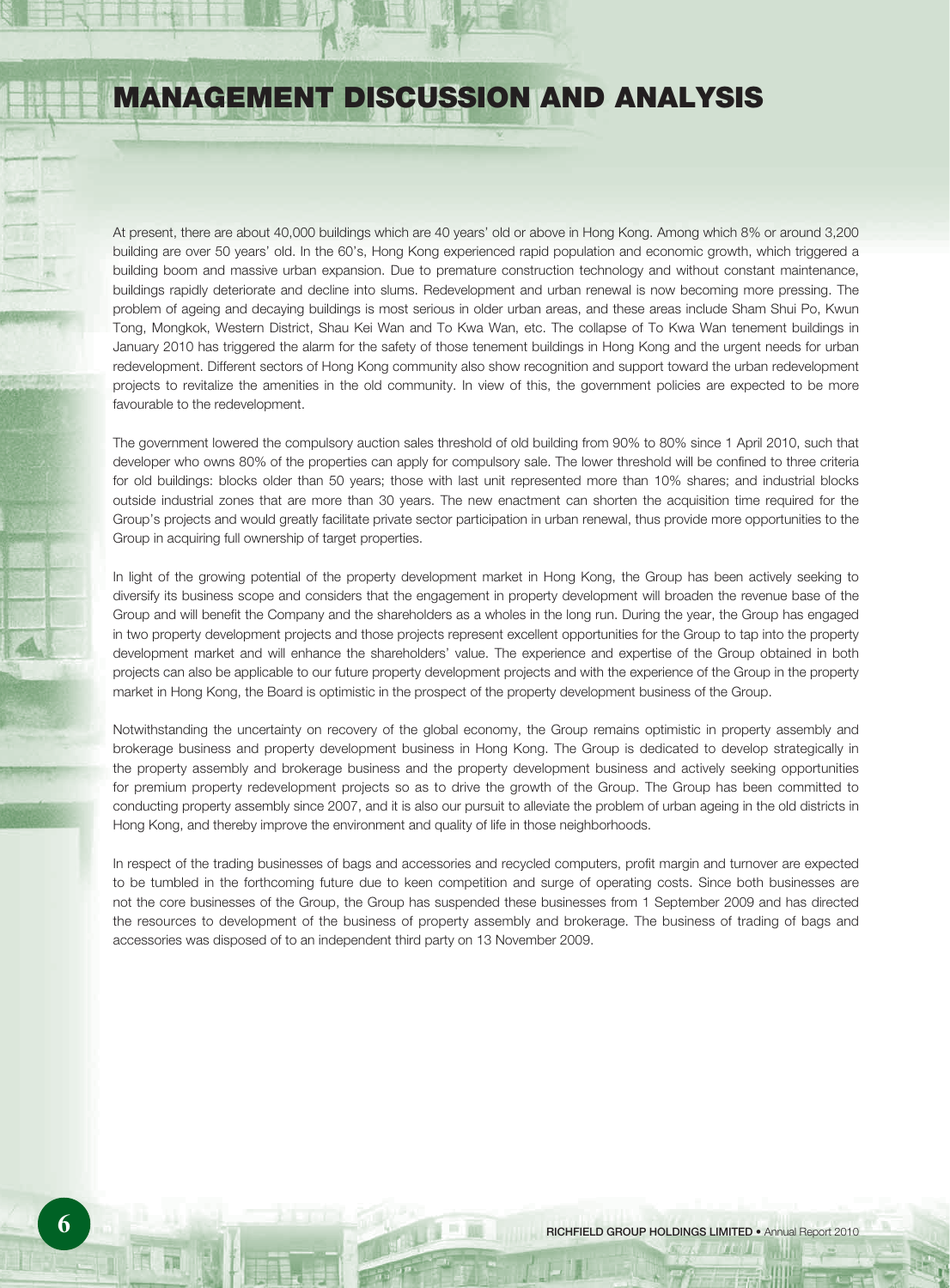# MANAGEMENT DISCUSSION AND ANALYSIS

At present, there are about 40,000 buildings which are 40 years' old or above in Hong Kong. Among which 8% or around 3,200 building are over 50 years' old. In the 60's, Hong Kong experienced rapid population and economic growth, which triggered a building boom and massive urban expansion. Due to premature construction technology and without constant maintenance, buildings rapidly deteriorate and decline into slums. Redevelopment and urban renewal is now becoming more pressing. The problem of ageing and decaying buildings is most serious in older urban areas, and these areas include Sham Shui Po, Kwun Tong, Mongkok, Western District, Shau Kei Wan and To Kwa Wan, etc. The collapse of To Kwa Wan tenement buildings in January 2010 has triggered the alarm for the safety of those tenement buildings in Hong Kong and the urgent needs for urban redevelopment. Different sectors of Hong Kong community also show recognition and support toward the urban redevelopment projects to revitalize the amenities in the old community. In view of this, the government policies are expected to be more favourable to the redevelopment.

The government lowered the compulsory auction sales threshold of old building from 90% to 80% since 1 April 2010, such that developer who owns 80% of the properties can apply for compulsory sale. The lower threshold will be confined to three criteria for old buildings: blocks older than 50 years; those with last unit represented more than 10% shares; and industrial blocks outside industrial zones that are more than 30 years. The new enactment can shorten the acquisition time required for the Group's projects and would greatly facilitate private sector participation in urban renewal, thus provide more opportunities to the Group in acquiring full ownership of target properties.

In light of the growing potential of the property development market in Hong Kong, the Group has been actively seeking to diversify its business scope and considers that the engagement in property development will broaden the revenue base of the Group and will benefit the Company and the shareholders as a wholes in the long run. During the year, the Group has engaged in two property development projects and those projects represent excellent opportunities for the Group to tap into the property development market and will enhance the shareholders' value. The experience and expertise of the Group obtained in both projects can also be applicable to our future property development projects and with the experience of the Group in the property market in Hong Kong, the Board is optimistic in the prospect of the property development business of the Group.

Notwithstanding the uncertainty on recovery of the global economy, the Group remains optimistic in property assembly and brokerage business and property development business in Hong Kong. The Group is dedicated to develop strategically in the property assembly and brokerage business and the property development business and actively seeking opportunities for premium property redevelopment projects so as to drive the growth of the Group. The Group has been committed to conducting property assembly since 2007, and it is also our pursuit to alleviate the problem of urban ageing in the old districts in Hong Kong, and thereby improve the environment and quality of life in those neighborhoods.

In respect of the trading businesses of bags and accessories and recycled computers, profit margin and turnover are expected to be tumbled in the forthcoming future due to keen competition and surge of operating costs. Since both businesses are not the core businesses of the Group, the Group has suspended these businesses from 1 September 2009 and has directed the resources to development of the business of property assembly and brokerage. The business of trading of bags and accessories was disposed of to an independent third party on 13 November 2009.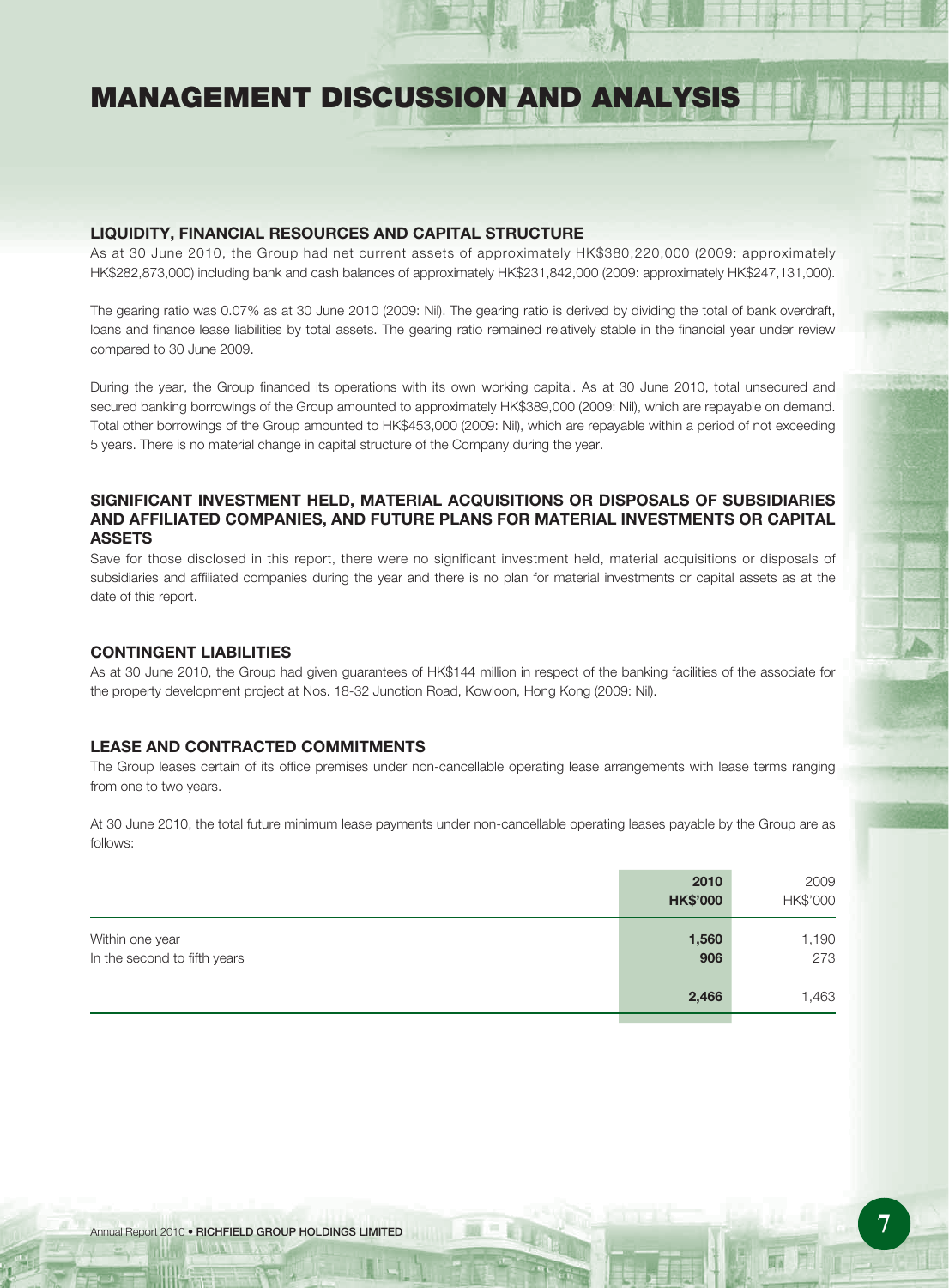# MANAGEMENT DISCUSSION AND ANALYSIS

## LIQUIDITY, FINANCIAL RESOURCES AND CAPITAL STRUCTURE

As at 30 June 2010, the Group had net current assets of approximately HK$380,220,000 (2009: approximately HK$282,873,000) including bank and cash balances of approximately HK$231,842,000 (2009: approximately HK$247,131,000).

The gearing ratio was 0.07% as at 30 June 2010 (2009: Nil). The gearing ratio is derived by dividing the total of bank overdraft, loans and finance lease liabilities by total assets. The gearing ratio remained relatively stable in the financial year under review compared to 30 June 2009.

During the year, the Group financed its operations with its own working capital. As at 30 June 2010, total unsecured and secured banking borrowings of the Group amounted to approximately HK$389,000 (2009: Nil), which are repayable on demand. Total other borrowings of the Group amounted to HK$453,000 (2009: Nil), which are repayable within a period of not exceeding 5 years. There is no material change in capital structure of the Company during the year.

## SIGNIFICANT INVESTMENT HELD, MATERIAL ACQUISITIONS OR DISPOSALS OF SUBSIDIARIES AND AFFILIATED COMPANIES, AND FUTURE PLANS FOR MATERIAL INVESTMENTS OR CAPITAL ASSETS

Save for those disclosed in this report, there were no significant investment held, material acquisitions or disposals of subsidiaries and affiliated companies during the year and there is no plan for material investments or capital assets as at the date of this report.

## CONTINGENT LIABILITIES

As at 30 June 2010, the Group had given guarantees of HK$144 million in respect of the banking facilities of the associate for the property development project at Nos. 18-32 Junction Road, Kowloon, Hong Kong (2009: Nil).

## LEASE AND CONTRACTED COMMITMENTS

The Group leases certain of its office premises under non-cancellable operating lease arrangements with lease terms ranging from one to two years.

At 30 June 2010, the total future minimum lease payments under non-cancellable operating leases payable by the Group are as follows:

| | **2010** | 2009 |
|---|---|---|
| | **HK$'000** | HK$'000 |
| Within one year | **1,560** | 1,190 |
| In the second to fifth years | **906** | 273 |
| | **2,466** | 1,463 |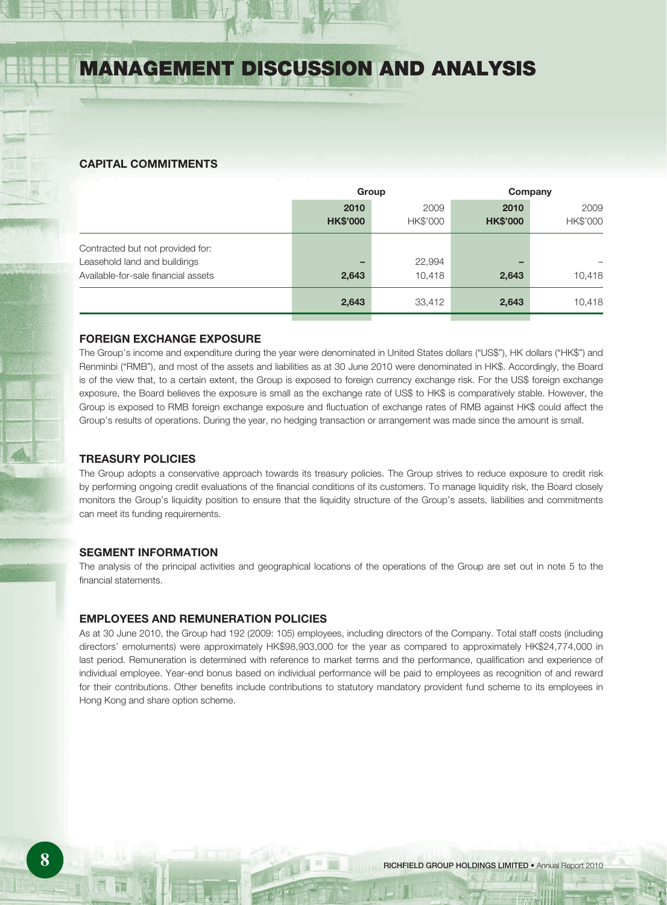# MANAGEMENT DISCUSSION AND ANALYSIS

## CAPITAL COMMITMENTS

| | Group | | Company | |
|---|---|---|---|---|
| | **2010** | 2009 | **2010** | 2009 |
| | **HK$'000** | HK$'000 | **HK$'000** | HK$'000 |
| Contracted but not provided for: | | | | |
| Leasehold land and buildings | **–** | 22,994 | **–** | – |
| Available-for-sale financial assets | **2,643** | 10,418 | **2,643** | 10,418 |
| | **2,643** | 33,412 | **2,643** | 10,418 |

## FOREIGN EXCHANGE EXPOSURE

The Group's income and expenditure during the year were denominated in United States dollars ("US$"), HK dollars ("HK$") and Renminbi ("RMB"), and most of the assets and liabilities as at 30 June 2010 were denominated in HK$. Accordingly, the Board is of the view that, to a certain extent, the Group is exposed to foreign currency exchange risk. For the US$ foreign exchange exposure, the Board believes the exposure is small as the exchange rate of US$ to HK$ is comparatively stable. However, the Group is exposed to RMB foreign exchange exposure and fluctuation of exchange rates of RMB against HK$ could affect the Group's results of operations. During the year, no hedging transaction or arrangement was made since the amount is small.

## TREASURY POLICIES

The Group adopts a conservative approach towards its treasury policies. The Group strives to reduce exposure to credit risk by performing ongoing credit evaluations of the financial conditions of its customers. To manage liquidity risk, the Board closely monitors the Group's liquidity position to ensure that the liquidity structure of the Group's assets, liabilities and commitments can meet its funding requirements.

## SEGMENT INFORMATION

The analysis of the principal activities and geographical locations of the operations of the Group are set out in note 5 to the financial statements.

## EMPLOYEES AND REMUNERATION POLICIES

As at 30 June 2010, the Group had 192 (2009: 105) employees, including directors of the Company. Total staff costs (including directors' emoluments) were approximately HK$98,903,000 for the year as compared to approximately HK$24,774,000 in last period. Remuneration is determined with reference to market terms and the performance, qualification and experience of individual employee. Year-end bonus based on individual performance will be paid to employees as recognition of and reward for their contributions. Other benefits include contributions to statutory mandatory provident fund scheme to its employees in Hong Kong and share option scheme.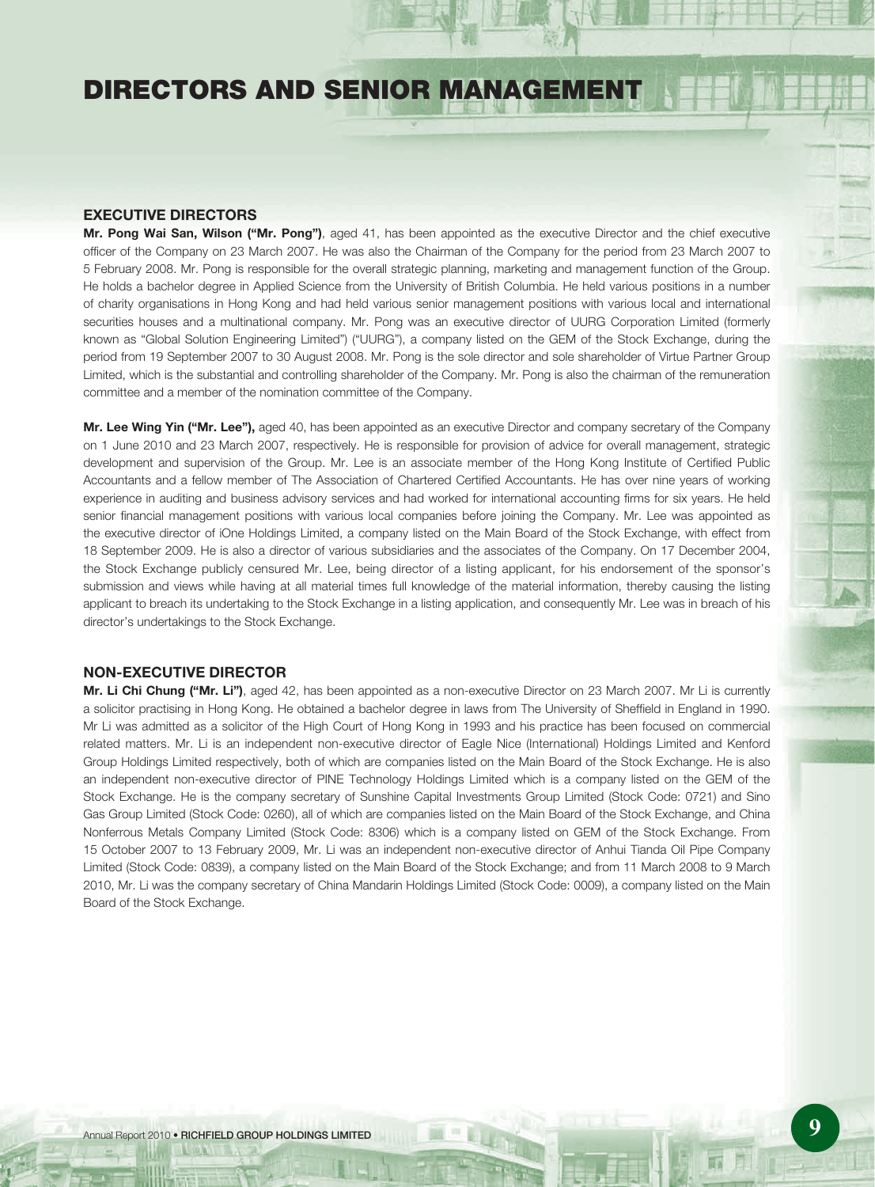# DIRECTORS AND SENIOR MANAGEMENT

## EXECUTIVE DIRECTORS

**Mr. Pong Wai San, Wilson ("Mr. Pong")**, aged 41, has been appointed as the executive Director and the chief executive officer of the Company on 23 March 2007. He was also the Chairman of the Company for the period from 23 March 2007 to 5 February 2008. Mr. Pong is responsible for the overall strategic planning, marketing and management function of the Group. He holds a bachelor degree in Applied Science from the University of British Columbia. He held various positions in a number of charity organisations in Hong Kong and had held various senior management positions with various local and international securities houses and a multinational company. Mr. Pong was an executive director of UURG Corporation Limited (formerly known as "Global Solution Engineering Limited") ("UURG"), a company listed on the GEM of the Stock Exchange, during the period from 19 September 2007 to 30 August 2008. Mr. Pong is the sole director and sole shareholder of Virtue Partner Group Limited, which is the substantial and controlling shareholder of the Company. Mr. Pong is also the chairman of the remuneration committee and a member of the nomination committee of the Company.

**Mr. Lee Wing Yin ("Mr. Lee"),** aged 40, has been appointed as an executive Director and company secretary of the Company on 1 June 2010 and 23 March 2007, respectively. He is responsible for provision of advice for overall management, strategic development and supervision of the Group. Mr. Lee is an associate member of the Hong Kong Institute of Certified Public Accountants and a fellow member of The Association of Chartered Certified Accountants. He has over nine years of working experience in auditing and business advisory services and had worked for international accounting firms for six years. He held senior financial management positions with various local companies before joining the Company. Mr. Lee was appointed as the executive director of iOne Holdings Limited, a company listed on the Main Board of the Stock Exchange, with effect from 18 September 2009. He is also a director of various subsidiaries and the associates of the Company. On 17 December 2004, the Stock Exchange publicly censured Mr. Lee, being director of a listing applicant, for his endorsement of the sponsor's submission and views while having at all material times full knowledge of the material information, thereby causing the listing applicant to breach its undertaking to the Stock Exchange in a listing application, and consequently Mr. Lee was in breach of his director's undertakings to the Stock Exchange.

## NON-EXECUTIVE DIRECTOR

**Mr. Li Chi Chung ("Mr. Li")**, aged 42, has been appointed as a non-executive Director on 23 March 2007. Mr Li is currently a solicitor practising in Hong Kong. He obtained a bachelor degree in laws from The University of Sheffield in England in 1990. Mr Li was admitted as a solicitor of the High Court of Hong Kong in 1993 and his practice has been focused on commercial related matters. Mr. Li is an independent non-executive director of Eagle Nice (International) Holdings Limited and Kenford Group Holdings Limited respectively, both of which are companies listed on the Main Board of the Stock Exchange. He is also an independent non-executive director of PINE Technology Holdings Limited which is a company listed on the GEM of the Stock Exchange. He is the company secretary of Sunshine Capital Investments Group Limited (Stock Code: 0721) and Sino Gas Group Limited (Stock Code: 0260), all of which are companies listed on the Main Board of the Stock Exchange, and China Nonferrous Metals Company Limited (Stock Code: 8306) which is a company listed on GEM of the Stock Exchange. From 15 October 2007 to 13 February 2009, Mr. Li was an independent non-executive director of Anhui Tianda Oil Pipe Company Limited (Stock Code: 0839), a company listed on the Main Board of the Stock Exchange; and from 11 March 2008 to 9 March 2010, Mr. Li was the company secretary of China Mandarin Holdings Limited (Stock Code: 0009), a company listed on the Main Board of the Stock Exchange.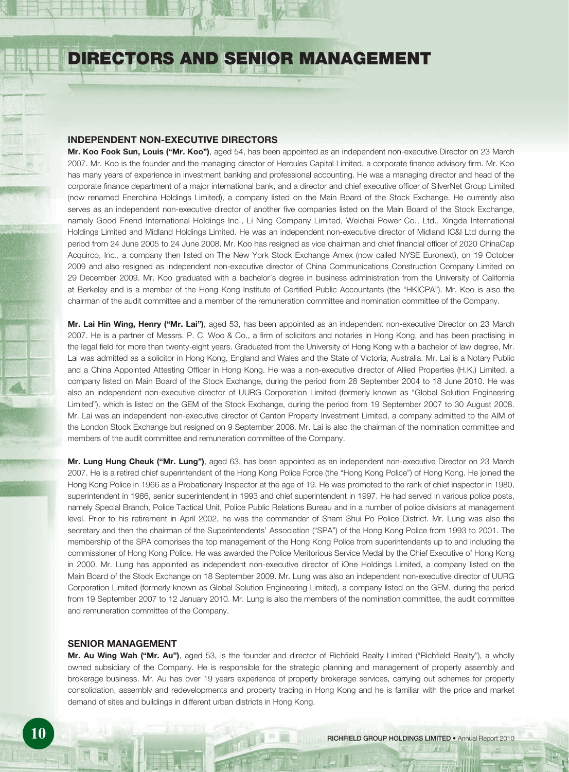# DIRECTORS AND SENIOR MANAGEMENT

## INDEPENDENT NON-EXECUTIVE DIRECTORS

**Mr. Koo Fook Sun, Louis ("Mr. Koo")**, aged 54, has been appointed as an independent non-executive Director on 23 March 2007. Mr. Koo is the founder and the managing director of Hercules Capital Limited, a corporate finance advisory firm. Mr. Koo has many years of experience in investment banking and professional accounting. He was a managing director and head of the corporate finance department of a major international bank, and a director and chief executive officer of SilverNet Group Limited (now renamed Enerchina Holdings Limited), a company listed on the Main Board of the Stock Exchange. He currently also serves as an independent non-executive director of another five companies listed on the Main Board of the Stock Exchange, namely Good Friend International Holdings Inc., Li Ning Company Limited, Weichai Power Co., Ltd., Xingda International Holdings Limited and Midland Holdings Limited. He was an independent non-executive director of Midland IC&I Ltd during the period from 24 June 2005 to 24 June 2008. Mr. Koo has resigned as vice chairman and chief financial officer of 2020 ChinaCap Acquirco, Inc., a company then listed on The New York Stock Exchange Amex (now called NYSE Euronext), on 19 October 2009 and also resigned as independent non-executive director of China Communications Construction Company Limited on 29 December 2009. Mr. Koo graduated with a bachelor's degree in business administration from the University of California at Berkeley and is a member of the Hong Kong Institute of Certified Public Accountants (the "HKICPA"). Mr. Koo is also the chairman of the audit committee and a member of the remuneration committee and nomination committee of the Company.

**Mr. Lai Hin Wing, Henry ("Mr. Lai")**, aged 53, has been appointed as an independent non-executive Director on 23 March 2007. He is a partner of Messrs. P. C. Woo & Co., a firm of solicitors and notaries in Hong Kong, and has been practising in the legal field for more than twenty-eight years. Graduated from the University of Hong Kong with a bachelor of law degree, Mr. Lai was admitted as a solicitor in Hong Kong, England and Wales and the State of Victoria, Australia. Mr. Lai is a Notary Public and a China Appointed Attesting Officer in Hong Kong. He was a non-executive director of Allied Properties (H.K.) Limited, a company listed on Main Board of the Stock Exchange, during the period from 28 September 2004 to 18 June 2010. He was also an independent non-executive director of UURG Corporation Limited (formerly known as "Global Solution Engineering Limited"), which is listed on the GEM of the Stock Exchange, during the period from 19 September 2007 to 30 August 2008. Mr. Lai was an independent non-executive director of Canton Property Investment Limited, a company admitted to the AIM of the London Stock Exchange but resigned on 9 September 2008. Mr. Lai is also the chairman of the nomination committee and members of the audit committee and remuneration committee of the Company.

**Mr. Lung Hung Cheuk ("Mr. Lung")**, aged 63, has been appointed as an independent non-executive Director on 23 March 2007. He is a retired chief superintendent of the Hong Kong Police Force (the "Hong Kong Police") of Hong Kong. He joined the Hong Kong Police in 1966 as a Probationary Inspector at the age of 19. He was promoted to the rank of chief inspector in 1980, superintendent in 1986, senior superintendent in 1993 and chief superintendent in 1997. He had served in various police posts, namely Special Branch, Police Tactical Unit, Police Public Relations Bureau and in a number of police divisions at management level. Prior to his retirement in April 2002, he was the commander of Sham Shui Po Police District. Mr. Lung was also the secretary and then the chairman of the Superintendents' Association ("SPA") of the Hong Kong Police from 1993 to 2001. The membership of the SPA comprises the top management of the Hong Kong Police from superintendents up to and including the commissioner of Hong Kong Police. He was awarded the Police Meritorious Service Medal by the Chief Executive of Hong Kong in 2000. Mr. Lung has appointed as independent non-executive director of iOne Holdings Limited, a company listed on the Main Board of the Stock Exchange on 18 September 2009. Mr. Lung was also an independent non-executive director of UURG Corporation Limited (formerly known as Global Solution Engineering Limited), a company listed on the GEM, during the period from 19 September 2007 to 12 January 2010. Mr. Lung is also the members of the nomination committee, the audit committee and remuneration committee of the Company.

## SENIOR MANAGEMENT

**Mr. Au Wing Wah ("Mr. Au")**, aged 53, is the founder and director of Richfield Realty Limited ("Richfield Realty"), a wholly owned subsidiary of the Company. He is responsible for the strategic planning and management of property assembly and brokerage business. Mr. Au has over 19 years experience of property brokerage services, carrying out schemes for property consolidation, assembly and redevelopments and property trading in Hong Kong and he is familiar with the price and market demand of sites and buildings in different urban districts in Hong Kong.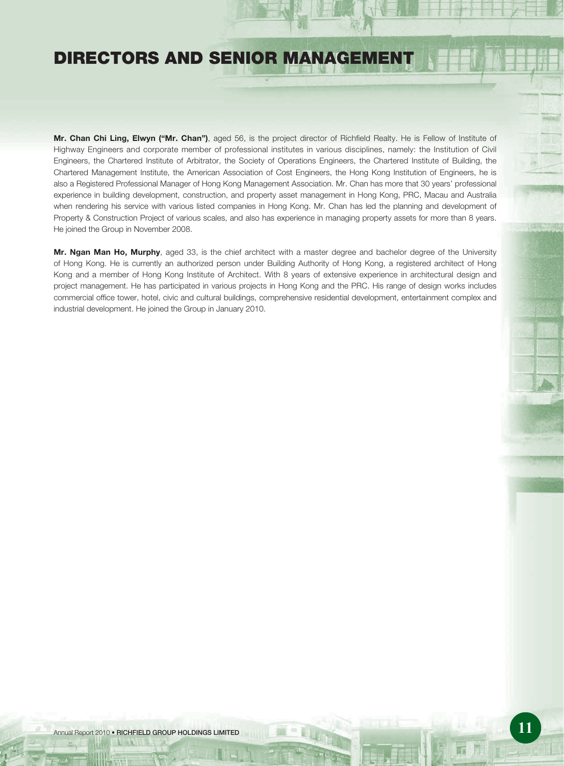# DIRECTORS AND SENIOR MANAGEMENT

**Mr. Chan Chi Ling, Elwyn ("Mr. Chan")**, aged 56, is the project director of Richfield Realty. He is Fellow of Institute of Highway Engineers and corporate member of professional institutes in various disciplines, namely: the Institution of Civil Engineers, the Chartered Institute of Arbitrator, the Society of Operations Engineers, the Chartered Institute of Building, the Chartered Management Institute, the American Association of Cost Engineers, the Hong Kong Institution of Engineers, he is also a Registered Professional Manager of Hong Kong Management Association. Mr. Chan has more that 30 years' professional experience in building development, construction, and property asset management in Hong Kong, PRC, Macau and Australia when rendering his service with various listed companies in Hong Kong. Mr. Chan has led the planning and development of Property & Construction Project of various scales, and also has experience in managing property assets for more than 8 years. He joined the Group in November 2008.

**Mr. Ngan Man Ho, Murphy**, aged 33, is the chief architect with a master degree and bachelor degree of the University of Hong Kong. He is currently an authorized person under Building Authority of Hong Kong, a registered architect of Hong Kong and a member of Hong Kong Institute of Architect. With 8 years of extensive experience in architectural design and project management. He has participated in various projects in Hong Kong and the PRC. His range of design works includes commercial office tower, hotel, civic and cultural buildings, comprehensive residential development, entertainment complex and industrial development. He joined the Group in January 2010.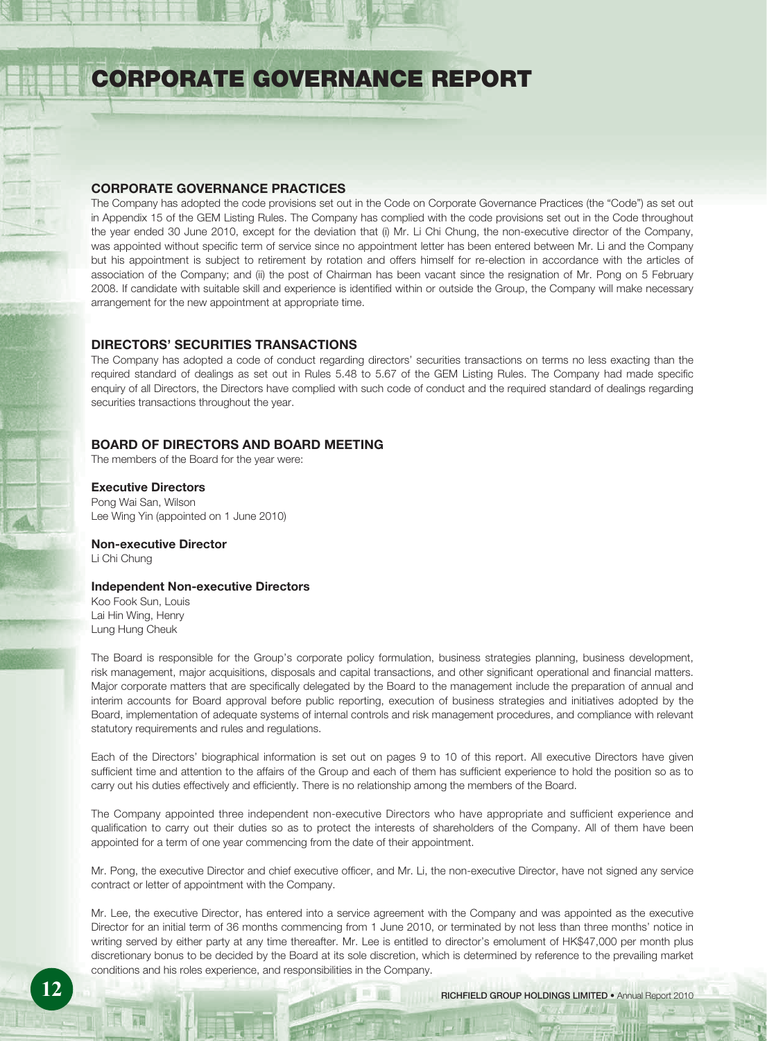# CORPORATE GOVERNANCE REPORT

## CORPORATE GOVERNANCE PRACTICES

The Company has adopted the code provisions set out in the Code on Corporate Governance Practices (the "Code") as set out in Appendix 15 of the GEM Listing Rules. The Company has complied with the code provisions set out in the Code throughout the year ended 30 June 2010, except for the deviation that (i) Mr. Li Chi Chung, the non-executive director of the Company, was appointed without specific term of service since no appointment letter has been entered between Mr. Li and the Company but his appointment is subject to retirement by rotation and offers himself for re-election in accordance with the articles of association of the Company; and (ii) the post of Chairman has been vacant since the resignation of Mr. Pong on 5 February 2008. If candidate with suitable skill and experience is identified within or outside the Group, the Company will make necessary arrangement for the new appointment at appropriate time.

## DIRECTORS' SECURITIES TRANSACTIONS

The Company has adopted a code of conduct regarding directors' securities transactions on terms no less exacting than the required standard of dealings as set out in Rules 5.48 to 5.67 of the GEM Listing Rules. The Company had made specific enquiry of all Directors, the Directors have complied with such code of conduct and the required standard of dealings regarding securities transactions throughout the year.

## BOARD OF DIRECTORS AND BOARD MEETING

The members of the Board for the year were:

### Executive Directors

Pong Wai San, Wilson
Lee Wing Yin (appointed on 1 June 2010)

### Non-executive Director

Li Chi Chung

### Independent Non-executive Directors

Koo Fook Sun, Louis
Lai Hin Wing, Henry
Lung Hung Cheuk

The Board is responsible for the Group's corporate policy formulation, business strategies planning, business development, risk management, major acquisitions, disposals and capital transactions, and other significant operational and financial matters. Major corporate matters that are specifically delegated by the Board to the management include the preparation of annual and interim accounts for Board approval before public reporting, execution of business strategies and initiatives adopted by the Board, implementation of adequate systems of internal controls and risk management procedures, and compliance with relevant statutory requirements and rules and regulations.

Each of the Directors' biographical information is set out on pages 9 to 10 of this report. All executive Directors have given sufficient time and attention to the affairs of the Group and each of them has sufficient experience to hold the position so as to carry out his duties effectively and efficiently. There is no relationship among the members of the Board.

The Company appointed three independent non-executive Directors who have appropriate and sufficient experience and qualification to carry out their duties so as to protect the interests of shareholders of the Company. All of them have been appointed for a term of one year commencing from the date of their appointment.

Mr. Pong, the executive Director and chief executive officer, and Mr. Li, the non-executive Director, have not signed any service contract or letter of appointment with the Company.

Mr. Lee, the executive Director, has entered into a service agreement with the Company and was appointed as the executive Director for an initial term of 36 months commencing from 1 June 2010, or terminated by not less than three months' notice in writing served by either party at any time thereafter. Mr. Lee is entitled to director's emolument of HK$47,000 per month plus discretionary bonus to be decided by the Board at its sole discretion, which is determined by reference to the prevailing market conditions and his roles experience, and responsibilities in the Company.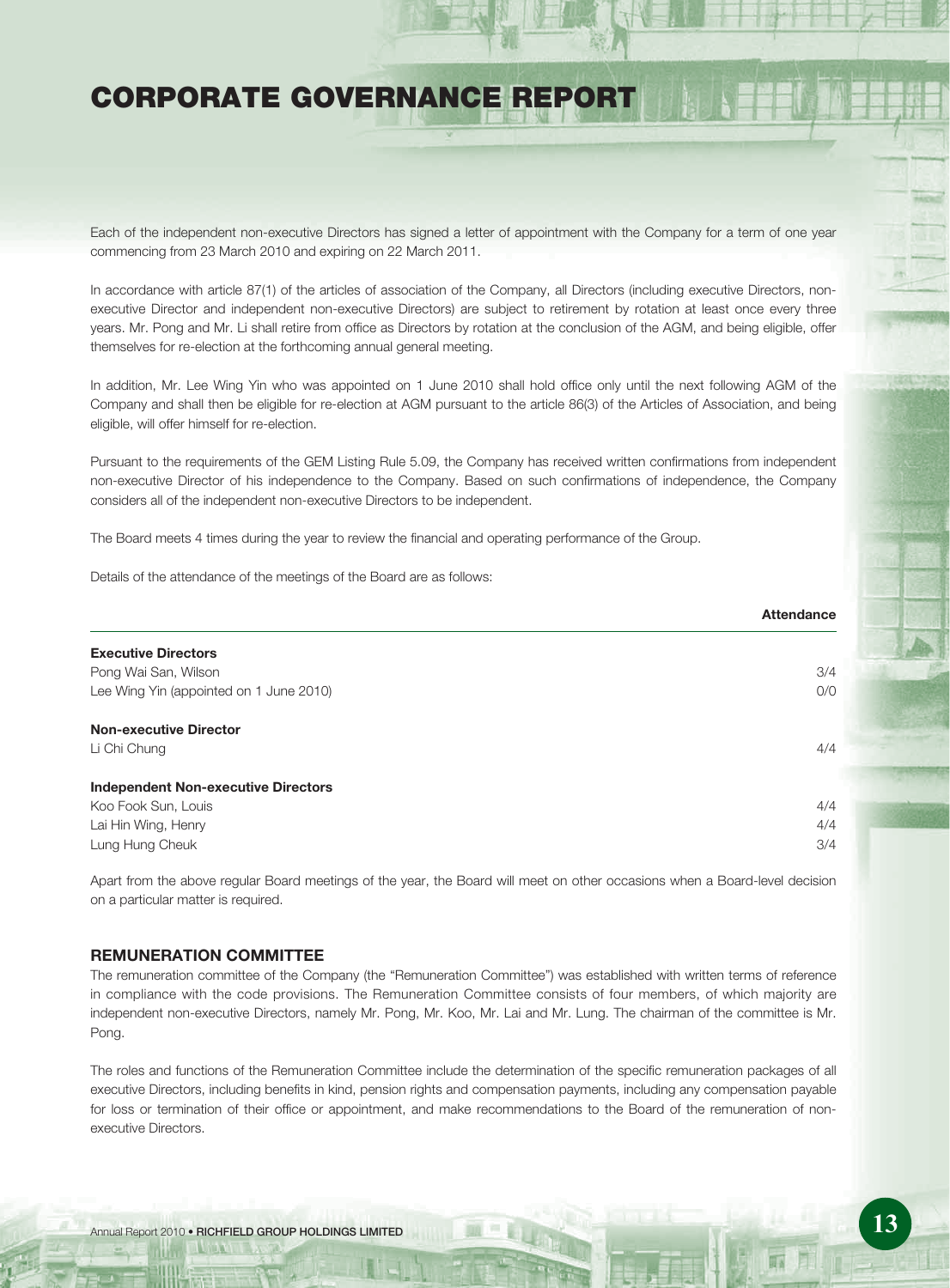# CORPORATE GOVERNANCE REPORT

Each of the independent non-executive Directors has signed a letter of appointment with the Company for a term of one year commencing from 23 March 2010 and expiring on 22 March 2011.

In accordance with article 87(1) of the articles of association of the Company, all Directors (including executive Directors, non-executive Director and independent non-executive Directors) are subject to retirement by rotation at least once every three years. Mr. Pong and Mr. Li shall retire from office as Directors by rotation at the conclusion of the AGM, and being eligible, offer themselves for re-election at the forthcoming annual general meeting.

In addition, Mr. Lee Wing Yin who was appointed on 1 June 2010 shall hold office only until the next following AGM of the Company and shall then be eligible for re-election at AGM pursuant to the article 86(3) of the Articles of Association, and being eligible, will offer himself for re-election.

Pursuant to the requirements of the GEM Listing Rule 5.09, the Company has received written confirmations from independent non-executive Director of his independence to the Company. Based on such confirmations of independence, the Company considers all of the independent non-executive Directors to be independent.

The Board meets 4 times during the year to review the financial and operating performance of the Group.

Details of the attendance of the meetings of the Board are as follows:

| | Attendance |
|---|---|
| **Executive Directors** | |
| Pong Wai San, Wilson | 3/4 |
| Lee Wing Yin (appointed on 1 June 2010) | 0/0 |
| **Non-executive Director** | |
| Li Chi Chung | 4/4 |
| **Independent Non-executive Directors** | |
| Koo Fook Sun, Louis | 4/4 |
| Lai Hin Wing, Henry | 4/4 |
| Lung Hung Cheuk | 3/4 |

Apart from the above regular Board meetings of the year, the Board will meet on other occasions when a Board-level decision on a particular matter is required.

## REMUNERATION COMMITTEE

The remuneration committee of the Company (the "Remuneration Committee") was established with written terms of reference in compliance with the code provisions. The Remuneration Committee consists of four members, of which majority are independent non-executive Directors, namely Mr. Pong, Mr. Koo, Mr. Lai and Mr. Lung. The chairman of the committee is Mr. Pong.

The roles and functions of the Remuneration Committee include the determination of the specific remuneration packages of all executive Directors, including benefits in kind, pension rights and compensation payments, including any compensation payable for loss or termination of their office or appointment, and make recommendations to the Board of the remuneration of non-executive Directors.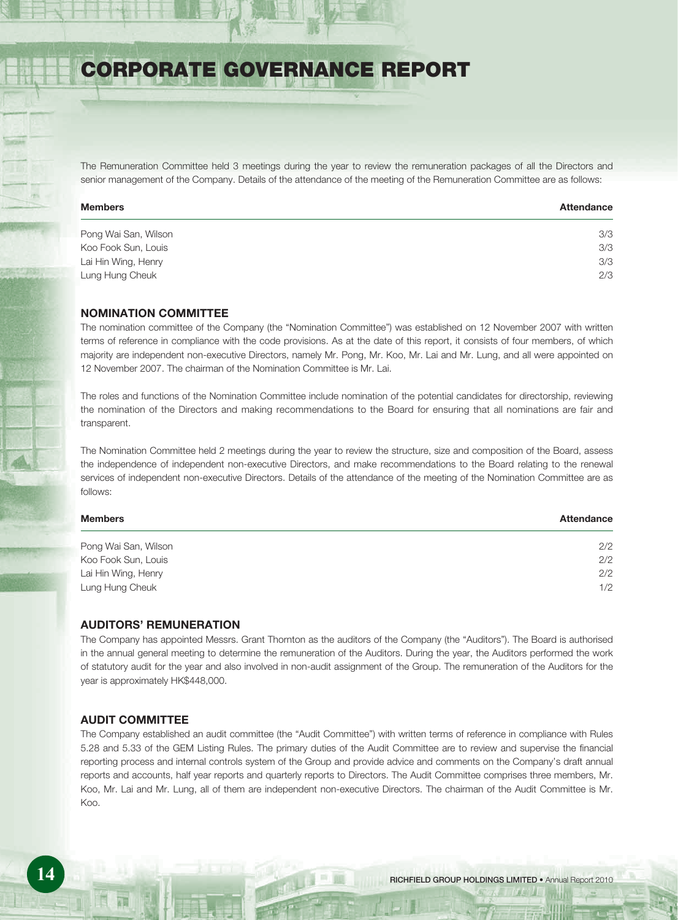The Remuneration Committee held 3 meetings during the year to review the remuneration packages of all the Directors and senior management of the Company. Details of the attendance of the meeting of the Remuneration Committee are as follows:

| Members | Attendance |
|---|---|
| Pong Wai San, Wilson | 3/3 |
| Koo Fook Sun, Louis | 3/3 |
| Lai Hin Wing, Henry | 3/3 |
| Lung Hung Cheuk | 2/3 |

## NOMINATION COMMITTEE

The nomination committee of the Company (the "Nomination Committee") was established on 12 November 2007 with written terms of reference in compliance with the code provisions. As at the date of this report, it consists of four members, of which majority are independent non-executive Directors, namely Mr. Pong, Mr. Koo, Mr. Lai and Mr. Lung, and all were appointed on 12 November 2007. The chairman of the Nomination Committee is Mr. Lai.

The roles and functions of the Nomination Committee include nomination of the potential candidates for directorship, reviewing the nomination of the Directors and making recommendations to the Board for ensuring that all nominations are fair and transparent.

The Nomination Committee held 2 meetings during the year to review the structure, size and composition of the Board, assess the independence of independent non-executive Directors, and make recommendations to the Board relating to the renewal services of independent non-executive Directors. Details of the attendance of the meeting of the Nomination Committee are as follows:

| Members | Attendance |
|---|---|
| Pong Wai San, Wilson | 2/2 |
| Koo Fook Sun, Louis | 2/2 |
| Lai Hin Wing, Henry | 2/2 |
| Lung Hung Cheuk | 1/2 |

## AUDITORS' REMUNERATION

The Company has appointed Messrs. Grant Thornton as the auditors of the Company (the "Auditors"). The Board is authorised in the annual general meeting to determine the remuneration of the Auditors. During the year, the Auditors performed the work of statutory audit for the year and also involved in non-audit assignment of the Group. The remuneration of the Auditors for the year is approximately HK$448,000.

## AUDIT COMMITTEE

The Company established an audit committee (the "Audit Committee") with written terms of reference in compliance with Rules 5.28 and 5.33 of the GEM Listing Rules. The primary duties of the Audit Committee are to review and supervise the financial reporting process and internal controls system of the Group and provide advice and comments on the Company's draft annual reports and accounts, half year reports and quarterly reports to Directors. The Audit Committee comprises three members, Mr. Koo, Mr. Lai and Mr. Lung, all of them are independent non-executive Directors. The chairman of the Audit Committee is Mr. Koo.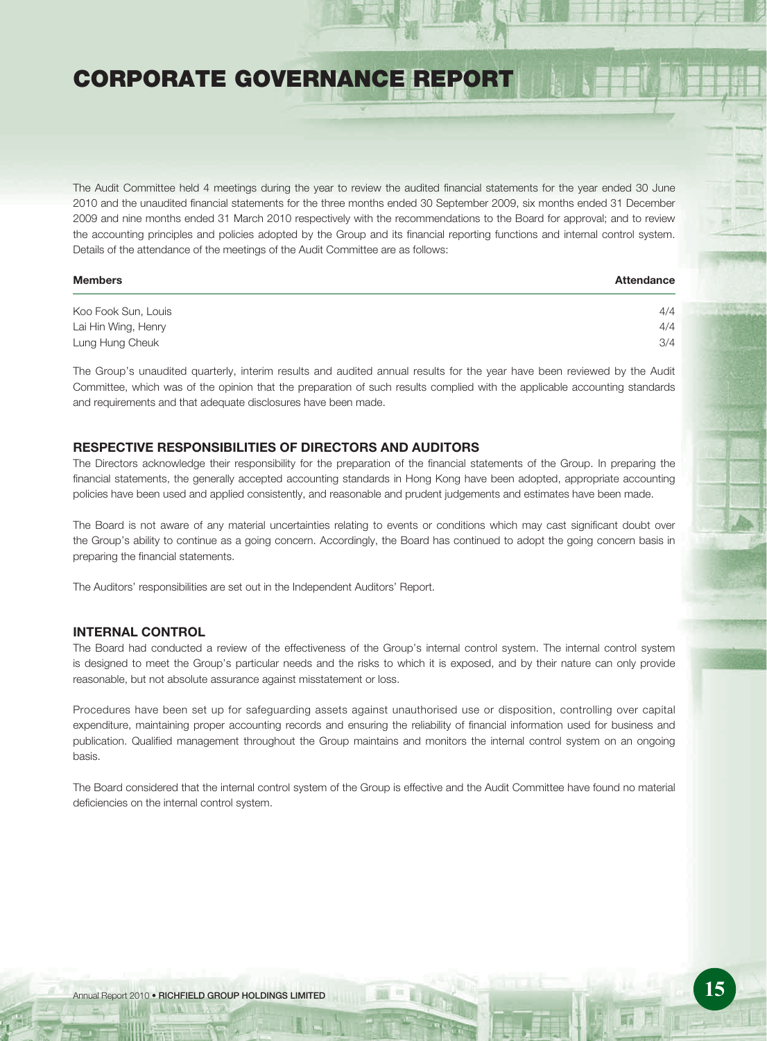# CORPORATE GOVERNANCE REPORT

The Audit Committee held 4 meetings during the year to review the audited financial statements for the year ended 30 June 2010 and the unaudited financial statements for the three months ended 30 September 2009, six months ended 31 December 2009 and nine months ended 31 March 2010 respectively with the recommendations to the Board for approval; and to review the accounting principles and policies adopted by the Group and its financial reporting functions and internal control system. Details of the attendance of the meetings of the Audit Committee are as follows:

| Members | Attendance |
|---|---|
| Koo Fook Sun, Louis | 4/4 |
| Lai Hin Wing, Henry | 4/4 |
| Lung Hung Cheuk | 3/4 |

The Group's unaudited quarterly, interim results and audited annual results for the year have been reviewed by the Audit Committee, which was of the opinion that the preparation of such results complied with the applicable accounting standards and requirements and that adequate disclosures have been made.

## RESPECTIVE RESPONSIBILITIES OF DIRECTORS AND AUDITORS

The Directors acknowledge their responsibility for the preparation of the financial statements of the Group. In preparing the financial statements, the generally accepted accounting standards in Hong Kong have been adopted, appropriate accounting policies have been used and applied consistently, and reasonable and prudent judgements and estimates have been made.

The Board is not aware of any material uncertainties relating to events or conditions which may cast significant doubt over the Group's ability to continue as a going concern. Accordingly, the Board has continued to adopt the going concern basis in preparing the financial statements.

The Auditors' responsibilities are set out in the Independent Auditors' Report.

## INTERNAL CONTROL

The Board had conducted a review of the effectiveness of the Group's internal control system. The internal control system is designed to meet the Group's particular needs and the risks to which it is exposed, and by their nature can only provide reasonable, but not absolute assurance against misstatement or loss.

Procedures have been set up for safeguarding assets against unauthorised use or disposition, controlling over capital expenditure, maintaining proper accounting records and ensuring the reliability of financial information used for business and publication. Qualified management throughout the Group maintains and monitors the internal control system on an ongoing basis.

The Board considered that the internal control system of the Group is effective and the Audit Committee have found no material deficiencies on the internal control system.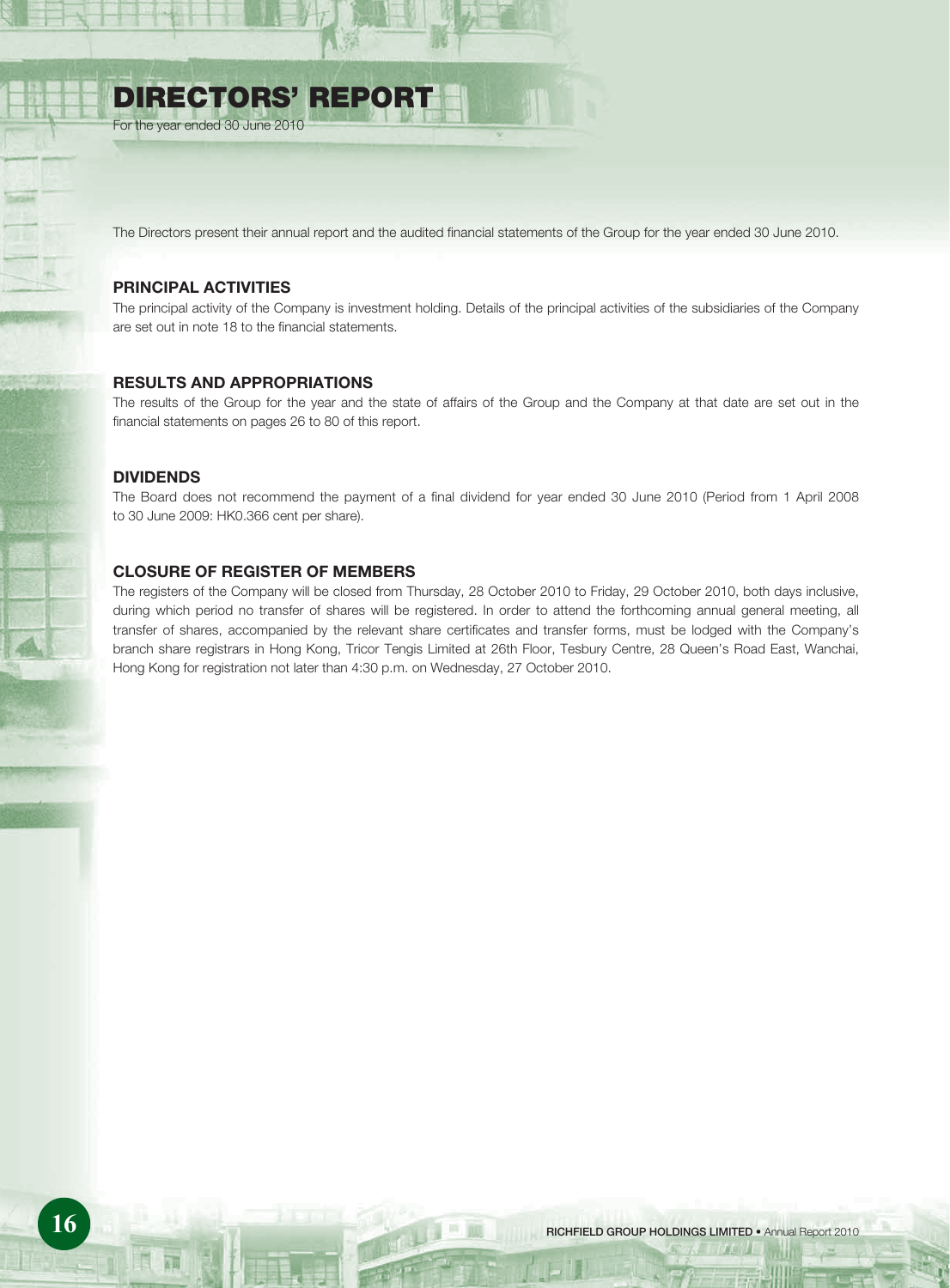# DIRECTORS' REPORT

For the year ended 30 June 2010

The Directors present their annual report and the audited financial statements of the Group for the year ended 30 June 2010.

## PRINCIPAL ACTIVITIES

The principal activity of the Company is investment holding. Details of the principal activities of the subsidiaries of the Company are set out in note 18 to the financial statements.

## RESULTS AND APPROPRIATIONS

The results of the Group for the year and the state of affairs of the Group and the Company at that date are set out in the financial statements on pages 26 to 80 of this report.

## DIVIDENDS

The Board does not recommend the payment of a final dividend for year ended 30 June 2010 (Period from 1 April 2008 to 30 June 2009: HK0.366 cent per share).

## CLOSURE OF REGISTER OF MEMBERS

The registers of the Company will be closed from Thursday, 28 October 2010 to Friday, 29 October 2010, both days inclusive, during which period no transfer of shares will be registered. In order to attend the forthcoming annual general meeting, all transfer of shares, accompanied by the relevant share certificates and transfer forms, must be lodged with the Company's branch share registrars in Hong Kong, Tricor Tengis Limited at 26th Floor, Tesbury Centre, 28 Queen's Road East, Wanchai, Hong Kong for registration not later than 4:30 p.m. on Wednesday, 27 October 2010.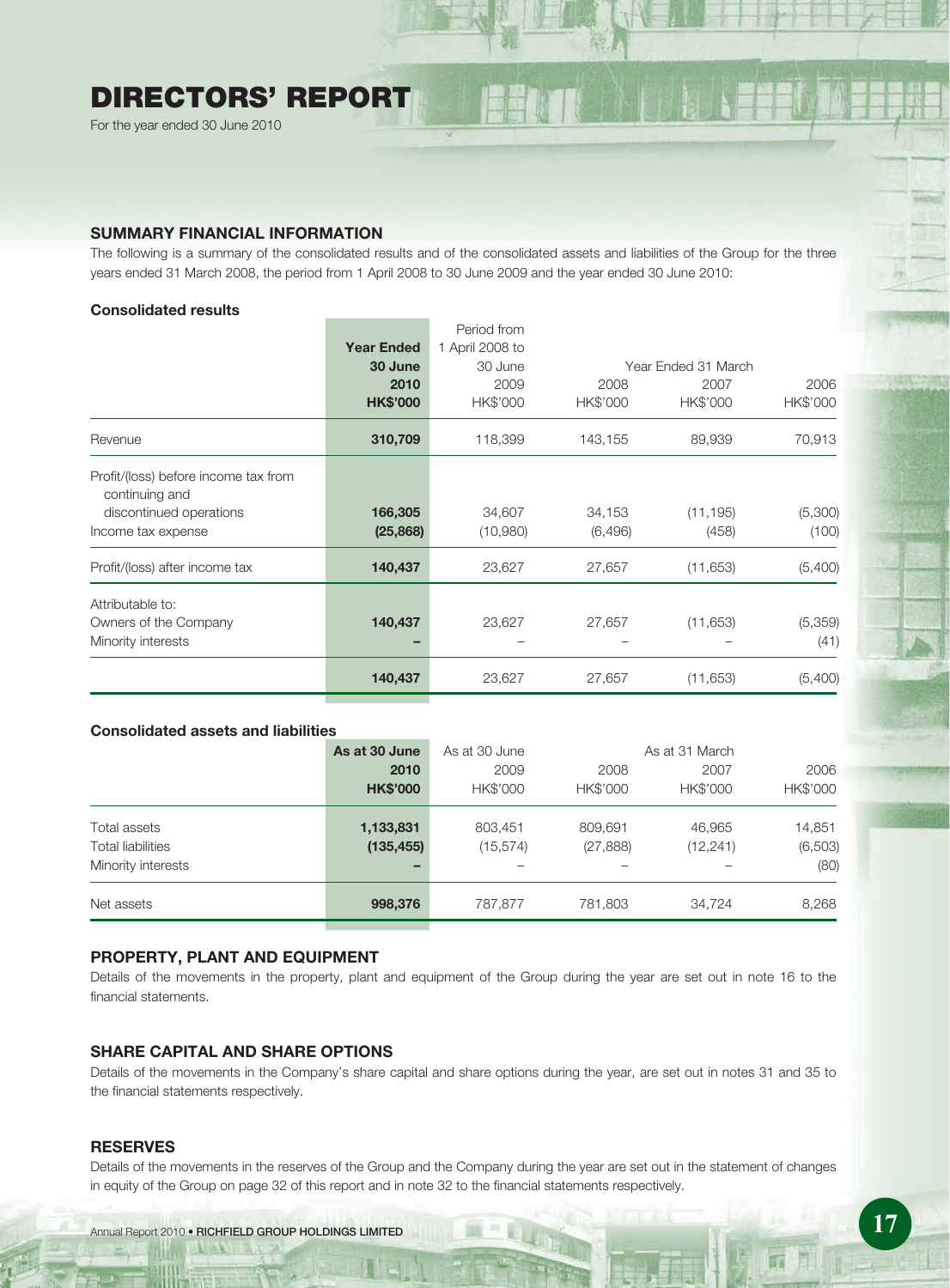# DIRECTORS' REPORT

For the year ended 30 June 2010

## SUMMARY FINANCIAL INFORMATION

The following is a summary of the consolidated results and of the consolidated assets and liabilities of the Group for the three years ended 31 March 2008, the period from 1 April 2008 to 30 June 2009 and the year ended 30 June 2010:

### Consolidated results

| | **Year Ended 30 June 2010 HK$'000** | Period from 1 April 2008 to 30 June 2009 HK$'000 | Year Ended 31 March 2008 HK$'000 | 2007 HK$'000 | 2006 HK$'000 |
|---|---|---|---|---|---|
| Revenue | **310,709** | 118,399 | 143,155 | 89,939 | 70,913 |
| Profit/(loss) before income tax from continuing and discontinued operations | **166,305** | 34,607 | 34,153 | (11,195) | (5,300) |
| Income tax expense | **(25,868)** | (10,980) | (6,496) | (458) | (100) |
| Profit/(loss) after income tax | **140,437** | 23,627 | 27,657 | (11,653) | (5,400) |
| Attributable to: | | | | | |
| Owners of the Company | **140,437** | 23,627 | 27,657 | (11,653) | (5,359) |
| Minority interests | **–** | – | – | – | (41) |
| | **140,437** | 23,627 | 27,657 | (11,653) | (5,400) |

### Consolidated assets and liabilities

| | **As at 30 June 2010 HK$'000** | As at 30 June 2009 HK$'000 | As at 31 March 2008 HK$'000 | 2007 HK$'000 | 2006 HK$'000 |
|---|---|---|---|---|---|
| Total assets | **1,133,831** | 803,451 | 809,691 | 46,965 | 14,851 |
| Total liabilities | **(135,455)** | (15,574) | (27,888) | (12,241) | (6,503) |
| Minority interests | **–** | – | – | – | (80) |
| Net assets | **998,376** | 787,877 | 781,803 | 34,724 | 8,268 |

## PROPERTY, PLANT AND EQUIPMENT

Details of the movements in the property, plant and equipment of the Group during the year are set out in note 16 to the financial statements.

## SHARE CAPITAL AND SHARE OPTIONS

Details of the movements in the Company's share capital and share options during the year, are set out in notes 31 and 35 to the financial statements respectively.

## RESERVES

Details of the movements in the reserves of the Group and the Company during the year are set out in the statement of changes in equity of the Group on page 32 of this report and in note 32 to the financial statements respectively.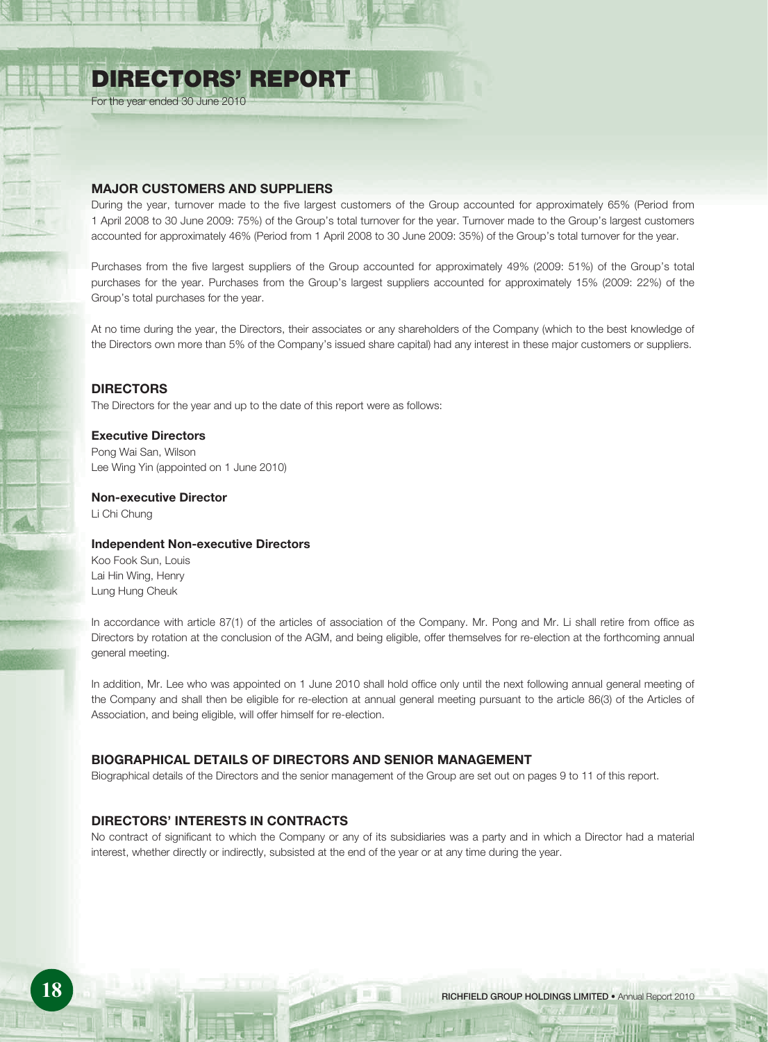# DIRECTORS' REPORT

For the year ended 30 June 2010

## MAJOR CUSTOMERS AND SUPPLIERS

During the year, turnover made to the five largest customers of the Group accounted for approximately 65% (Period from 1 April 2008 to 30 June 2009: 75%) of the Group's total turnover for the year. Turnover made to the Group's largest customers accounted for approximately 46% (Period from 1 April 2008 to 30 June 2009: 35%) of the Group's total turnover for the year.

Purchases from the five largest suppliers of the Group accounted for approximately 49% (2009: 51%) of the Group's total purchases for the year. Purchases from the Group's largest suppliers accounted for approximately 15% (2009: 22%) of the Group's total purchases for the year.

At no time during the year, the Directors, their associates or any shareholders of the Company (which to the best knowledge of the Directors own more than 5% of the Company's issued share capital) had any interest in these major customers or suppliers.

## DIRECTORS

The Directors for the year and up to the date of this report were as follows:

**Executive Directors**

Pong Wai San, Wilson
Lee Wing Yin (appointed on 1 June 2010)

**Non-executive Director**

Li Chi Chung

**Independent Non-executive Directors**

Koo Fook Sun, Louis
Lai Hin Wing, Henry
Lung Hung Cheuk

In accordance with article 87(1) of the articles of association of the Company. Mr. Pong and Mr. Li shall retire from office as Directors by rotation at the conclusion of the AGM, and being eligible, offer themselves for re-election at the forthcoming annual general meeting.

In addition, Mr. Lee who was appointed on 1 June 2010 shall hold office only until the next following annual general meeting of the Company and shall then be eligible for re-election at annual general meeting pursuant to the article 86(3) of the Articles of Association, and being eligible, will offer himself for re-election.

## BIOGRAPHICAL DETAILS OF DIRECTORS AND SENIOR MANAGEMENT

Biographical details of the Directors and the senior management of the Group are set out on pages 9 to 11 of this report.

## DIRECTORS' INTERESTS IN CONTRACTS

No contract of significant to which the Company or any of its subsidiaries was a party and in which a Director had a material interest, whether directly or indirectly, subsisted at the end of the year or at any time during the year.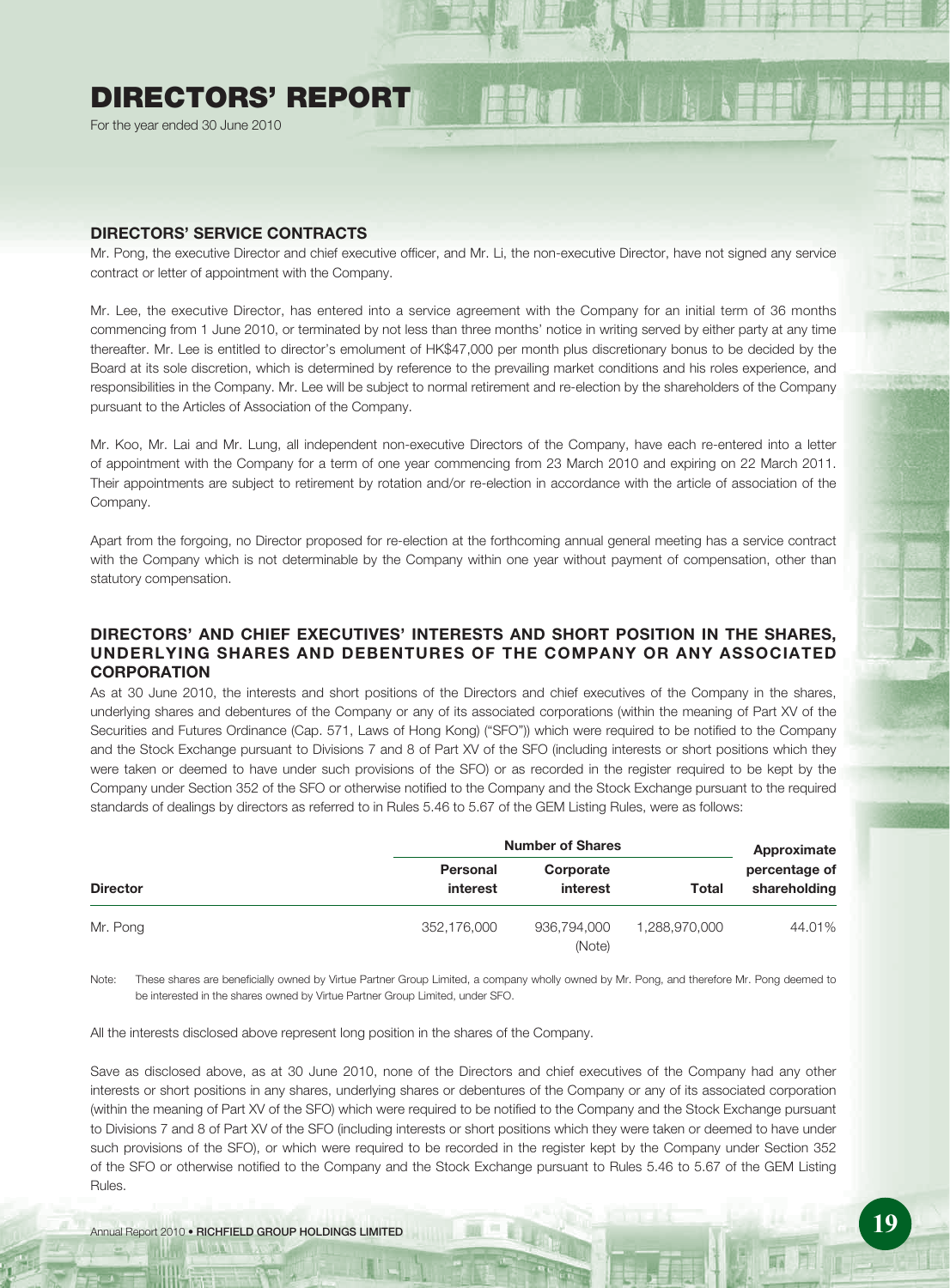## DIRECTORS' SERVICE CONTRACTS

Mr. Pong, the executive Director and chief executive officer, and Mr. Li, the non-executive Director, have not signed any service contract or letter of appointment with the Company.

Mr. Lee, the executive Director, has entered into a service agreement with the Company for an initial term of 36 months commencing from 1 June 2010, or terminated by not less than three months' notice in writing served by either party at any time thereafter. Mr. Lee is entitled to director's emolument of HK$47,000 per month plus discretionary bonus to be decided by the Board at its sole discretion, which is determined by reference to the prevailing market conditions and his roles experience, and responsibilities in the Company. Mr. Lee will be subject to normal retirement and re-election by the shareholders of the Company pursuant to the Articles of Association of the Company.

Mr. Koo, Mr. Lai and Mr. Lung, all independent non-executive Directors of the Company, have each re-entered into a letter of appointment with the Company for a term of one year commencing from 23 March 2010 and expiring on 22 March 2011. Their appointments are subject to retirement by rotation and/or re-election in accordance with the article of association of the Company.

Apart from the forgoing, no Director proposed for re-election at the forthcoming annual general meeting has a service contract with the Company which is not determinable by the Company within one year without payment of compensation, other than statutory compensation.

## DIRECTORS' AND CHIEF EXECUTIVES' INTERESTS AND SHORT POSITION IN THE SHARES, UNDERLYING SHARES AND DEBENTURES OF THE COMPANY OR ANY ASSOCIATED CORPORATION

As at 30 June 2010, the interests and short positions of the Directors and chief executives of the Company in the shares, underlying shares and debentures of the Company or any of its associated corporations (within the meaning of Part XV of the Securities and Futures Ordinance (Cap. 571, Laws of Hong Kong) ("SFO")) which were required to be notified to the Company and the Stock Exchange pursuant to Divisions 7 and 8 of Part XV of the SFO (including interests or short positions which they were taken or deemed to have under such provisions of the SFO) or as recorded in the register required to be kept by the Company under Section 352 of the SFO or otherwise notified to the Company and the Stock Exchange pursuant to the required standards of dealings by directors as referred to in Rules 5.46 to 5.67 of the GEM Listing Rules, were as follows:

| Director | Number of Shares | | | Approximate percentage of shareholding |
|---|---|---|---|---|
| | Personal interest | Corporate interest | Total | |
| Mr. Pong | 352,176,000 | 936,794,000 (Note) | 1,288,970,000 | 44.01% |

Note: These shares are beneficially owned by Virtue Partner Group Limited, a company wholly owned by Mr. Pong, and therefore Mr. Pong deemed to be interested in the shares owned by Virtue Partner Group Limited, under SFO.

All the interests disclosed above represent long position in the shares of the Company.

Save as disclosed above, as at 30 June 2010, none of the Directors and chief executives of the Company had any other interests or short positions in any shares, underlying shares or debentures of the Company or any of its associated corporation (within the meaning of Part XV of the SFO) which were required to be notified to the Company and the Stock Exchange pursuant to Divisions 7 and 8 of Part XV of the SFO (including interests or short positions which they were taken or deemed to have under such provisions of the SFO), or which were required to be recorded in the register kept by the Company under Section 352 of the SFO or otherwise notified to the Company and the Stock Exchange pursuant to Rules 5.46 to 5.67 of the GEM Listing Rules.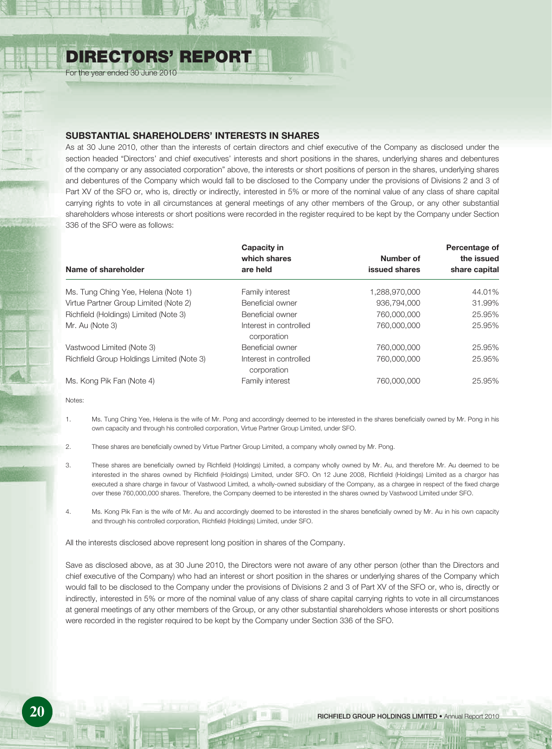## SUBSTANTIAL SHAREHOLDERS' INTERESTS IN SHARES

As at 30 June 2010, other than the interests of certain directors and chief executive of the Company as disclosed under the section headed "Directors' and chief executives' interests and short positions in the shares, underlying shares and debentures of the company or any associated corporation" above, the interests or short positions of person in the shares, underlying shares and debentures of the Company which would fall to be disclosed to the Company under the provisions of Divisions 2 and 3 of Part XV of the SFO or, who is, directly or indirectly, interested in 5% or more of the nominal value of any class of share capital carrying rights to vote in all circumstances at general meetings of any other members of the Group, or any other substantial shareholders whose interests or short positions were recorded in the register required to be kept by the Company under Section 336 of the SFO were as follows:

| Name of shareholder | Capacity in which shares are held | Number of issued shares | Percentage of the issued share capital |
|---|---|---|---|
| Ms. Tung Ching Yee, Helena (Note 1) | Family interest | 1,288,970,000 | 44.01% |
| Virtue Partner Group Limited (Note 2) | Beneficial owner | 936,794,000 | 31.99% |
| Richfield (Holdings) Limited (Note 3) | Beneficial owner | 760,000,000 | 25.95% |
| Mr. Au (Note 3) | Interest in controlled corporation | 760,000,000 | 25.95% |
| Vastwood Limited (Note 3) | Beneficial owner | 760,000,000 | 25.95% |
| Richfield Group Holdings Limited (Note 3) | Interest in controlled corporation | 760,000,000 | 25.95% |
| Ms. Kong Pik Fan (Note 4) | Family interest | 760,000,000 | 25.95% |

Notes:

1. Ms. Tung Ching Yee, Helena is the wife of Mr. Pong and accordingly deemed to be interested in the shares beneficially owned by Mr. Pong in his own capacity and through his controlled corporation, Virtue Partner Group Limited, under SFO.

2. These shares are beneficially owned by Virtue Partner Group Limited, a company wholly owned by Mr. Pong.

3. These shares are beneficially owned by Richfield (Holdings) Limited, a company wholly owned by Mr. Au, and therefore Mr. Au deemed to be interested in the shares owned by Richfield (Holdings) Limited, under SFO. On 12 June 2008, Richfield (Holdings) Limited as a chargor has executed a share charge in favour of Vastwood Limited, a wholly-owned subsidiary of the Company, as a chargee in respect of the fixed charge over these 760,000,000 shares. Therefore, the Company deemed to be interested in the shares owned by Vastwood Limited under SFO.

4. Ms. Kong Pik Fan is the wife of Mr. Au and accordingly deemed to be interested in the shares beneficially owned by Mr. Au in his own capacity and through his controlled corporation, Richfield (Holdings) Limited, under SFO.

All the interests disclosed above represent long position in shares of the Company.

Save as disclosed above, as at 30 June 2010, the Directors were not aware of any other person (other than the Directors and chief executive of the Company) who had an interest or short position in the shares or underlying shares of the Company which would fall to be disclosed to the Company under the provisions of Divisions 2 and 3 of Part XV of the SFO or, who is, directly or indirectly, interested in 5% or more of the nominal value of any class of share capital carrying rights to vote in all circumstances at general meetings of any other members of the Group, or any other substantial shareholders whose interests or short positions were recorded in the register required to be kept by the Company under Section 336 of the SFO.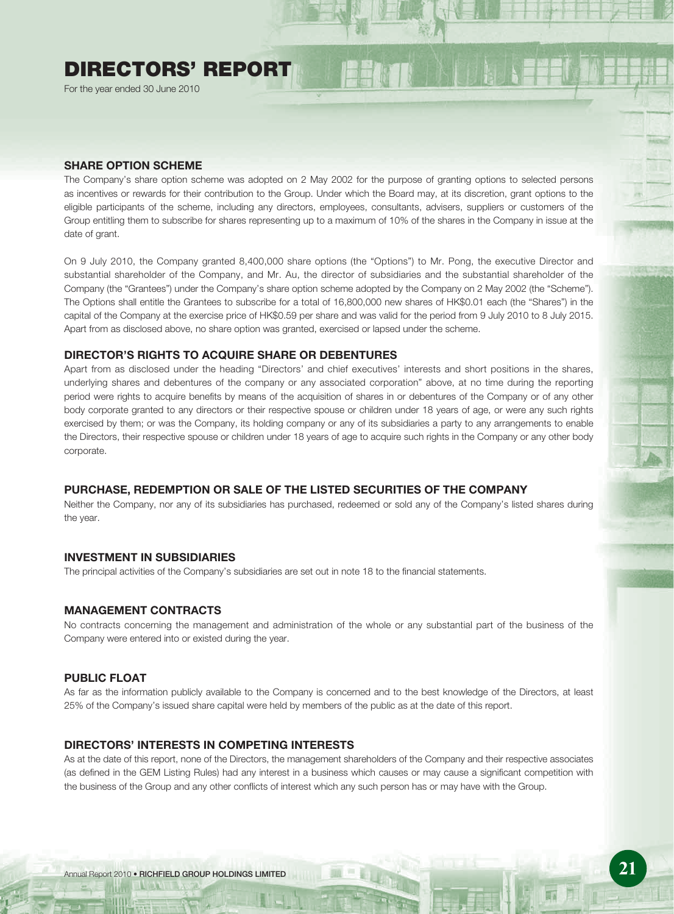# DIRECTORS' REPORT

For the year ended 30 June 2010

## SHARE OPTION SCHEME

The Company's share option scheme was adopted on 2 May 2002 for the purpose of granting options to selected persons as incentives or rewards for their contribution to the Group. Under which the Board may, at its discretion, grant options to the eligible participants of the scheme, including any directors, employees, consultants, advisers, suppliers or customers of the Group entitling them to subscribe for shares representing up to a maximum of 10% of the shares in the Company in issue at the date of grant.

On 9 July 2010, the Company granted 8,400,000 share options (the "Options") to Mr. Pong, the executive Director and substantial shareholder of the Company, and Mr. Au, the director of subsidiaries and the substantial shareholder of the Company (the "Grantees") under the Company's share option scheme adopted by the Company on 2 May 2002 (the "Scheme"). The Options shall entitle the Grantees to subscribe for a total of 16,800,000 new shares of HK$0.01 each (the "Shares") in the capital of the Company at the exercise price of HK$0.59 per share and was valid for the period from 9 July 2010 to 8 July 2015. Apart from as disclosed above, no share option was granted, exercised or lapsed under the scheme.

## DIRECTOR'S RIGHTS TO ACQUIRE SHARE OR DEBENTURES

Apart from as disclosed under the heading "Directors' and chief executives' interests and short positions in the shares, underlying shares and debentures of the company or any associated corporation" above, at no time during the reporting period were rights to acquire benefits by means of the acquisition of shares in or debentures of the Company or of any other body corporate granted to any directors or their respective spouse or children under 18 years of age, or were any such rights exercised by them; or was the Company, its holding company or any of its subsidiaries a party to any arrangements to enable the Directors, their respective spouse or children under 18 years of age to acquire such rights in the Company or any other body corporate.

## PURCHASE, REDEMPTION OR SALE OF THE LISTED SECURITIES OF THE COMPANY

Neither the Company, nor any of its subsidiaries has purchased, redeemed or sold any of the Company's listed shares during the year.

## INVESTMENT IN SUBSIDIARIES

The principal activities of the Company's subsidiaries are set out in note 18 to the financial statements.

## MANAGEMENT CONTRACTS

No contracts concerning the management and administration of the whole or any substantial part of the business of the Company were entered into or existed during the year.

## PUBLIC FLOAT

As far as the information publicly available to the Company is concerned and to the best knowledge of the Directors, at least 25% of the Company's issued share capital were held by members of the public as at the date of this report.

## DIRECTORS' INTERESTS IN COMPETING INTERESTS

As at the date of this report, none of the Directors, the management shareholders of the Company and their respective associates (as defined in the GEM Listing Rules) had any interest in a business which causes or may cause a significant competition with the business of the Group and any other conflicts of interest which any such person has or may have with the Group.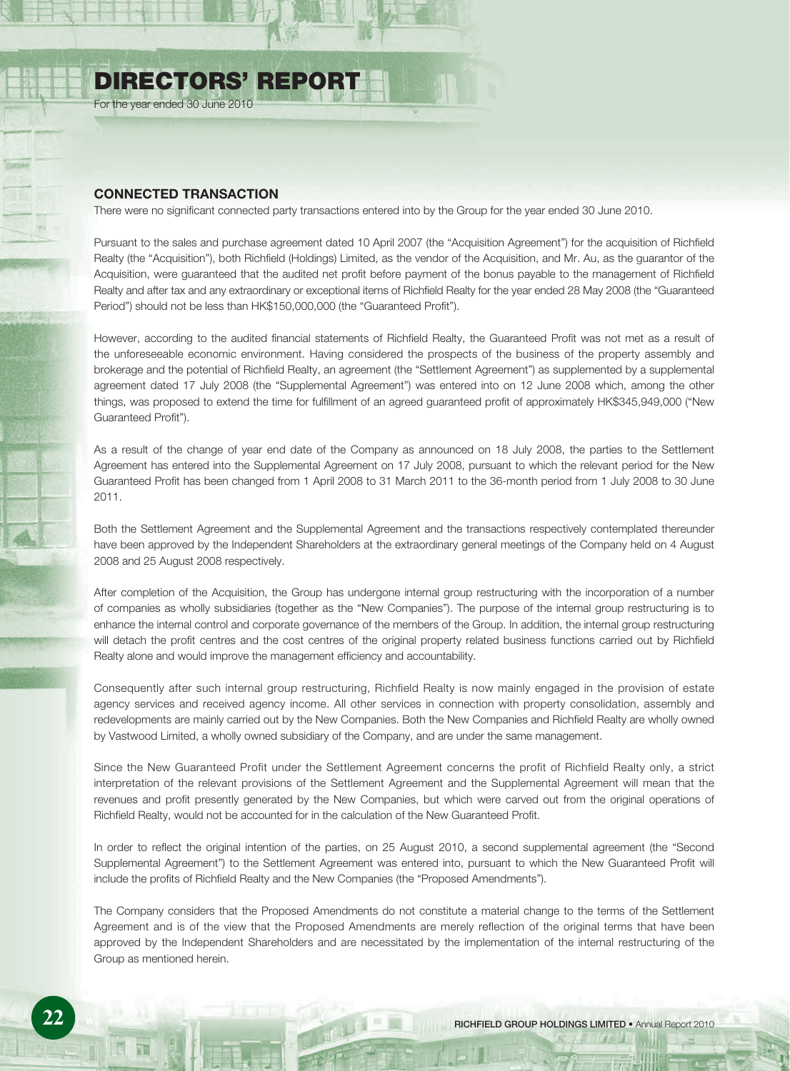# DIRECTORS' REPORT

For the year ended 30 June 2010

## CONNECTED TRANSACTION

There were no significant connected party transactions entered into by the Group for the year ended 30 June 2010.

Pursuant to the sales and purchase agreement dated 10 April 2007 (the "Acquisition Agreement") for the acquisition of Richfield Realty (the "Acquisition"), both Richfield (Holdings) Limited, as the vendor of the Acquisition, and Mr. Au, as the guarantor of the Acquisition, were guaranteed that the audited net profit before payment of the bonus payable to the management of Richfield Realty and after tax and any extraordinary or exceptional items of Richfield Realty for the year ended 28 May 2008 (the "Guaranteed Period") should not be less than HK$150,000,000 (the "Guaranteed Profit").

However, according to the audited financial statements of Richfield Realty, the Guaranteed Profit was not met as a result of the unforeseeable economic environment. Having considered the prospects of the business of the property assembly and brokerage and the potential of Richfield Realty, an agreement (the "Settlement Agreement") as supplemented by a supplemental agreement dated 17 July 2008 (the "Supplemental Agreement") was entered into on 12 June 2008 which, among the other things, was proposed to extend the time for fulfillment of an agreed guaranteed profit of approximately HK$345,949,000 ("New Guaranteed Profit").

As a result of the change of year end date of the Company as announced on 18 July 2008, the parties to the Settlement Agreement has entered into the Supplemental Agreement on 17 July 2008, pursuant to which the relevant period for the New Guaranteed Profit has been changed from 1 April 2008 to 31 March 2011 to the 36-month period from 1 July 2008 to 30 June 2011.

Both the Settlement Agreement and the Supplemental Agreement and the transactions respectively contemplated thereunder have been approved by the Independent Shareholders at the extraordinary general meetings of the Company held on 4 August 2008 and 25 August 2008 respectively.

After completion of the Acquisition, the Group has undergone internal group restructuring with the incorporation of a number of companies as wholly subsidiaries (together as the "New Companies"). The purpose of the internal group restructuring is to enhance the internal control and corporate governance of the members of the Group. In addition, the internal group restructuring will detach the profit centres and the cost centres of the original property related business functions carried out by Richfield Realty alone and would improve the management efficiency and accountability.

Consequently after such internal group restructuring, Richfield Realty is now mainly engaged in the provision of estate agency services and received agency income. All other services in connection with property consolidation, assembly and redevelopments are mainly carried out by the New Companies. Both the New Companies and Richfield Realty are wholly owned by Vastwood Limited, a wholly owned subsidiary of the Company, and are under the same management.

Since the New Guaranteed Profit under the Settlement Agreement concerns the profit of Richfield Realty only, a strict interpretation of the relevant provisions of the Settlement Agreement and the Supplemental Agreement will mean that the revenues and profit presently generated by the New Companies, but which were carved out from the original operations of Richfield Realty, would not be accounted for in the calculation of the New Guaranteed Profit.

In order to reflect the original intention of the parties, on 25 August 2010, a second supplemental agreement (the "Second Supplemental Agreement") to the Settlement Agreement was entered into, pursuant to which the New Guaranteed Profit will include the profits of Richfield Realty and the New Companies (the "Proposed Amendments").

The Company considers that the Proposed Amendments do not constitute a material change to the terms of the Settlement Agreement and is of the view that the Proposed Amendments are merely reflection of the original terms that have been approved by the Independent Shareholders and are necessitated by the implementation of the internal restructuring of the Group as mentioned herein.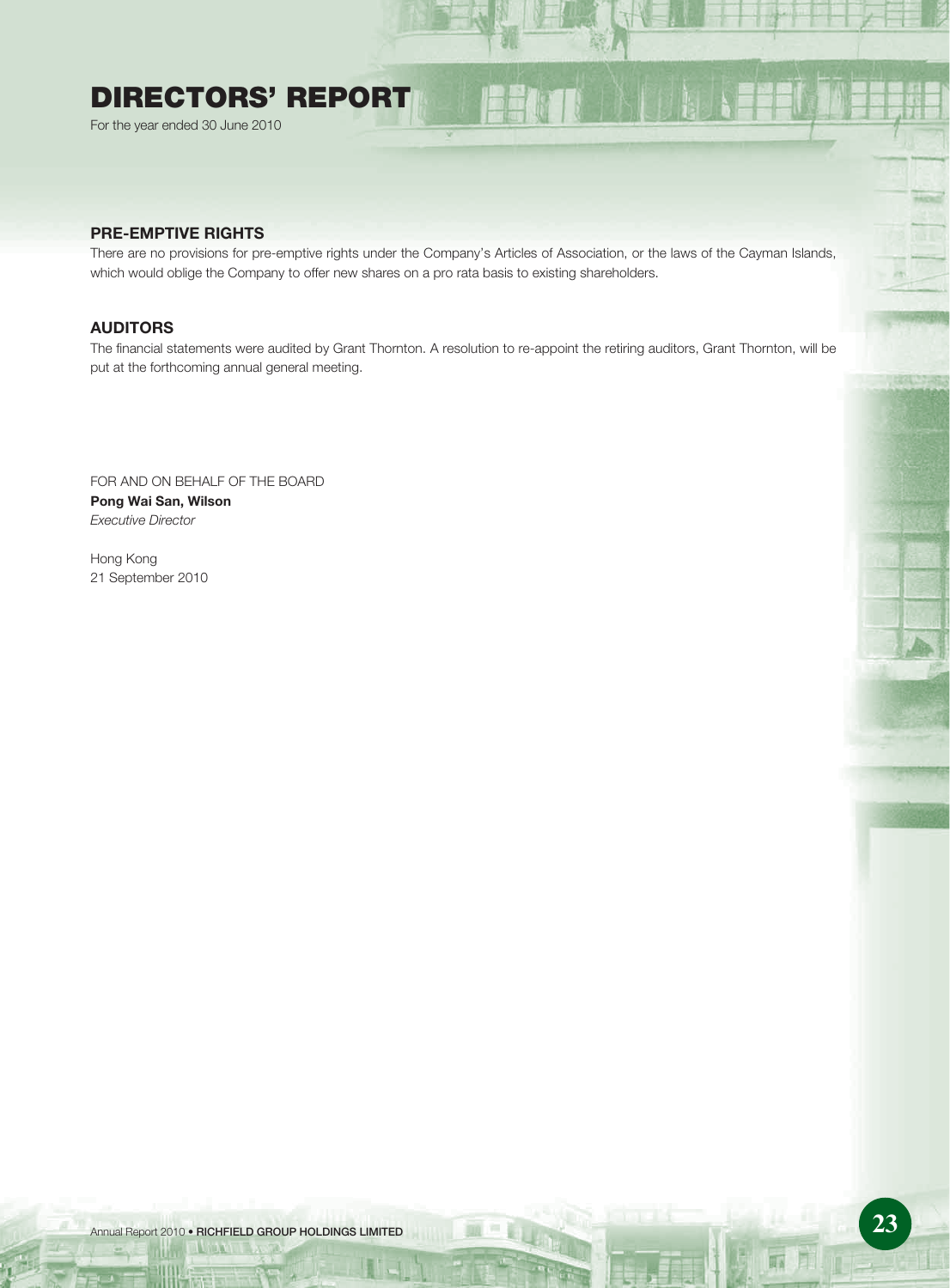# DIRECTORS' REPORT

For the year ended 30 June 2010

## PRE-EMPTIVE RIGHTS

There are no provisions for pre-emptive rights under the Company's Articles of Association, or the laws of the Cayman Islands, which would oblige the Company to offer new shares on a pro rata basis to existing shareholders.

## AUDITORS

The financial statements were audited by Grant Thornton. A resolution to re-appoint the retiring auditors, Grant Thornton, will be put at the forthcoming annual general meeting.

FOR AND ON BEHALF OF THE BOARD
**Pong Wai San, Wilson**
*Executive Director*

Hong Kong
21 September 2010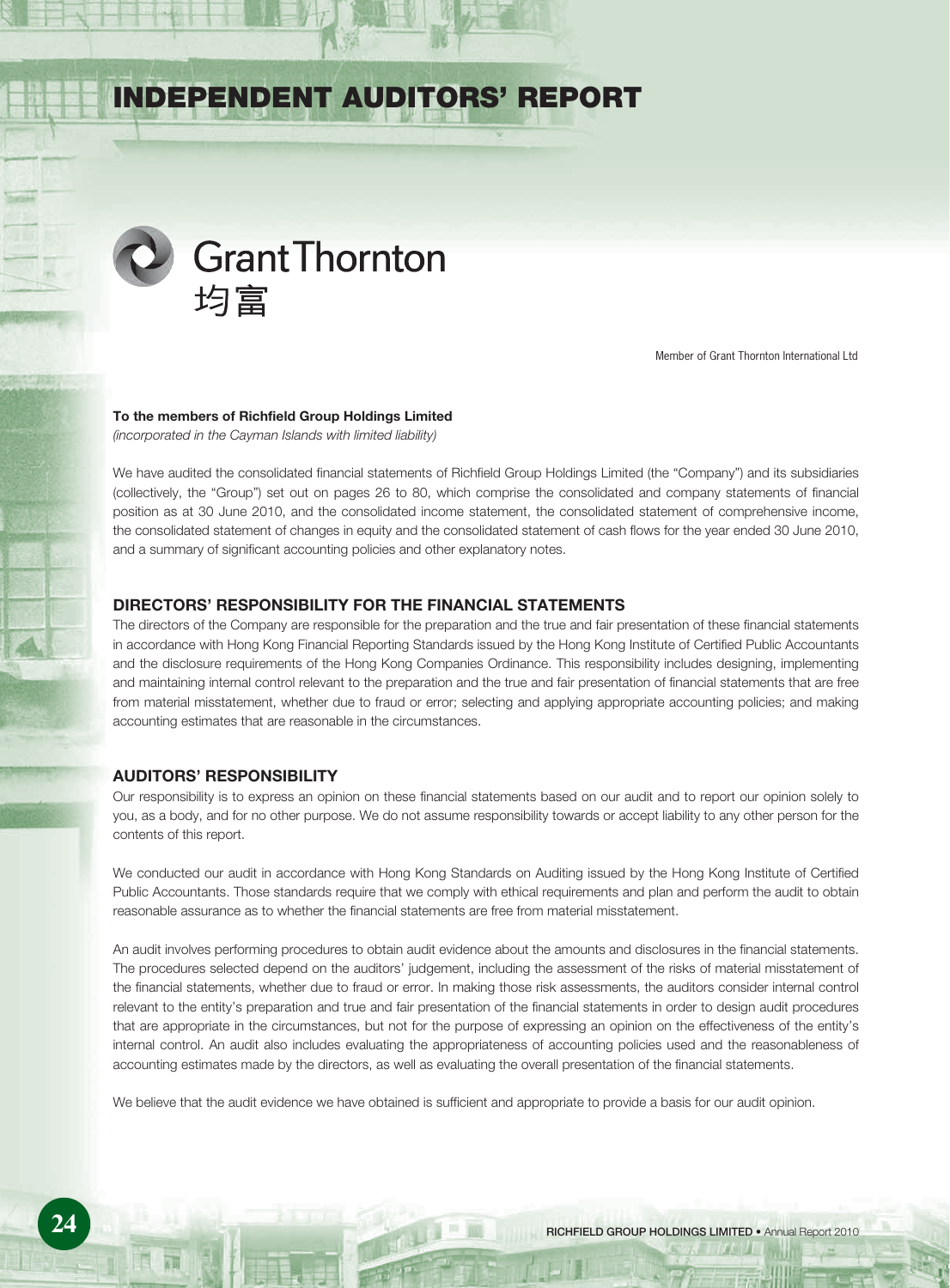# INDEPENDENT AUDITORS' REPORT

Grant Thornton
均富

Member of Grant Thornton International Ltd

**To the members of Richfield Group Holdings Limited**
*(incorporated in the Cayman Islands with limited liability)*

We have audited the consolidated financial statements of Richfield Group Holdings Limited (the "Company") and its subsidiaries (collectively, the "Group") set out on pages 26 to 80, which comprise the consolidated and company statements of financial position as at 30 June 2010, and the consolidated income statement, the consolidated statement of comprehensive income, the consolidated statement of changes in equity and the consolidated statement of cash flows for the year ended 30 June 2010, and a summary of significant accounting policies and other explanatory notes.

## DIRECTORS' RESPONSIBILITY FOR THE FINANCIAL STATEMENTS

The directors of the Company are responsible for the preparation and the true and fair presentation of these financial statements in accordance with Hong Kong Financial Reporting Standards issued by the Hong Kong Institute of Certified Public Accountants and the disclosure requirements of the Hong Kong Companies Ordinance. This responsibility includes designing, implementing and maintaining internal control relevant to the preparation and the true and fair presentation of financial statements that are free from material misstatement, whether due to fraud or error; selecting and applying appropriate accounting policies; and making accounting estimates that are reasonable in the circumstances.

## AUDITORS' RESPONSIBILITY

Our responsibility is to express an opinion on these financial statements based on our audit and to report our opinion solely to you, as a body, and for no other purpose. We do not assume responsibility towards or accept liability to any other person for the contents of this report.

We conducted our audit in accordance with Hong Kong Standards on Auditing issued by the Hong Kong Institute of Certified Public Accountants. Those standards require that we comply with ethical requirements and plan and perform the audit to obtain reasonable assurance as to whether the financial statements are free from material misstatement.

An audit involves performing procedures to obtain audit evidence about the amounts and disclosures in the financial statements. The procedures selected depend on the auditors' judgement, including the assessment of the risks of material misstatement of the financial statements, whether due to fraud or error. In making those risk assessments, the auditors consider internal control relevant to the entity's preparation and true and fair presentation of the financial statements in order to design audit procedures that are appropriate in the circumstances, but not for the purpose of expressing an opinion on the effectiveness of the entity's internal control. An audit also includes evaluating the appropriateness of accounting policies used and the reasonableness of accounting estimates made by the directors, as well as evaluating the overall presentation of the financial statements.

We believe that the audit evidence we have obtained is sufficient and appropriate to provide a basis for our audit opinion.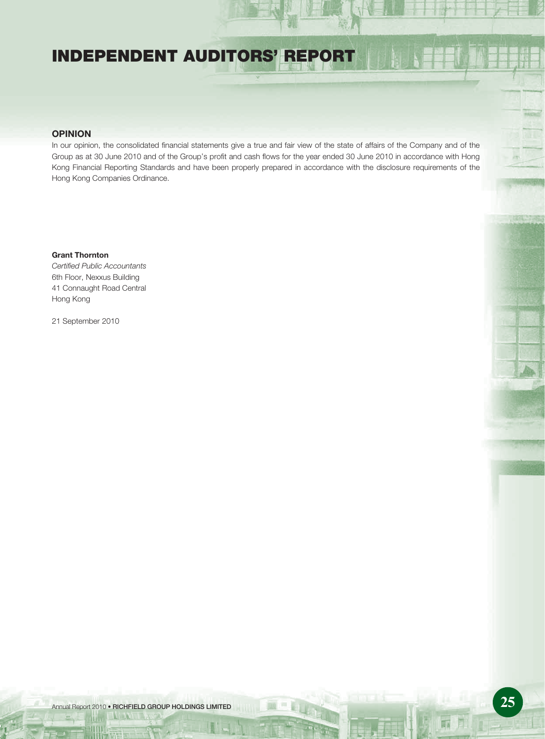# INDEPENDENT AUDITORS' REPORT

## OPINION

In our opinion, the consolidated financial statements give a true and fair view of the state of affairs of the Company and of the Group as at 30 June 2010 and of the Group's profit and cash flows for the year ended 30 June 2010 in accordance with Hong Kong Financial Reporting Standards and have been properly prepared in accordance with the disclosure requirements of the Hong Kong Companies Ordinance.

**Grant Thornton**
*Certified Public Accountants*
6th Floor, Nexxus Building
41 Connaught Road Central
Hong Kong

21 September 2010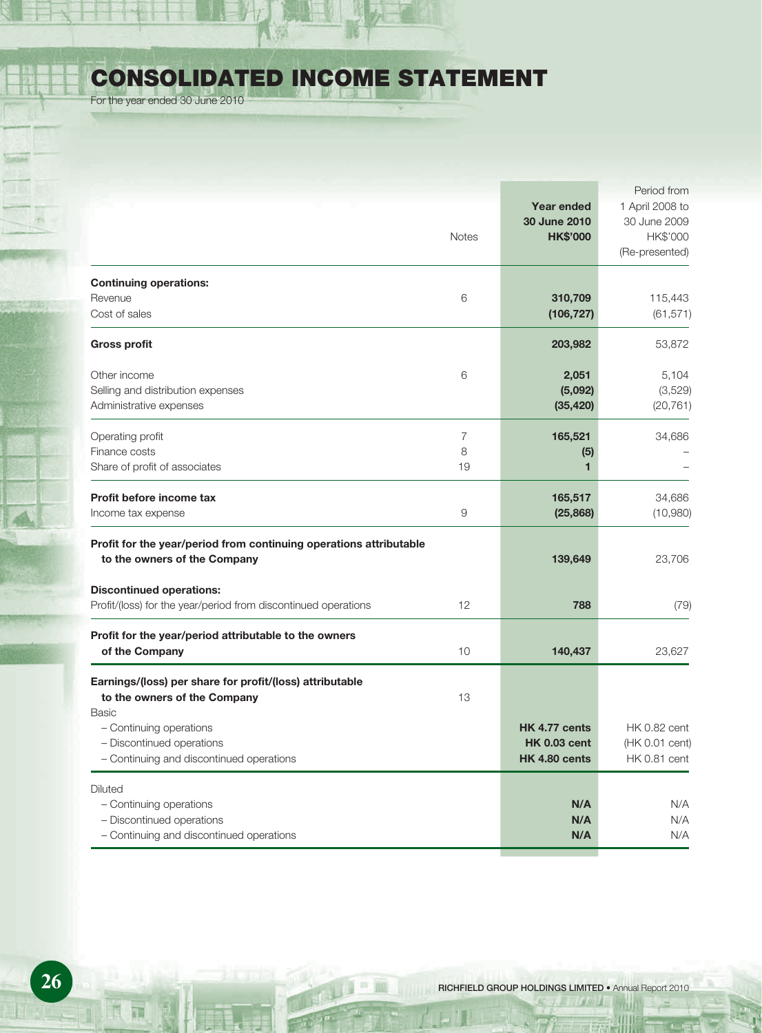# CONSOLIDATED INCOME STATEMENT

For the year ended 30 June 2010

| | Notes | Year ended 30 June 2010 HK$'000 | Period from 1 April 2008 to 30 June 2009 HK$'000 (Re-presented) |
|---|---|---|---|
| **Continuing operations:** | | | |
| Revenue | 6 | **310,709** | 115,443 |
| Cost of sales | | **(106,727)** | (61,571) |
| **Gross profit** | | **203,982** | 53,872 |
| Other income | 6 | **2,051** | 5,104 |
| Selling and distribution expenses | | **(5,092)** | (3,529) |
| Administrative expenses | | **(35,420)** | (20,761) |
| Operating profit | 7 | **165,521** | 34,686 |
| Finance costs | 8 | **(5)** | – |
| Share of profit of associates | 19 | **1** | – |
| **Profit before income tax** | | **165,517** | 34,686 |
| Income tax expense | 9 | **(25,868)** | (10,980) |
| **Profit for the year/period from continuing operations attributable to the owners of the Company** | | **139,649** | 23,706 |
| **Discontinued operations:** | | | |
| Profit/(loss) for the year/period from discontinued operations | 12 | **788** | (79) |
| **Profit for the year/period attributable to the owners of the Company** | 10 | **140,437** | 23,627 |
| **Earnings/(loss) per share for profit/(loss) attributable to the owners of the Company** | 13 | | |
| Basic | | | |
| – Continuing operations | | **HK 4.77 cents** | HK 0.82 cent |
| – Discontinued operations | | **HK 0.03 cent** | (HK 0.01 cent) |
| – Continuing and discontinued operations | | **HK 4.80 cents** | HK 0.81 cent |
| Diluted | | | |
| – Continuing operations | | **N/A** | N/A |
| – Discontinued operations | | **N/A** | N/A |
| – Continuing and discontinued operations | | **N/A** | N/A |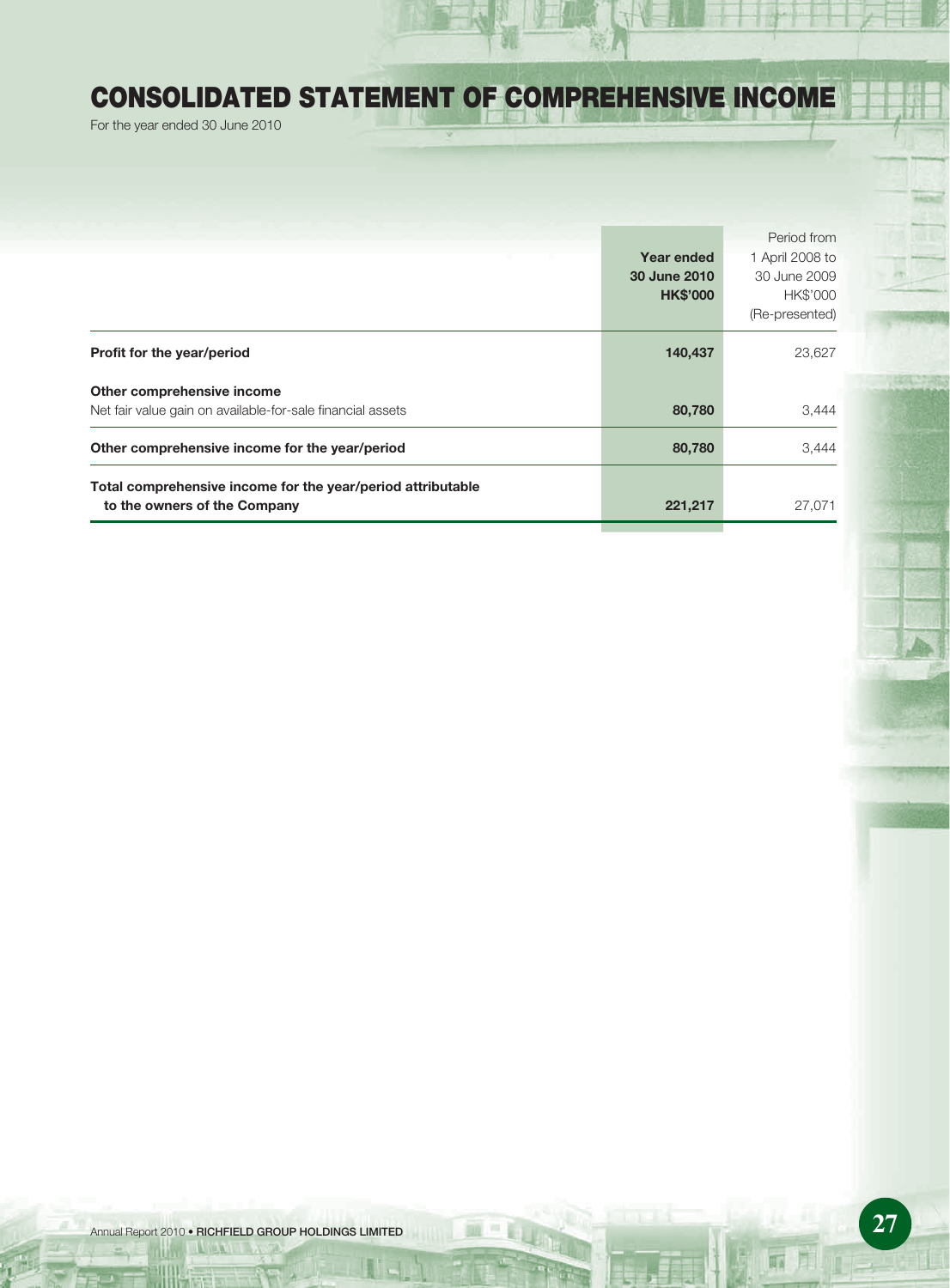# CONSOLIDATED STATEMENT OF COMPREHENSIVE INCOME

For the year ended 30 June 2010

| | **Year ended 30 June 2010 HK$'000** | Period from 1 April 2008 to 30 June 2009 HK$'000 (Re-presented) |
|---|---|---|
| **Profit for the year/period** | **140,437** | 23,627 |
| **Other comprehensive income** | | |
| Net fair value gain on available-for-sale financial assets | **80,780** | 3,444 |
| **Other comprehensive income for the year/period** | **80,780** | 3,444 |
| **Total comprehensive income for the year/period attributable to the owners of the Company** | **221,217** | 27,071 |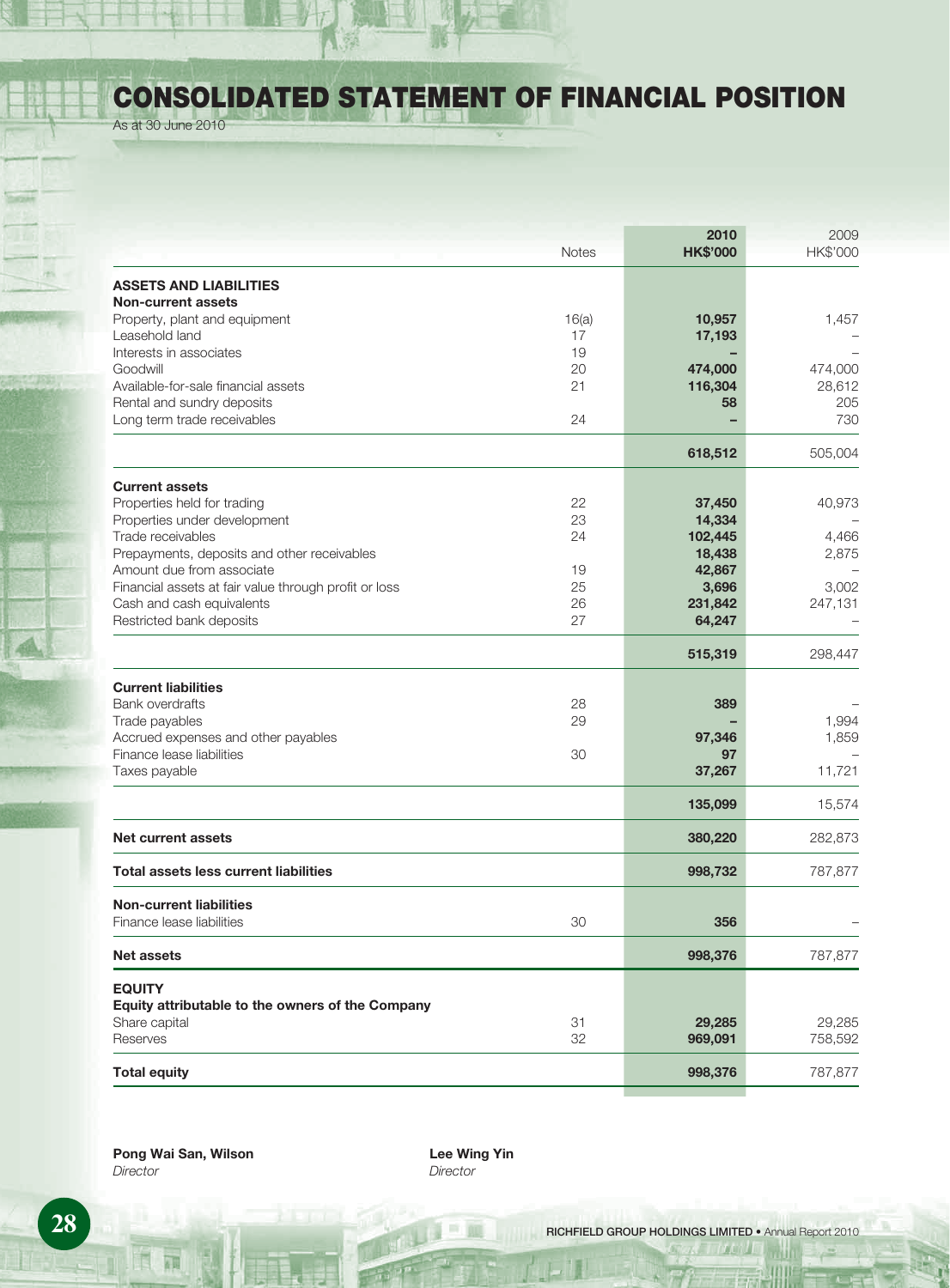# CONSOLIDATED STATEMENT OF FINANCIAL POSITION

As at 30 June 2010

| | Notes | 2010 HK$'000 | 2009 HK$'000 |
|---|---|---|---|
| **ASSETS AND LIABILITIES** | | | |
| **Non-current assets** | | | |
| Property, plant and equipment | 16(a) | **10,957** | 1,457 |
| Leasehold land | 17 | **17,193** | – |
| Interests in associates | 19 | **–** | – |
| Goodwill | 20 | **474,000** | 474,000 |
| Available-for-sale financial assets | 21 | **116,304** | 28,612 |
| Rental and sundry deposits | | **58** | 205 |
| Long term trade receivables | 24 | **–** | 730 |
| | | **618,512** | 505,004 |
| **Current assets** | | | |
| Properties held for trading | 22 | **37,450** | 40,973 |
| Properties under development | 23 | **14,334** | – |
| Trade receivables | 24 | **102,445** | 4,466 |
| Prepayments, deposits and other receivables | | **18,438** | 2,875 |
| Amount due from associate | 19 | **42,867** | – |
| Financial assets at fair value through profit or loss | 25 | **3,696** | 3,002 |
| Cash and cash equivalents | 26 | **231,842** | 247,131 |
| Restricted bank deposits | 27 | **64,247** | – |
| | | **515,319** | 298,447 |
| **Current liabilities** | | | |
| Bank overdrafts | 28 | **389** | – |
| Trade payables | 29 | **–** | 1,994 |
| Accrued expenses and other payables | | **97,346** | 1,859 |
| Finance lease liabilities | 30 | **97** | – |
| Taxes payable | | **37,267** | 11,721 |
| | | **135,099** | 15,574 |
| **Net current assets** | | **380,220** | 282,873 |
| **Total assets less current liabilities** | | **998,732** | 787,877 |
| **Non-current liabilities** | | | |
| Finance lease liabilities | 30 | **356** | – |
| **Net assets** | | **998,376** | 787,877 |
| **EQUITY** | | | |
| **Equity attributable to the owners of the Company** | | | |
| Share capital | 31 | **29,285** | 29,285 |
| Reserves | 32 | **969,091** | 758,592 |
| **Total equity** | | **998,376** | 787,877 |

**Pong Wai San, Wilson**
*Director*

**Lee Wing Yin**
*Director*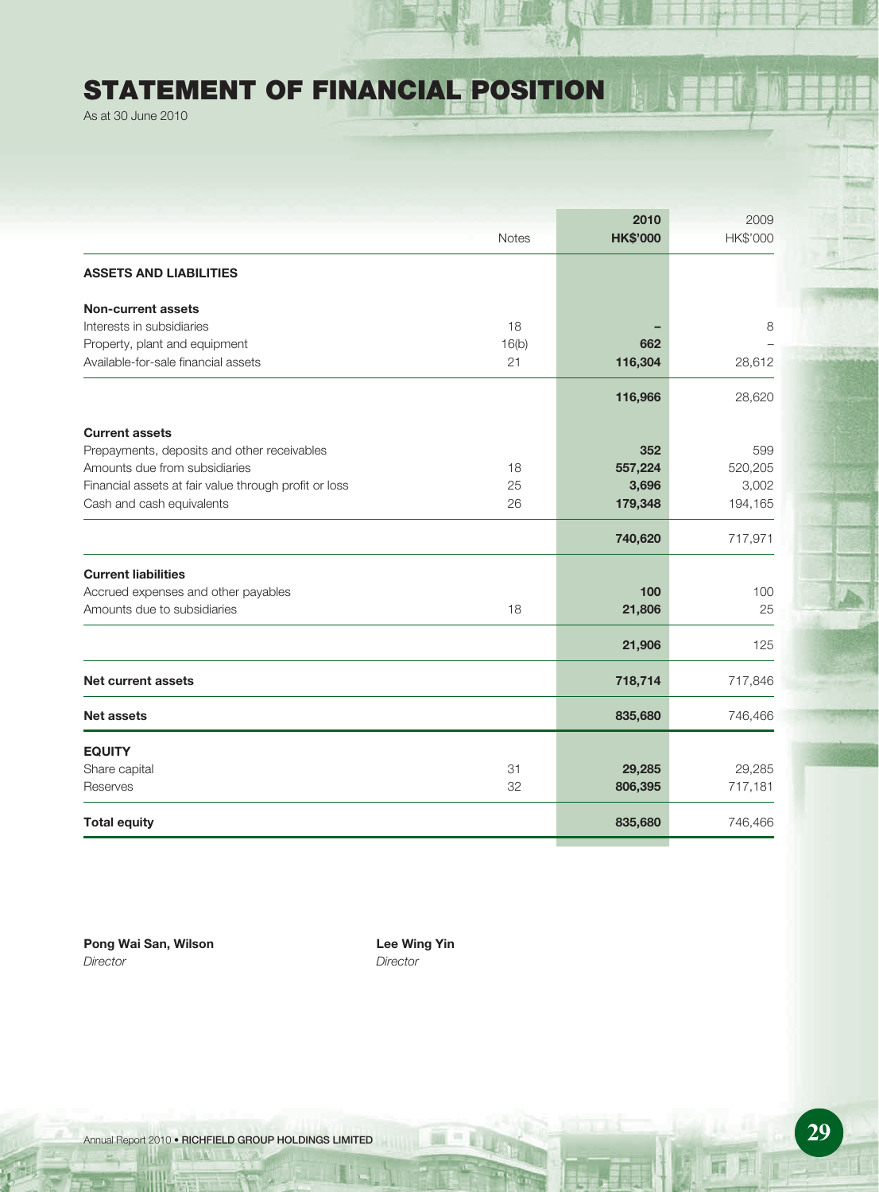# STATEMENT OF FINANCIAL POSITION

As at 30 June 2010

| | Notes | 2010 HK$'000 | 2009 HK$'000 |
|---|---|---|---|
| **ASSETS AND LIABILITIES** | | | |
| **Non-current assets** | | | |
| Interests in subsidiaries | 18 | – | 8 |
| Property, plant and equipment | 16(b) | 662 | – |
| Available-for-sale financial assets | 21 | 116,304 | 28,612 |
| | | 116,966 | 28,620 |
| **Current assets** | | | |
| Prepayments, deposits and other receivables | | 352 | 599 |
| Amounts due from subsidiaries | 18 | 557,224 | 520,205 |
| Financial assets at fair value through profit or loss | 25 | 3,696 | 3,002 |
| Cash and cash equivalents | 26 | 179,348 | 194,165 |
| | | 740,620 | 717,971 |
| **Current liabilities** | | | |
| Accrued expenses and other payables | | 100 | 100 |
| Amounts due to subsidiaries | 18 | 21,806 | 25 |
| | | 21,906 | 125 |
| **Net current assets** | | 718,714 | 717,846 |
| **Net assets** | | 835,680 | 746,466 |
| **EQUITY** | | | |
| Share capital | 31 | 29,285 | 29,285 |
| Reserves | 32 | 806,395 | 717,181 |
| **Total equity** | | 835,680 | 746,466 |

**Pong Wai San, Wilson**
*Director*

**Lee Wing Yin**
*Director*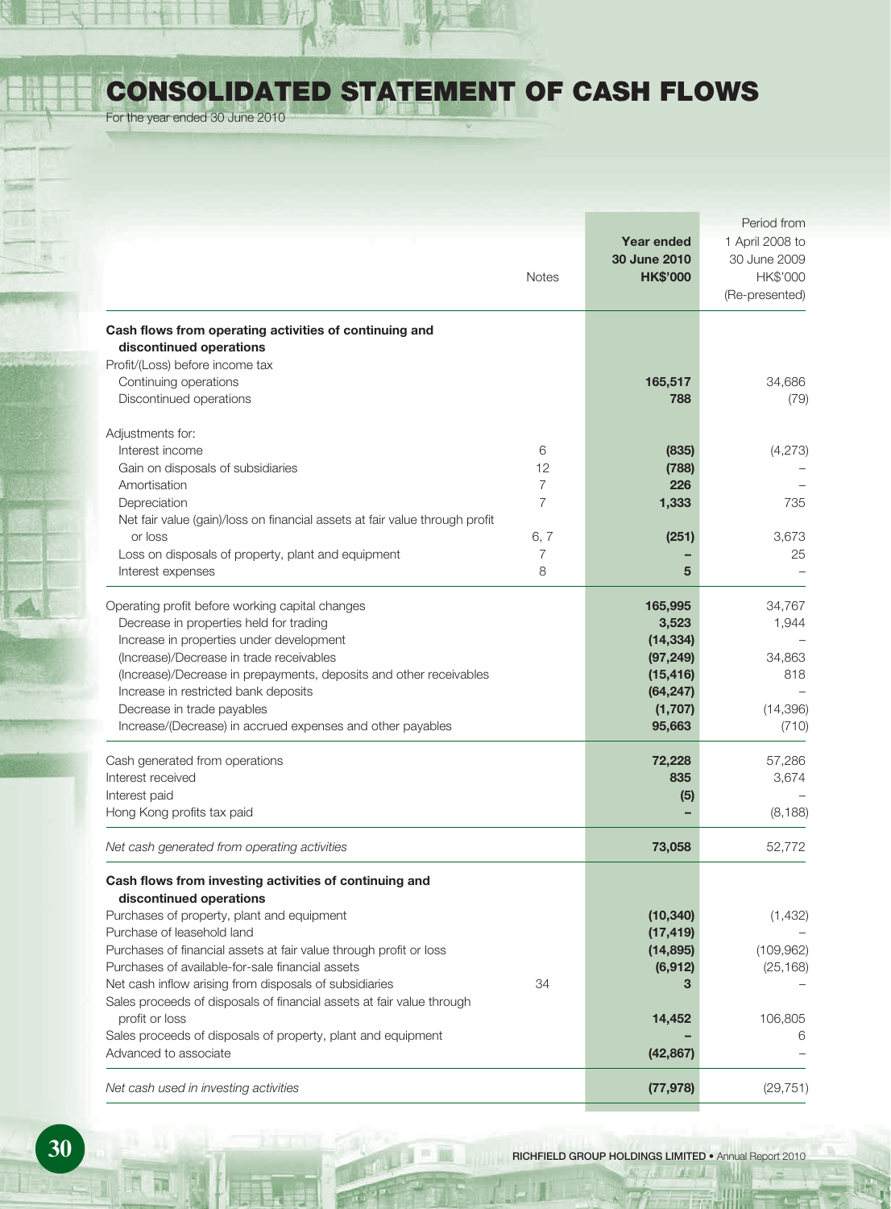# CONSOLIDATED STATEMENT OF CASH FLOWS

For the year ended 30 June 2010

| | Notes | Year ended 30 June 2010 HK$'000 | Period from 1 April 2008 to 30 June 2009 HK$'000 (Re-presented) |
|---|---|---|---|
| **Cash flows from operating activities of continuing and discontinued operations** | | | |
| Profit/(Loss) before income tax | | | |
| Continuing operations | | **165,517** | 34,686 |
| Discontinued operations | | **788** | (79) |
| Adjustments for: | | | |
| Interest income | 6 | **(835)** | (4,273) |
| Gain on disposals of subsidiaries | 12 | **(788)** | – |
| Amortisation | 7 | **226** | – |
| Depreciation | 7 | **1,333** | 735 |
| Net fair value (gain)/loss on financial assets at fair value through profit or loss | 6, 7 | **(251)** | 3,673 |
| Loss on disposals of property, plant and equipment | 7 | **–** | 25 |
| Interest expenses | 8 | **5** | – |
| Operating profit before working capital changes | | **165,995** | 34,767 |
| Decrease in properties held for trading | | **3,523** | 1,944 |
| Increase in properties under development | | **(14,334)** | – |
| (Increase)/Decrease in trade receivables | | **(97,249)** | 34,863 |
| (Increase)/Decrease in prepayments, deposits and other receivables | | **(15,416)** | 818 |
| Increase in restricted bank deposits | | **(64,247)** | – |
| Decrease in trade payables | | **(1,707)** | (14,396) |
| Increase/(Decrease) in accrued expenses and other payables | | **95,663** | (710) |
| Cash generated from operations | | **72,228** | 57,286 |
| Interest received | | **835** | 3,674 |
| Interest paid | | **(5)** | – |
| Hong Kong profits tax paid | | **–** | (8,188) |
| *Net cash generated from operating activities* | | **73,058** | 52,772 |
| **Cash flows from investing activities of continuing and discontinued operations** | | | |
| Purchases of property, plant and equipment | | **(10,340)** | (1,432) |
| Purchase of leasehold land | | **(17,419)** | – |
| Purchases of financial assets at fair value through profit or loss | | **(14,895)** | (109,962) |
| Purchases of available-for-sale financial assets | | **(6,912)** | (25,168) |
| Net cash inflow arising from disposals of subsidiaries | 34 | **3** | – |
| Sales proceeds of disposals of financial assets at fair value through profit or loss | | **14,452** | 106,805 |
| Sales proceeds of disposals of property, plant and equipment | | **–** | 6 |
| Advanced to associate | | **(42,867)** | – |
| *Net cash used in investing activities* | | **(77,978)** | (29,751) |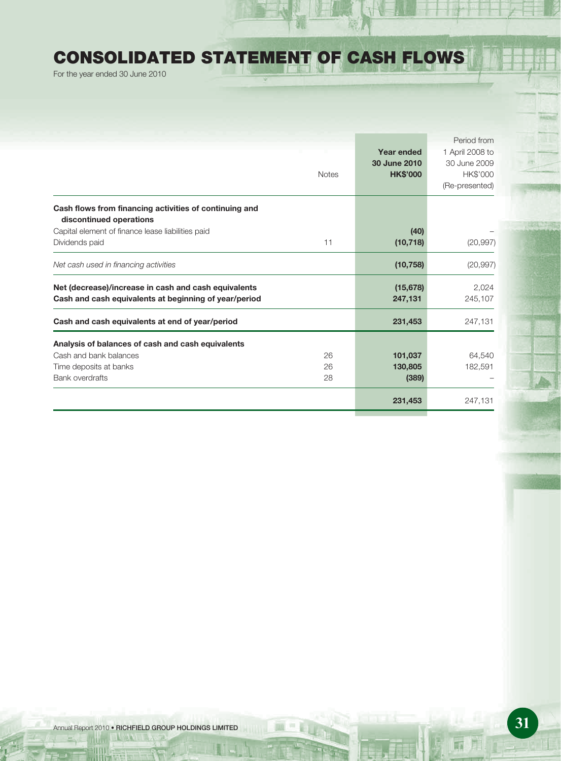# CONSOLIDATED STATEMENT OF CASH FLOWS

For the year ended 30 June 2010

| | Notes | Year ended 30 June 2010 HK$'000 | Period from 1 April 2008 to 30 June 2009 HK$'000 (Re-presented) |
|---|---|---|---|
| **Cash flows from financing activities of continuing and discontinued operations** | | | |
| Capital element of finance lease liabilities paid | | **(40)** | – |
| Dividends paid | 11 | **(10,718)** | (20,997) |
| *Net cash used in financing activities* | | **(10,758)** | (20,997) |
| **Net (decrease)/increase in cash and cash equivalents** | | **(15,678)** | 2,024 |
| **Cash and cash equivalents at beginning of year/period** | | **247,131** | 245,107 |
| **Cash and cash equivalents at end of year/period** | | **231,453** | 247,131 |
| **Analysis of balances of cash and cash equivalents** | | | |
| Cash and bank balances | 26 | **101,037** | 64,540 |
| Time deposits at banks | 26 | **130,805** | 182,591 |
| Bank overdrafts | 28 | **(389)** | – |
| | | **231,453** | 247,131 |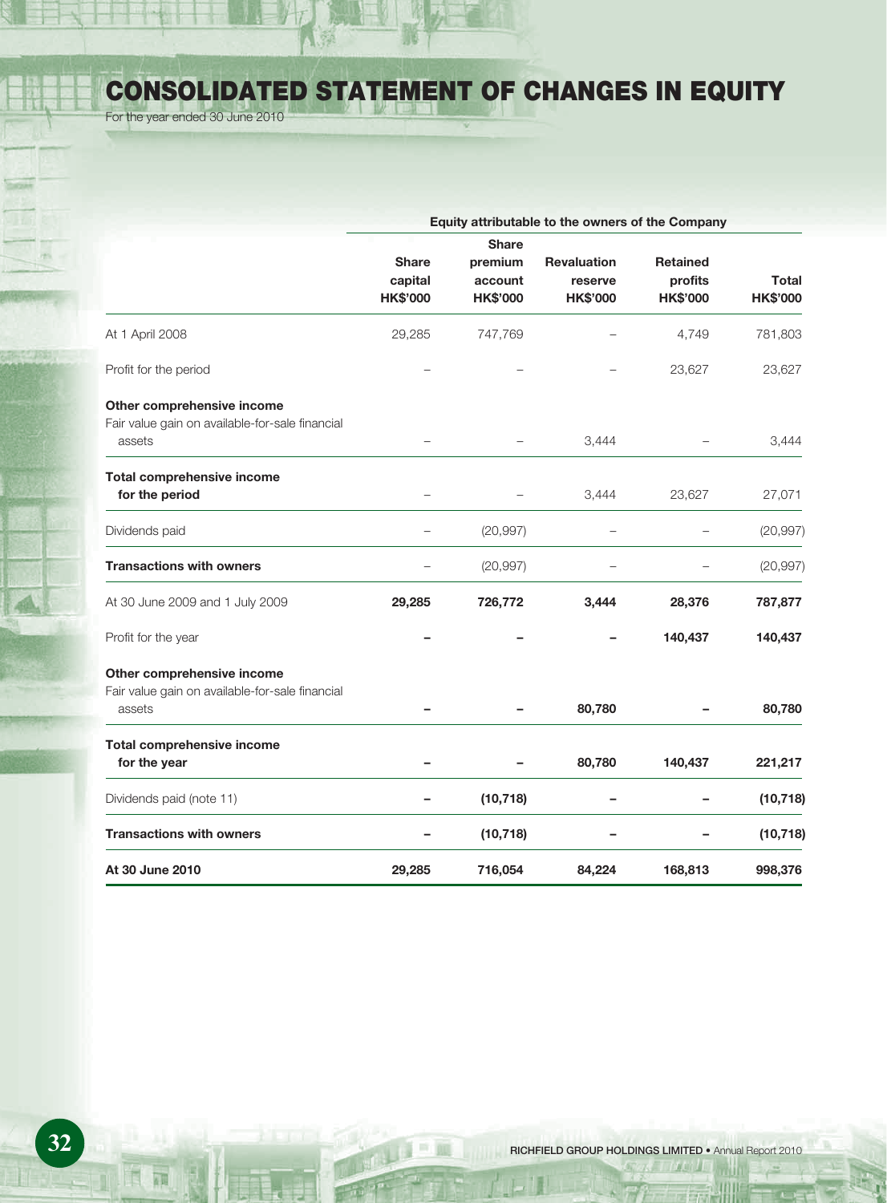# CONSOLIDATED STATEMENT OF CHANGES IN EQUITY

For the year ended 30 June 2010

| | Equity attributable to the owners of the Company | | | | |
|---|---|---|---|---|---|
| | Share capital HK$'000 | Share premium account HK$'000 | Revaluation reserve HK$'000 | Retained profits HK$'000 | Total HK$'000 |
| At 1 April 2008 | 29,285 | 747,769 | – | 4,749 | 781,803 |
| Profit for the period | – | – | – | 23,627 | 23,627 |
| **Other comprehensive income** | | | | | |
| Fair value gain on available-for-sale financial assets | – | – | 3,444 | – | 3,444 |
| **Total comprehensive income for the period** | – | – | 3,444 | 23,627 | 27,071 |
| Dividends paid | – | (20,997) | – | – | (20,997) |
| **Transactions with owners** | – | (20,997) | – | – | (20,997) |
| At 30 June 2009 and 1 July 2009 | **29,285** | **726,772** | **3,444** | **28,376** | **787,877** |
| Profit for the year | **–** | **–** | **–** | **140,437** | **140,437** |
| **Other comprehensive income** | | | | | |
| Fair value gain on available-for-sale financial assets | **–** | **–** | **80,780** | **–** | **80,780** |
| **Total comprehensive income for the year** | **–** | **–** | **80,780** | **140,437** | **221,217** |
| Dividends paid (note 11) | **–** | **(10,718)** | **–** | **–** | **(10,718)** |
| **Transactions with owners** | **–** | **(10,718)** | **–** | **–** | **(10,718)** |
| **At 30 June 2010** | **29,285** | **716,054** | **84,224** | **168,813** | **998,376** |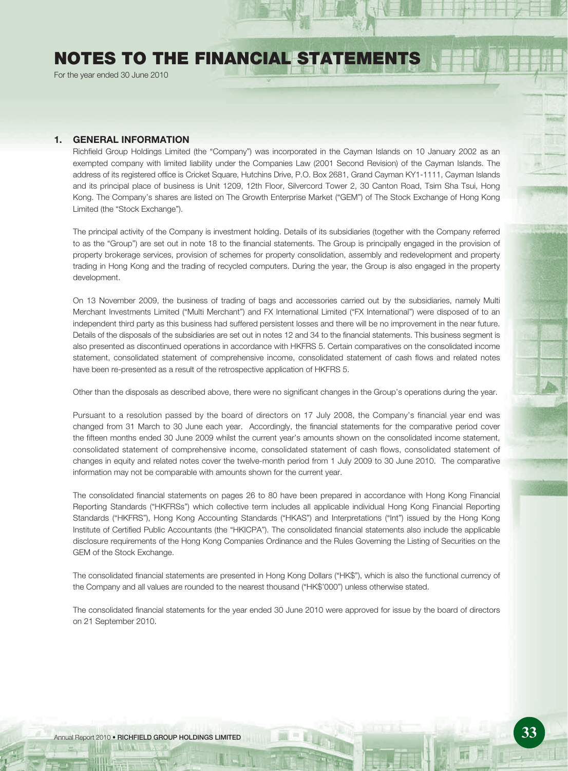# NOTES TO THE FINANCIAL STATEMENTS

For the year ended 30 June 2010

## 1. GENERAL INFORMATION

Richfield Group Holdings Limited (the "Company") was incorporated in the Cayman Islands on 10 January 2002 as an exempted company with limited liability under the Companies Law (2001 Second Revision) of the Cayman Islands. The address of its registered office is Cricket Square, Hutchins Drive, P.O. Box 2681, Grand Cayman KY1-1111, Cayman Islands and its principal place of business is Unit 1209, 12th Floor, Silvercord Tower 2, 30 Canton Road, Tsim Sha Tsui, Hong Kong. The Company's shares are listed on The Growth Enterprise Market ("GEM") of The Stock Exchange of Hong Kong Limited (the "Stock Exchange").

The principal activity of the Company is investment holding. Details of its subsidiaries (together with the Company referred to as the "Group") are set out in note 18 to the financial statements. The Group is principally engaged in the provision of property brokerage services, provision of schemes for property consolidation, assembly and redevelopment and property trading in Hong Kong and the trading of recycled computers. During the year, the Group is also engaged in the property development.

On 13 November 2009, the business of trading of bags and accessories carried out by the subsidiaries, namely Multi Merchant Investments Limited ("Multi Merchant") and FX International Limited ("FX International") were disposed of to an independent third party as this business had suffered persistent losses and there will be no improvement in the near future. Details of the disposals of the subsidiaries are set out in notes 12 and 34 to the financial statements. This business segment is also presented as discontinued operations in accordance with HKFRS 5. Certain comparatives on the consolidated income statement, consolidated statement of comprehensive income, consolidated statement of cash flows and related notes have been re-presented as a result of the retrospective application of HKFRS 5.

Other than the disposals as described above, there were no significant changes in the Group's operations during the year.

Pursuant to a resolution passed by the board of directors on 17 July 2008, the Company's financial year end was changed from 31 March to 30 June each year. Accordingly, the financial statements for the comparative period cover the fifteen months ended 30 June 2009 whilst the current year's amounts shown on the consolidated income statement, consolidated statement of comprehensive income, consolidated statement of cash flows, consolidated statement of changes in equity and related notes cover the twelve-month period from 1 July 2009 to 30 June 2010. The comparative information may not be comparable with amounts shown for the current year.

The consolidated financial statements on pages 26 to 80 have been prepared in accordance with Hong Kong Financial Reporting Standards ("HKFRSs") which collective term includes all applicable individual Hong Kong Financial Reporting Standards ("HKFRS"), Hong Kong Accounting Standards ("HKAS") and Interpretations ("Int") issued by the Hong Kong Institute of Certified Public Accountants (the "HKICPA"). The consolidated financial statements also include the applicable disclosure requirements of the Hong Kong Companies Ordinance and the Rules Governing the Listing of Securities on the GEM of the Stock Exchange.

The consolidated financial statements are presented in Hong Kong Dollars ("HK$"), which is also the functional currency of the Company and all values are rounded to the nearest thousand ("HK$'000") unless otherwise stated.

The consolidated financial statements for the year ended 30 June 2010 were approved for issue by the board of directors on 21 September 2010.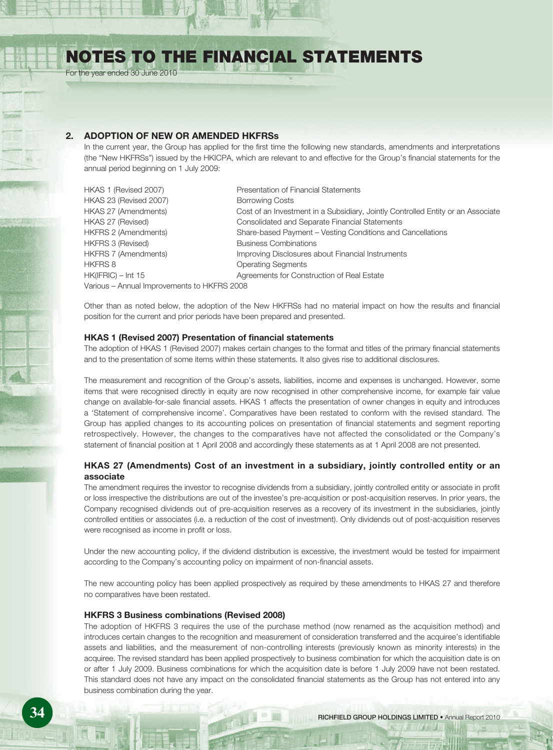## 2. ADOPTION OF NEW OR AMENDED HKFRSs

In the current year, the Group has applied for the first time the following new standards, amendments and interpretations (the "New HKFRSs") issued by the HKICPA, which are relevant to and effective for the Group's financial statements for the annual period beginning on 1 July 2009:

| | |
|---|---|
| HKAS 1 (Revised 2007) | Presentation of Financial Statements |
| HKAS 23 (Revised 2007) | Borrowing Costs |
| HKAS 27 (Amendments) | Cost of an Investment in a Subsidiary, Jointly Controlled Entity or an Associate |
| HKAS 27 (Revised) | Consolidated and Separate Financial Statements |
| HKFRS 2 (Amendments) | Share-based Payment – Vesting Conditions and Cancellations |
| HKFRS 3 (Revised) | Business Combinations |
| HKFRS 7 (Amendments) | Improving Disclosures about Financial Instruments |
| HKFRS 8 | Operating Segments |
| HK(IFRIC) – Int 15 | Agreements for Construction of Real Estate |
| Various – Annual Improvements to HKFRS 2008 | |

Other than as noted below, the adoption of the New HKFRSs had no material impact on how the results and financial position for the current and prior periods have been prepared and presented.

### HKAS 1 (Revised 2007) Presentation of financial statements

The adoption of HKAS 1 (Revised 2007) makes certain changes to the format and titles of the primary financial statements and to the presentation of some items within these statements. It also gives rise to additional disclosures.

The measurement and recognition of the Group's assets, liabilities, income and expenses is unchanged. However, some items that were recognised directly in equity are now recognised in other comprehensive income, for example fair value change on available-for-sale financial assets. HKAS 1 affects the presentation of owner changes in equity and introduces a 'Statement of comprehensive income'. Comparatives have been restated to conform with the revised standard. The Group has applied changes to its accounting polices on presentation of financial statements and segment reporting retrospectively. However, the changes to the comparatives have not affected the consolidated or the Company's statement of financial position at 1 April 2008 and accordingly these statements as at 1 April 2008 are not presented.

### HKAS 27 (Amendments) Cost of an investment in a subsidiary, jointly controlled entity or an associate

The amendment requires the investor to recognise dividends from a subsidiary, jointly controlled entity or associate in profit or loss irrespective the distributions are out of the investee's pre-acquisition or post-acquisition reserves. In prior years, the Company recognised dividends out of pre-acquisition reserves as a recovery of its investment in the subsidiaries, jointly controlled entities or associates (i.e. a reduction of the cost of investment). Only dividends out of post-acquisition reserves were recognised as income in profit or loss.

Under the new accounting policy, if the dividend distribution is excessive, the investment would be tested for impairment according to the Company's accounting policy on impairment of non-financial assets.

The new accounting policy has been applied prospectively as required by these amendments to HKAS 27 and therefore no comparatives have been restated.

### HKFRS 3 Business combinations (Revised 2008)

The adoption of HKFRS 3 requires the use of the purchase method (now renamed as the acquisition method) and introduces certain changes to the recognition and measurement of consideration transferred and the acquiree's identifiable assets and liabilities, and the measurement of non-controlling interests (previously known as minority interests) in the acquiree. The revised standard has been applied prospectively to business combination for which the acquisition date is on or after 1 July 2009. Business combinations for which the acquisition date is before 1 July 2009 have not been restated. This standard does not have any impact on the consolidated financial statements as the Group has not entered into any business combination during the year.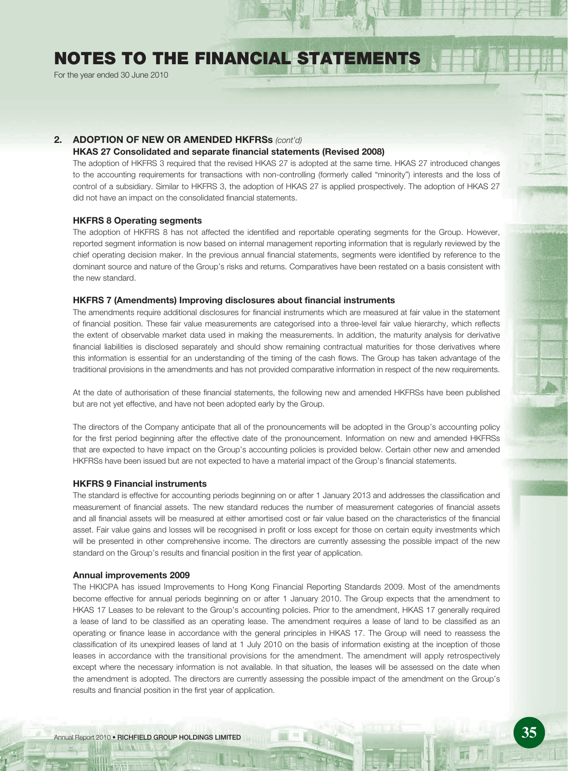## 2. ADOPTION OF NEW OR AMENDED HKFRSs *(cont'd)*

### HKAS 27 Consolidated and separate financial statements (Revised 2008)

The adoption of HKFRS 3 required that the revised HKAS 27 is adopted at the same time. HKAS 27 introduced changes to the accounting requirements for transactions with non-controlling (formerly called "minority") interests and the loss of control of a subsidiary. Similar to HKFRS 3, the adoption of HKAS 27 is applied prospectively. The adoption of HKAS 27 did not have an impact on the consolidated financial statements.

### HKFRS 8 Operating segments

The adoption of HKFRS 8 has not affected the identified and reportable operating segments for the Group. However, reported segment information is now based on internal management reporting information that is regularly reviewed by the chief operating decision maker. In the previous annual financial statements, segments were identified by reference to the dominant source and nature of the Group's risks and returns. Comparatives have been restated on a basis consistent with the new standard.

### HKFRS 7 (Amendments) Improving disclosures about financial instruments

The amendments require additional disclosures for financial instruments which are measured at fair value in the statement of financial position. These fair value measurements are categorised into a three-level fair value hierarchy, which reflects the extent of observable market data used in making the measurements. In addition, the maturity analysis for derivative financial liabilities is disclosed separately and should show remaining contractual maturities for those derivatives where this information is essential for an understanding of the timing of the cash flows. The Group has taken advantage of the traditional provisions in the amendments and has not provided comparative information in respect of the new requirements.

At the date of authorisation of these financial statements, the following new and amended HKFRSs have been published but are not yet effective, and have not been adopted early by the Group.

The directors of the Company anticipate that all of the pronouncements will be adopted in the Group's accounting policy for the first period beginning after the effective date of the pronouncement. Information on new and amended HKFRSs that are expected to have impact on the Group's accounting policies is provided below. Certain other new and amended HKFRSs have been issued but are not expected to have a material impact of the Group's financial statements.

### HKFRS 9 Financial instruments

The standard is effective for accounting periods beginning on or after 1 January 2013 and addresses the classification and measurement of financial assets. The new standard reduces the number of measurement categories of financial assets and all financial assets will be measured at either amortised cost or fair value based on the characteristics of the financial asset. Fair value gains and losses will be recognised in profit or loss except for those on certain equity investments which will be presented in other comprehensive income. The directors are currently assessing the possible impact of the new standard on the Group's results and financial position in the first year of application.

### Annual improvements 2009

The HKICPA has issued Improvements to Hong Kong Financial Reporting Standards 2009. Most of the amendments become effective for annual periods beginning on or after 1 January 2010. The Group expects that the amendment to HKAS 17 Leases to be relevant to the Group's accounting policies. Prior to the amendment, HKAS 17 generally required a lease of land to be classified as an operating lease. The amendment requires a lease of land to be classified as an operating or finance lease in accordance with the general principles in HKAS 17. The Group will need to reassess the classification of its unexpired leases of land at 1 July 2010 on the basis of information existing at the inception of those leases in accordance with the transitional provisions for the amendment. The amendment will apply retrospectively except where the necessary information is not available. In that situation, the leases will be assessed on the date when the amendment is adopted. The directors are currently assessing the possible impact of the amendment on the Group's results and financial position in the first year of application.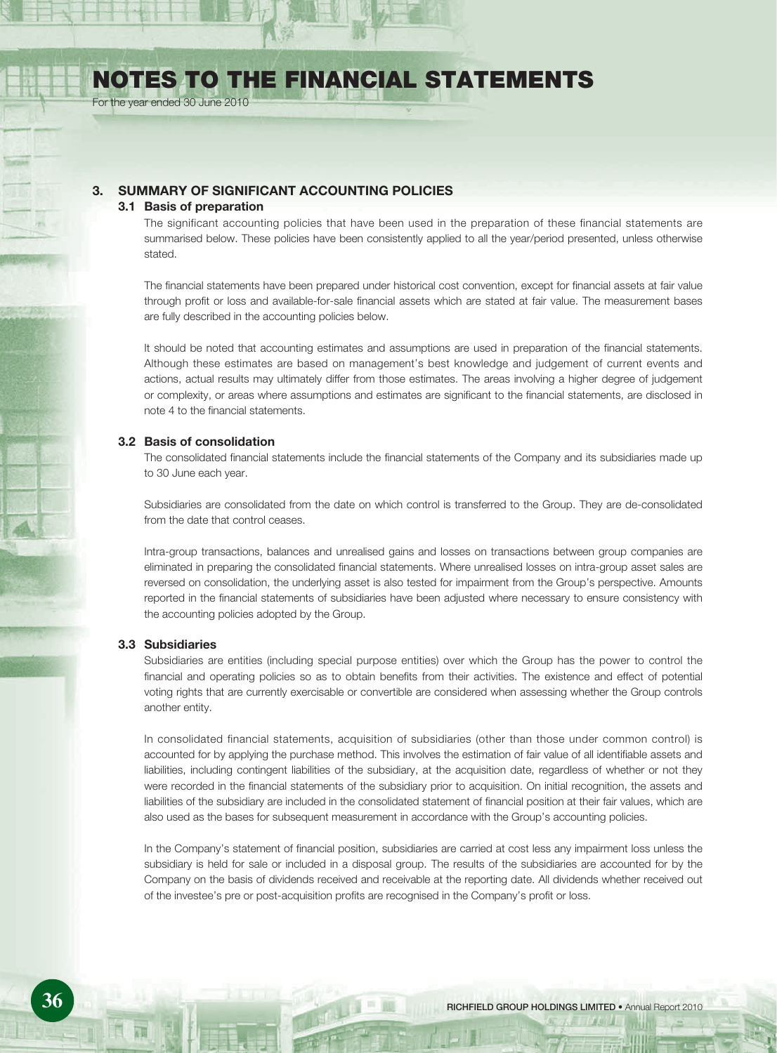# NOTES TO THE FINANCIAL STATEMENTS

For the year ended 30 June 2010

## 3. SUMMARY OF SIGNIFICANT ACCOUNTING POLICIES

### 3.1 Basis of preparation

The significant accounting policies that have been used in the preparation of these financial statements are summarised below. These policies have been consistently applied to all the year/period presented, unless otherwise stated.

The financial statements have been prepared under historical cost convention, except for financial assets at fair value through profit or loss and available-for-sale financial assets which are stated at fair value. The measurement bases are fully described in the accounting policies below.

It should be noted that accounting estimates and assumptions are used in preparation of the financial statements. Although these estimates are based on management's best knowledge and judgement of current events and actions, actual results may ultimately differ from those estimates. The areas involving a higher degree of judgement or complexity, or areas where assumptions and estimates are significant to the financial statements, are disclosed in note 4 to the financial statements.

### 3.2 Basis of consolidation

The consolidated financial statements include the financial statements of the Company and its subsidiaries made up to 30 June each year.

Subsidiaries are consolidated from the date on which control is transferred to the Group. They are de-consolidated from the date that control ceases.

Intra-group transactions, balances and unrealised gains and losses on transactions between group companies are eliminated in preparing the consolidated financial statements. Where unrealised losses on intra-group asset sales are reversed on consolidation, the underlying asset is also tested for impairment from the Group's perspective. Amounts reported in the financial statements of subsidiaries have been adjusted where necessary to ensure consistency with the accounting policies adopted by the Group.

### 3.3 Subsidiaries

Subsidiaries are entities (including special purpose entities) over which the Group has the power to control the financial and operating policies so as to obtain benefits from their activities. The existence and effect of potential voting rights that are currently exercisable or convertible are considered when assessing whether the Group controls another entity.

In consolidated financial statements, acquisition of subsidiaries (other than those under common control) is accounted for by applying the purchase method. This involves the estimation of fair value of all identifiable assets and liabilities, including contingent liabilities of the subsidiary, at the acquisition date, regardless of whether or not they were recorded in the financial statements of the subsidiary prior to acquisition. On initial recognition, the assets and liabilities of the subsidiary are included in the consolidated statement of financial position at their fair values, which are also used as the bases for subsequent measurement in accordance with the Group's accounting policies.

In the Company's statement of financial position, subsidiaries are carried at cost less any impairment loss unless the subsidiary is held for sale or included in a disposal group. The results of the subsidiaries are accounted for by the Company on the basis of dividends received and receivable at the reporting date. All dividends whether received out of the investee's pre or post-acquisition profits are recognised in the Company's profit or loss.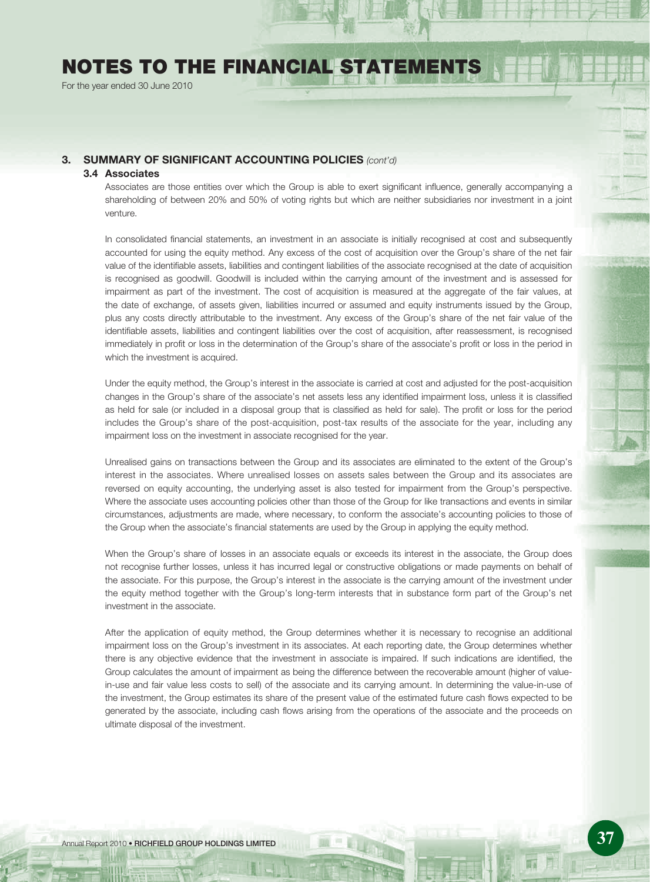## 3. SUMMARY OF SIGNIFICANT ACCOUNTING POLICIES *(cont'd)*

### 3.4 Associates

Associates are those entities over which the Group is able to exert significant influence, generally accompanying a shareholding of between 20% and 50% of voting rights but which are neither subsidiaries nor investment in a joint venture.

In consolidated financial statements, an investment in an associate is initially recognised at cost and subsequently accounted for using the equity method. Any excess of the cost of acquisition over the Group's share of the net fair value of the identifiable assets, liabilities and contingent liabilities of the associate recognised at the date of acquisition is recognised as goodwill. Goodwill is included within the carrying amount of the investment and is assessed for impairment as part of the investment. The cost of acquisition is measured at the aggregate of the fair values, at the date of exchange, of assets given, liabilities incurred or assumed and equity instruments issued by the Group, plus any costs directly attributable to the investment. Any excess of the Group's share of the net fair value of the identifiable assets, liabilities and contingent liabilities over the cost of acquisition, after reassessment, is recognised immediately in profit or loss in the determination of the Group's share of the associate's profit or loss in the period in which the investment is acquired.

Under the equity method, the Group's interest in the associate is carried at cost and adjusted for the post-acquisition changes in the Group's share of the associate's net assets less any identified impairment loss, unless it is classified as held for sale (or included in a disposal group that is classified as held for sale). The profit or loss for the period includes the Group's share of the post-acquisition, post-tax results of the associate for the year, including any impairment loss on the investment in associate recognised for the year.

Unrealised gains on transactions between the Group and its associates are eliminated to the extent of the Group's interest in the associates. Where unrealised losses on assets sales between the Group and its associates are reversed on equity accounting, the underlying asset is also tested for impairment from the Group's perspective. Where the associate uses accounting policies other than those of the Group for like transactions and events in similar circumstances, adjustments are made, where necessary, to conform the associate's accounting policies to those of the Group when the associate's financial statements are used by the Group in applying the equity method.

When the Group's share of losses in an associate equals or exceeds its interest in the associate, the Group does not recognise further losses, unless it has incurred legal or constructive obligations or made payments on behalf of the associate. For this purpose, the Group's interest in the associate is the carrying amount of the investment under the equity method together with the Group's long-term interests that in substance form part of the Group's net investment in the associate.

After the application of equity method, the Group determines whether it is necessary to recognise an additional impairment loss on the Group's investment in its associates. At each reporting date, the Group determines whether there is any objective evidence that the investment in associate is impaired. If such indications are identified, the Group calculates the amount of impairment as being the difference between the recoverable amount (higher of value-in-use and fair value less costs to sell) of the associate and its carrying amount. In determining the value-in-use of the investment, the Group estimates its share of the present value of the estimated future cash flows expected to be generated by the associate, including cash flows arising from the operations of the associate and the proceeds on ultimate disposal of the investment.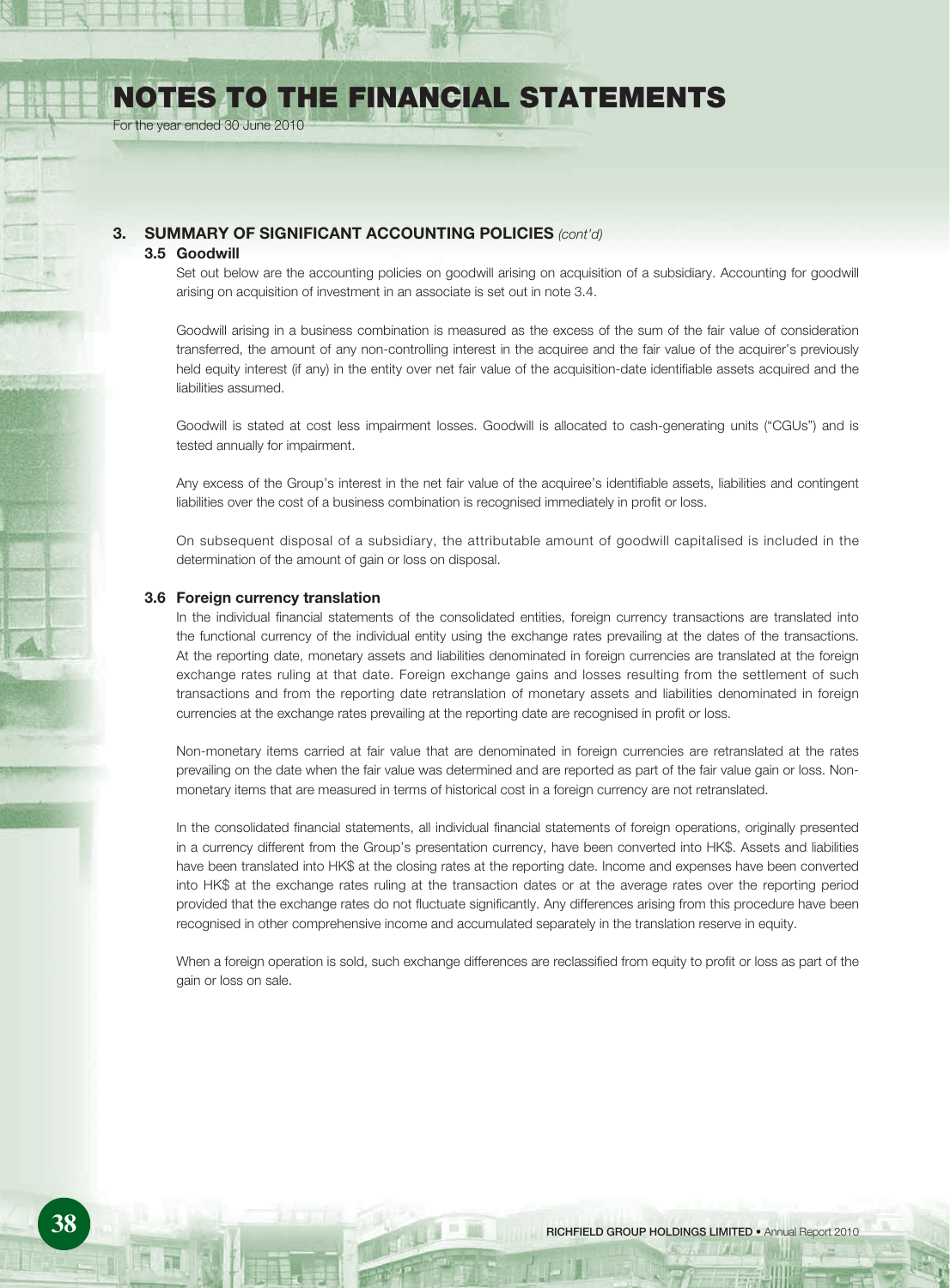## 3. SUMMARY OF SIGNIFICANT ACCOUNTING POLICIES *(cont'd)*

### 3.5 Goodwill

Set out below are the accounting policies on goodwill arising on acquisition of a subsidiary. Accounting for goodwill arising on acquisition of investment in an associate is set out in note 3.4.

Goodwill arising in a business combination is measured as the excess of the sum of the fair value of consideration transferred, the amount of any non-controlling interest in the acquiree and the fair value of the acquirer's previously held equity interest (if any) in the entity over net fair value of the acquisition-date identifiable assets acquired and the liabilities assumed.

Goodwill is stated at cost less impairment losses. Goodwill is allocated to cash-generating units ("CGUs") and is tested annually for impairment.

Any excess of the Group's interest in the net fair value of the acquiree's identifiable assets, liabilities and contingent liabilities over the cost of a business combination is recognised immediately in profit or loss.

On subsequent disposal of a subsidiary, the attributable amount of goodwill capitalised is included in the determination of the amount of gain or loss on disposal.

### 3.6 Foreign currency translation

In the individual financial statements of the consolidated entities, foreign currency transactions are translated into the functional currency of the individual entity using the exchange rates prevailing at the dates of the transactions. At the reporting date, monetary assets and liabilities denominated in foreign currencies are translated at the foreign exchange rates ruling at that date. Foreign exchange gains and losses resulting from the settlement of such transactions and from the reporting date retranslation of monetary assets and liabilities denominated in foreign currencies at the exchange rates prevailing at the reporting date are recognised in profit or loss.

Non-monetary items carried at fair value that are denominated in foreign currencies are retranslated at the rates prevailing on the date when the fair value was determined and are reported as part of the fair value gain or loss. Non-monetary items that are measured in terms of historical cost in a foreign currency are not retranslated.

In the consolidated financial statements, all individual financial statements of foreign operations, originally presented in a currency different from the Group's presentation currency, have been converted into HK$. Assets and liabilities have been translated into HK$ at the closing rates at the reporting date. Income and expenses have been converted into HK$ at the exchange rates ruling at the transaction dates or at the average rates over the reporting period provided that the exchange rates do not fluctuate significantly. Any differences arising from this procedure have been recognised in other comprehensive income and accumulated separately in the translation reserve in equity.

When a foreign operation is sold, such exchange differences are reclassified from equity to profit or loss as part of the gain or loss on sale.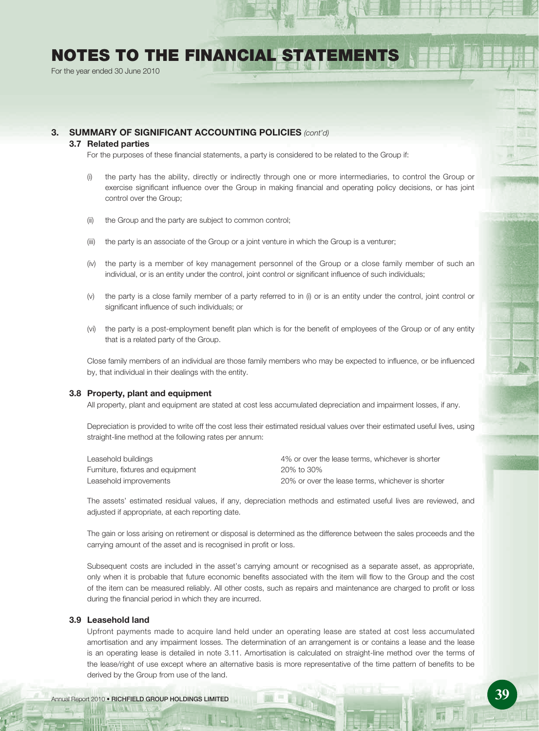# NOTES TO THE FINANCIAL STATEMENTS

For the year ended 30 June 2010

## 3. SUMMARY OF SIGNIFICANT ACCOUNTING POLICIES *(cont'd)*

### 3.7 Related parties

For the purposes of these financial statements, a party is considered to be related to the Group if:

(i) the party has the ability, directly or indirectly through one or more intermediaries, to control the Group or exercise significant influence over the Group in making financial and operating policy decisions, or has joint control over the Group;

(ii) the Group and the party are subject to common control;

(iii) the party is an associate of the Group or a joint venture in which the Group is a venturer;

(iv) the party is a member of key management personnel of the Group or a close family member of such an individual, or is an entity under the control, joint control or significant influence of such individuals;

(v) the party is a close family member of a party referred to in (i) or is an entity under the control, joint control or significant influence of such individuals; or

(vi) the party is a post-employment benefit plan which is for the benefit of employees of the Group or of any entity that is a related party of the Group.

Close family members of an individual are those family members who may be expected to influence, or be influenced by, that individual in their dealings with the entity.

### 3.8 Property, plant and equipment

All property, plant and equipment are stated at cost less accumulated depreciation and impairment losses, if any.

Depreciation is provided to write off the cost less their estimated residual values over their estimated useful lives, using straight-line method at the following rates per annum:

| | |
|---|---|
| Leasehold buildings | 4% or over the lease terms, whichever is shorter |
| Furniture, fixtures and equipment | 20% to 30% |
| Leasehold improvements | 20% or over the lease terms, whichever is shorter |

The assets' estimated residual values, if any, depreciation methods and estimated useful lives are reviewed, and adjusted if appropriate, at each reporting date.

The gain or loss arising on retirement or disposal is determined as the difference between the sales proceeds and the carrying amount of the asset and is recognised in profit or loss.

Subsequent costs are included in the asset's carrying amount or recognised as a separate asset, as appropriate, only when it is probable that future economic benefits associated with the item will flow to the Group and the cost of the item can be measured reliably. All other costs, such as repairs and maintenance are charged to profit or loss during the financial period in which they are incurred.

### 3.9 Leasehold land

Upfront payments made to acquire land held under an operating lease are stated at cost less accumulated amortisation and any impairment losses. The determination of an arrangement is or contains a lease and the lease is an operating lease is detailed in note 3.11. Amortisation is calculated on straight-line method over the terms of the lease/right of use except where an alternative basis is more representative of the time pattern of benefits to be derived by the Group from use of the land.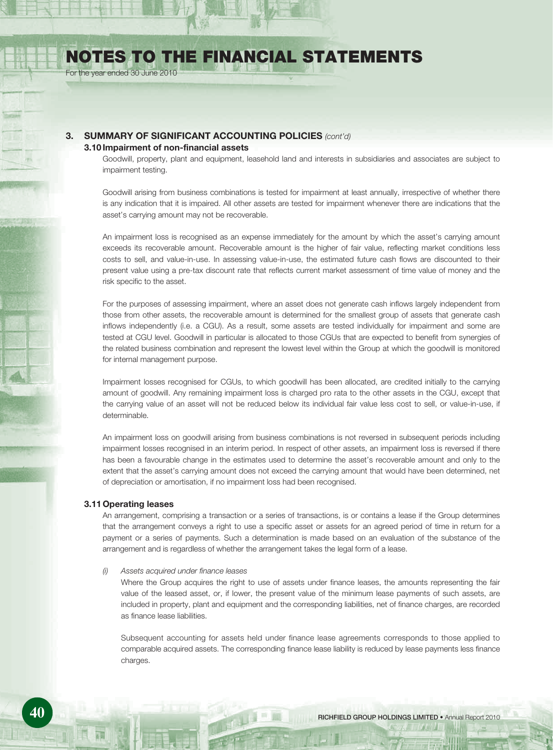# NOTES TO THE FINANCIAL STATEMENTS

For the year ended 30 June 2010

## 3. SUMMARY OF SIGNIFICANT ACCOUNTING POLICIES *(cont'd)*

### 3.10 Impairment of non-financial assets

Goodwill, property, plant and equipment, leasehold land and interests in subsidiaries and associates are subject to impairment testing.

Goodwill arising from business combinations is tested for impairment at least annually, irrespective of whether there is any indication that it is impaired. All other assets are tested for impairment whenever there are indications that the asset's carrying amount may not be recoverable.

An impairment loss is recognised as an expense immediately for the amount by which the asset's carrying amount exceeds its recoverable amount. Recoverable amount is the higher of fair value, reflecting market conditions less costs to sell, and value-in-use. In assessing value-in-use, the estimated future cash flows are discounted to their present value using a pre-tax discount rate that reflects current market assessment of time value of money and the risk specific to the asset.

For the purposes of assessing impairment, where an asset does not generate cash inflows largely independent from those from other assets, the recoverable amount is determined for the smallest group of assets that generate cash inflows independently (i.e. a CGU). As a result, some assets are tested individually for impairment and some are tested at CGU level. Goodwill in particular is allocated to those CGUs that are expected to benefit from synergies of the related business combination and represent the lowest level within the Group at which the goodwill is monitored for internal management purpose.

Impairment losses recognised for CGUs, to which goodwill has been allocated, are credited initially to the carrying amount of goodwill. Any remaining impairment loss is charged pro rata to the other assets in the CGU, except that the carrying value of an asset will not be reduced below its individual fair value less cost to sell, or value-in-use, if determinable.

An impairment loss on goodwill arising from business combinations is not reversed in subsequent periods including impairment losses recognised in an interim period. In respect of other assets, an impairment loss is reversed if there has been a favourable change in the estimates used to determine the asset's recoverable amount and only to the extent that the asset's carrying amount does not exceed the carrying amount that would have been determined, net of depreciation or amortisation, if no impairment loss had been recognised.

### 3.11 Operating leases

An arrangement, comprising a transaction or a series of transactions, is or contains a lease if the Group determines that the arrangement conveys a right to use a specific asset or assets for an agreed period of time in return for a payment or a series of payments. Such a determination is made based on an evaluation of the substance of the arrangement and is regardless of whether the arrangement takes the legal form of a lease.

*(i) Assets acquired under finance leases*

Where the Group acquires the right to use of assets under finance leases, the amounts representing the fair value of the leased asset, or, if lower, the present value of the minimum lease payments of such assets, are included in property, plant and equipment and the corresponding liabilities, net of finance charges, are recorded as finance lease liabilities.

Subsequent accounting for assets held under finance lease agreements corresponds to those applied to comparable acquired assets. The corresponding finance lease liability is reduced by lease payments less finance charges.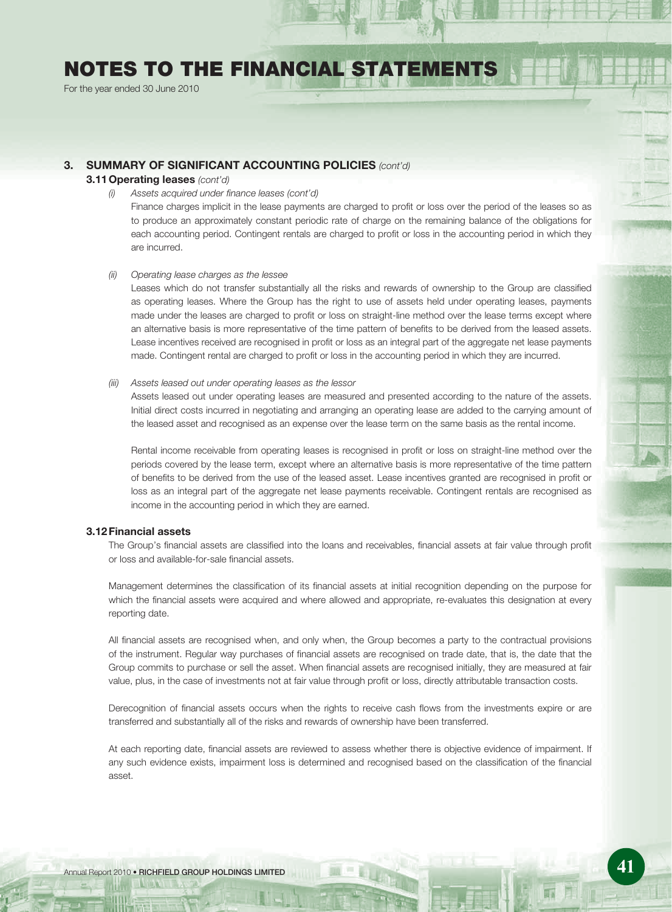## 3. SUMMARY OF SIGNIFICANT ACCOUNTING POLICIES *(cont'd)*

### 3.11 Operating leases *(cont'd)*

*(i) Assets acquired under finance leases (cont'd)*

Finance charges implicit in the lease payments are charged to profit or loss over the period of the leases so as to produce an approximately constant periodic rate of charge on the remaining balance of the obligations for each accounting period. Contingent rentals are charged to profit or loss in the accounting period in which they are incurred.

*(ii) Operating lease charges as the lessee*

Leases which do not transfer substantially all the risks and rewards of ownership to the Group are classified as operating leases. Where the Group has the right to use of assets held under operating leases, payments made under the leases are charged to profit or loss on straight-line method over the lease terms except where an alternative basis is more representative of the time pattern of benefits to be derived from the leased assets. Lease incentives received are recognised in profit or loss as an integral part of the aggregate net lease payments made. Contingent rental are charged to profit or loss in the accounting period in which they are incurred.

*(iii) Assets leased out under operating leases as the lessor*

Assets leased out under operating leases are measured and presented according to the nature of the assets. Initial direct costs incurred in negotiating and arranging an operating lease are added to the carrying amount of the leased asset and recognised as an expense over the lease term on the same basis as the rental income.

Rental income receivable from operating leases is recognised in profit or loss on straight-line method over the periods covered by the lease term, except where an alternative basis is more representative of the time pattern of benefits to be derived from the use of the leased asset. Lease incentives granted are recognised in profit or loss as an integral part of the aggregate net lease payments receivable. Contingent rentals are recognised as income in the accounting period in which they are earned.

### 3.12 Financial assets

The Group's financial assets are classified into the loans and receivables, financial assets at fair value through profit or loss and available-for-sale financial assets.

Management determines the classification of its financial assets at initial recognition depending on the purpose for which the financial assets were acquired and where allowed and appropriate, re-evaluates this designation at every reporting date.

All financial assets are recognised when, and only when, the Group becomes a party to the contractual provisions of the instrument. Regular way purchases of financial assets are recognised on trade date, that is, the date that the Group commits to purchase or sell the asset. When financial assets are recognised initially, they are measured at fair value, plus, in the case of investments not at fair value through profit or loss, directly attributable transaction costs.

Derecognition of financial assets occurs when the rights to receive cash flows from the investments expire or are transferred and substantially all of the risks and rewards of ownership have been transferred.

At each reporting date, financial assets are reviewed to assess whether there is objective evidence of impairment. If any such evidence exists, impairment loss is determined and recognised based on the classification of the financial asset.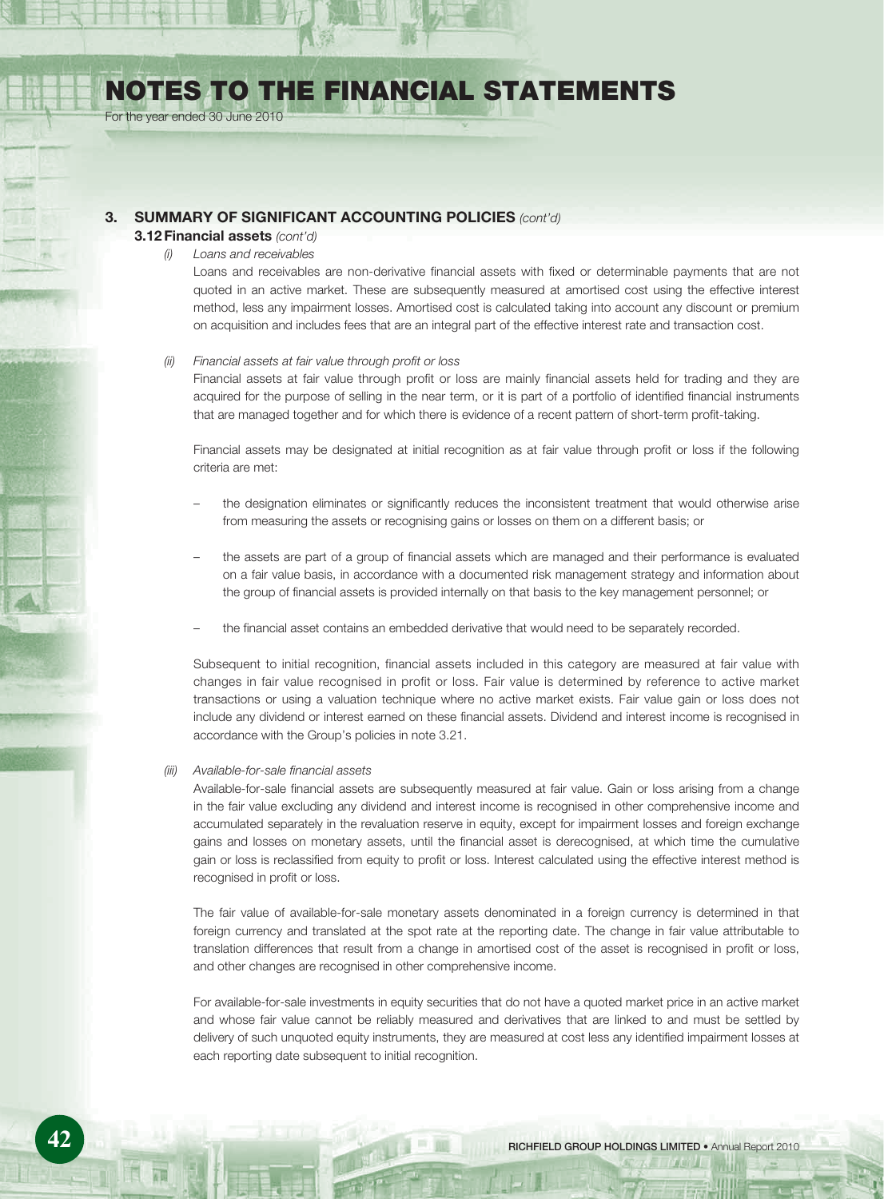## 3. SUMMARY OF SIGNIFICANT ACCOUNTING POLICIES *(cont'd)*

### 3.12 Financial assets *(cont'd)*

*(i) Loans and receivables*

Loans and receivables are non-derivative financial assets with fixed or determinable payments that are not quoted in an active market. These are subsequently measured at amortised cost using the effective interest method, less any impairment losses. Amortised cost is calculated taking into account any discount or premium on acquisition and includes fees that are an integral part of the effective interest rate and transaction cost.

*(ii) Financial assets at fair value through profit or loss*

Financial assets at fair value through profit or loss are mainly financial assets held for trading and they are acquired for the purpose of selling in the near term, or it is part of a portfolio of identified financial instruments that are managed together and for which there is evidence of a recent pattern of short-term profit-taking.

Financial assets may be designated at initial recognition as at fair value through profit or loss if the following criteria are met:

- the designation eliminates or significantly reduces the inconsistent treatment that would otherwise arise from measuring the assets or recognising gains or losses on them on a different basis; or
- the assets are part of a group of financial assets which are managed and their performance is evaluated on a fair value basis, in accordance with a documented risk management strategy and information about the group of financial assets is provided internally on that basis to the key management personnel; or
- the financial asset contains an embedded derivative that would need to be separately recorded.

Subsequent to initial recognition, financial assets included in this category are measured at fair value with changes in fair value recognised in profit or loss. Fair value is determined by reference to active market transactions or using a valuation technique where no active market exists. Fair value gain or loss does not include any dividend or interest earned on these financial assets. Dividend and interest income is recognised in accordance with the Group's policies in note 3.21.

*(iii) Available-for-sale financial assets*

Available-for-sale financial assets are subsequently measured at fair value. Gain or loss arising from a change in the fair value excluding any dividend and interest income is recognised in other comprehensive income and accumulated separately in the revaluation reserve in equity, except for impairment losses and foreign exchange gains and losses on monetary assets, until the financial asset is derecognised, at which time the cumulative gain or loss is reclassified from equity to profit or loss. Interest calculated using the effective interest method is recognised in profit or loss.

The fair value of available-for-sale monetary assets denominated in a foreign currency is determined in that foreign currency and translated at the spot rate at the reporting date. The change in fair value attributable to translation differences that result from a change in amortised cost of the asset is recognised in profit or loss, and other changes are recognised in other comprehensive income.

For available-for-sale investments in equity securities that do not have a quoted market price in an active market and whose fair value cannot be reliably measured and derivatives that are linked to and must be settled by delivery of such unquoted equity instruments, they are measured at cost less any identified impairment losses at each reporting date subsequent to initial recognition.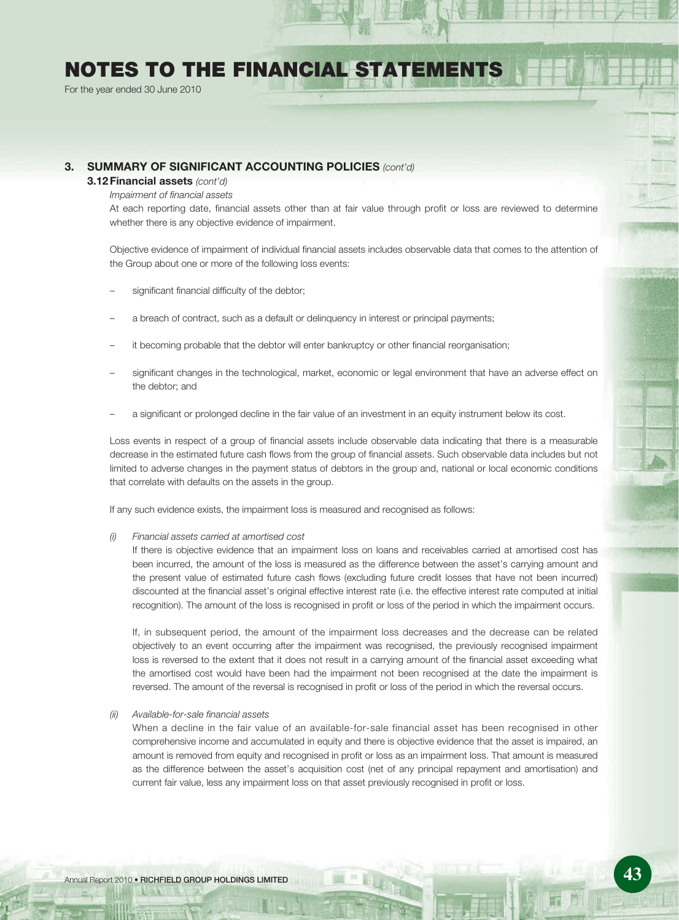# NOTES TO THE FINANCIAL STATEMENTS

For the year ended 30 June 2010

## 3. SUMMARY OF SIGNIFICANT ACCOUNTING POLICIES *(cont'd)*

### 3.12 Financial assets *(cont'd)*

*Impairment of financial assets*

At each reporting date, financial assets other than at fair value through profit or loss are reviewed to determine whether there is any objective evidence of impairment.

Objective evidence of impairment of individual financial assets includes observable data that comes to the attention of the Group about one or more of the following loss events:

- significant financial difficulty of the debtor;
- a breach of contract, such as a default or delinquency in interest or principal payments;
- it becoming probable that the debtor will enter bankruptcy or other financial reorganisation;
- significant changes in the technological, market, economic or legal environment that have an adverse effect on the debtor; and
- a significant or prolonged decline in the fair value of an investment in an equity instrument below its cost.

Loss events in respect of a group of financial assets include observable data indicating that there is a measurable decrease in the estimated future cash flows from the group of financial assets. Such observable data includes but not limited to adverse changes in the payment status of debtors in the group and, national or local economic conditions that correlate with defaults on the assets in the group.

If any such evidence exists, the impairment loss is measured and recognised as follows:

*(i) Financial assets carried at amortised cost*

If there is objective evidence that an impairment loss on loans and receivables carried at amortised cost has been incurred, the amount of the loss is measured as the difference between the asset's carrying amount and the present value of estimated future cash flows (excluding future credit losses that have not been incurred) discounted at the financial asset's original effective interest rate (i.e. the effective interest rate computed at initial recognition). The amount of the loss is recognised in profit or loss of the period in which the impairment occurs.

If, in subsequent period, the amount of the impairment loss decreases and the decrease can be related objectively to an event occurring after the impairment was recognised, the previously recognised impairment loss is reversed to the extent that it does not result in a carrying amount of the financial asset exceeding what the amortised cost would have been had the impairment not been recognised at the date the impairment is reversed. The amount of the reversal is recognised in profit or loss of the period in which the reversal occurs.

*(ii) Available-for-sale financial assets*

When a decline in the fair value of an available-for-sale financial asset has been recognised in other comprehensive income and accumulated in equity and there is objective evidence that the asset is impaired, an amount is removed from equity and recognised in profit or loss as an impairment loss. That amount is measured as the difference between the asset's acquisition cost (net of any principal repayment and amortisation) and current fair value, less any impairment loss on that asset previously recognised in profit or loss.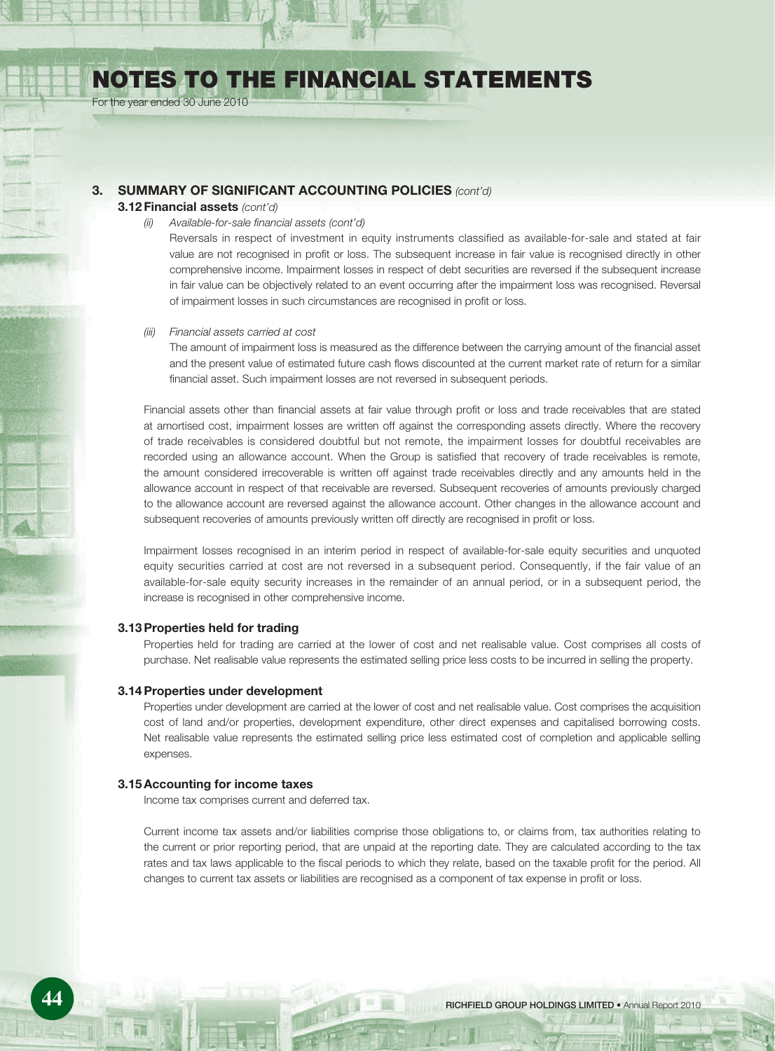## 3. SUMMARY OF SIGNIFICANT ACCOUNTING POLICIES *(cont'd)*

### 3.12 Financial assets *(cont'd)*

*(ii) Available-for-sale financial assets (cont'd)*

Reversals in respect of investment in equity instruments classified as available-for-sale and stated at fair value are not recognised in profit or loss. The subsequent increase in fair value is recognised directly in other comprehensive income. Impairment losses in respect of debt securities are reversed if the subsequent increase in fair value can be objectively related to an event occurring after the impairment loss was recognised. Reversal of impairment losses in such circumstances are recognised in profit or loss.

*(iii) Financial assets carried at cost*

The amount of impairment loss is measured as the difference between the carrying amount of the financial asset and the present value of estimated future cash flows discounted at the current market rate of return for a similar financial asset. Such impairment losses are not reversed in subsequent periods.

Financial assets other than financial assets at fair value through profit or loss and trade receivables that are stated at amortised cost, impairment losses are written off against the corresponding assets directly. Where the recovery of trade receivables is considered doubtful but not remote, the impairment losses for doubtful receivables are recorded using an allowance account. When the Group is satisfied that recovery of trade receivables is remote, the amount considered irrecoverable is written off against trade receivables directly and any amounts held in the allowance account in respect of that receivable are reversed. Subsequent recoveries of amounts previously charged to the allowance account are reversed against the allowance account. Other changes in the allowance account and subsequent recoveries of amounts previously written off directly are recognised in profit or loss.

Impairment losses recognised in an interim period in respect of available-for-sale equity securities and unquoted equity securities carried at cost are not reversed in a subsequent period. Consequently, if the fair value of an available-for-sale equity security increases in the remainder of an annual period, or in a subsequent period, the increase is recognised in other comprehensive income.

### 3.13 Properties held for trading

Properties held for trading are carried at the lower of cost and net realisable value. Cost comprises all costs of purchase. Net realisable value represents the estimated selling price less costs to be incurred in selling the property.

### 3.14 Properties under development

Properties under development are carried at the lower of cost and net realisable value. Cost comprises the acquisition cost of land and/or properties, development expenditure, other direct expenses and capitalised borrowing costs. Net realisable value represents the estimated selling price less estimated cost of completion and applicable selling expenses.

### 3.15 Accounting for income taxes

Income tax comprises current and deferred tax.

Current income tax assets and/or liabilities comprise those obligations to, or claims from, tax authorities relating to the current or prior reporting period, that are unpaid at the reporting date. They are calculated according to the tax rates and tax laws applicable to the fiscal periods to which they relate, based on the taxable profit for the period. All changes to current tax assets or liabilities are recognised as a component of tax expense in profit or loss.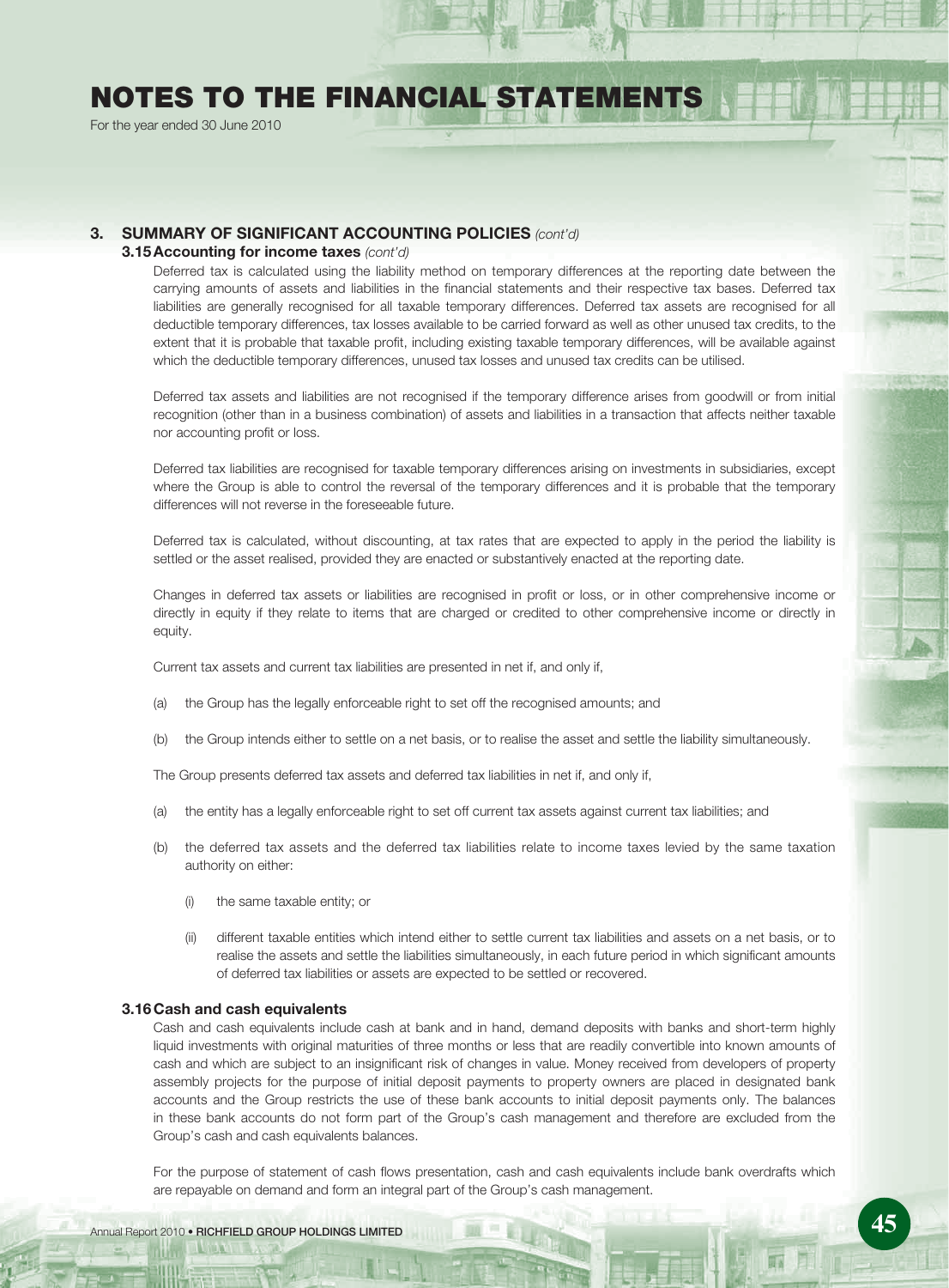# NOTES TO THE FINANCIAL STATEMENTS

For the year ended 30 June 2010

## 3. SUMMARY OF SIGNIFICANT ACCOUNTING POLICIES *(cont'd)*

### 3.15 Accounting for income taxes *(cont'd)*

Deferred tax is calculated using the liability method on temporary differences at the reporting date between the carrying amounts of assets and liabilities in the financial statements and their respective tax bases. Deferred tax liabilities are generally recognised for all taxable temporary differences. Deferred tax assets are recognised for all deductible temporary differences, tax losses available to be carried forward as well as other unused tax credits, to the extent that it is probable that taxable profit, including existing taxable temporary differences, will be available against which the deductible temporary differences, unused tax losses and unused tax credits can be utilised.

Deferred tax assets and liabilities are not recognised if the temporary difference arises from goodwill or from initial recognition (other than in a business combination) of assets and liabilities in a transaction that affects neither taxable nor accounting profit or loss.

Deferred tax liabilities are recognised for taxable temporary differences arising on investments in subsidiaries, except where the Group is able to control the reversal of the temporary differences and it is probable that the temporary differences will not reverse in the foreseeable future.

Deferred tax is calculated, without discounting, at tax rates that are expected to apply in the period the liability is settled or the asset realised, provided they are enacted or substantively enacted at the reporting date.

Changes in deferred tax assets or liabilities are recognised in profit or loss, or in other comprehensive income or directly in equity if they relate to items that are charged or credited to other comprehensive income or directly in equity.

Current tax assets and current tax liabilities are presented in net if, and only if,

(a) the Group has the legally enforceable right to set off the recognised amounts; and

(b) the Group intends either to settle on a net basis, or to realise the asset and settle the liability simultaneously.

The Group presents deferred tax assets and deferred tax liabilities in net if, and only if,

(a) the entity has a legally enforceable right to set off current tax assets against current tax liabilities; and

(b) the deferred tax assets and the deferred tax liabilities relate to income taxes levied by the same taxation authority on either:

   (i) the same taxable entity; or

   (ii) different taxable entities which intend either to settle current tax liabilities and assets on a net basis, or to realise the assets and settle the liabilities simultaneously, in each future period in which significant amounts of deferred tax liabilities or assets are expected to be settled or recovered.

### 3.16 Cash and cash equivalents

Cash and cash equivalents include cash at bank and in hand, demand deposits with banks and short-term highly liquid investments with original maturities of three months or less that are readily convertible into known amounts of cash and which are subject to an insignificant risk of changes in value. Money received from developers of property assembly projects for the purpose of initial deposit payments to property owners are placed in designated bank accounts and the Group restricts the use of these bank accounts to initial deposit payments only. The balances in these bank accounts do not form part of the Group's cash management and therefore are excluded from the Group's cash and cash equivalents balances.

For the purpose of statement of cash flows presentation, cash and cash equivalents include bank overdrafts which are repayable on demand and form an integral part of the Group's cash management.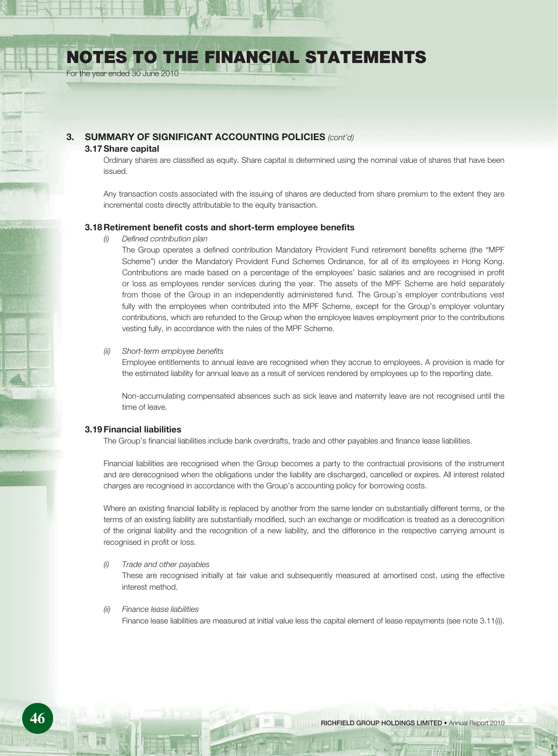## 3. SUMMARY OF SIGNIFICANT ACCOUNTING POLICIES *(cont'd)*

### 3.17 Share capital

Ordinary shares are classified as equity. Share capital is determined using the nominal value of shares that have been issued.

Any transaction costs associated with the issuing of shares are deducted from share premium to the extent they are incremental costs directly attributable to the equity transaction.

### 3.18 Retirement benefit costs and short-term employee benefits

*(i) Defined contribution plan*

The Group operates a defined contribution Mandatory Provident Fund retirement benefits scheme (the "MPF Scheme") under the Mandatory Provident Fund Schemes Ordinance, for all of its employees in Hong Kong. Contributions are made based on a percentage of the employees' basic salaries and are recognised in profit or loss as employees render services during the year. The assets of the MPF Scheme are held separately from those of the Group in an independently administered fund. The Group's employer contributions vest fully with the employees when contributed into the MPF Scheme, except for the Group's employer voluntary contributions, which are refunded to the Group when the employee leaves employment prior to the contributions vesting fully, in accordance with the rules of the MPF Scheme.

*(ii) Short-term employee benefits*

Employee entitlements to annual leave are recognised when they accrue to employees. A provision is made for the estimated liability for annual leave as a result of services rendered by employees up to the reporting date.

Non-accumulating compensated absences such as sick leave and maternity leave are not recognised until the time of leave.

### 3.19 Financial liabilities

The Group's financial liabilities include bank overdrafts, trade and other payables and finance lease liabilities.

Financial liabilities are recognised when the Group becomes a party to the contractual provisions of the instrument and are derecognised when the obligations under the liability are discharged, cancelled or expires. All interest related charges are recognised in accordance with the Group's accounting policy for borrowing costs.

Where an existing financial liability is replaced by another from the same lender on substantially different terms, or the terms of an existing liability are substantially modified, such an exchange or modification is treated as a derecognition of the original liability and the recognition of a new liability, and the difference in the respective carrying amount is recognised in profit or loss.

*(i) Trade and other payables*

These are recognised initially at fair value and subsequently measured at amortised cost, using the effective interest method.

*(ii) Finance lease liabilities*

Finance lease liabilities are measured at initial value less the capital element of lease repayments (see note 3.11(i)).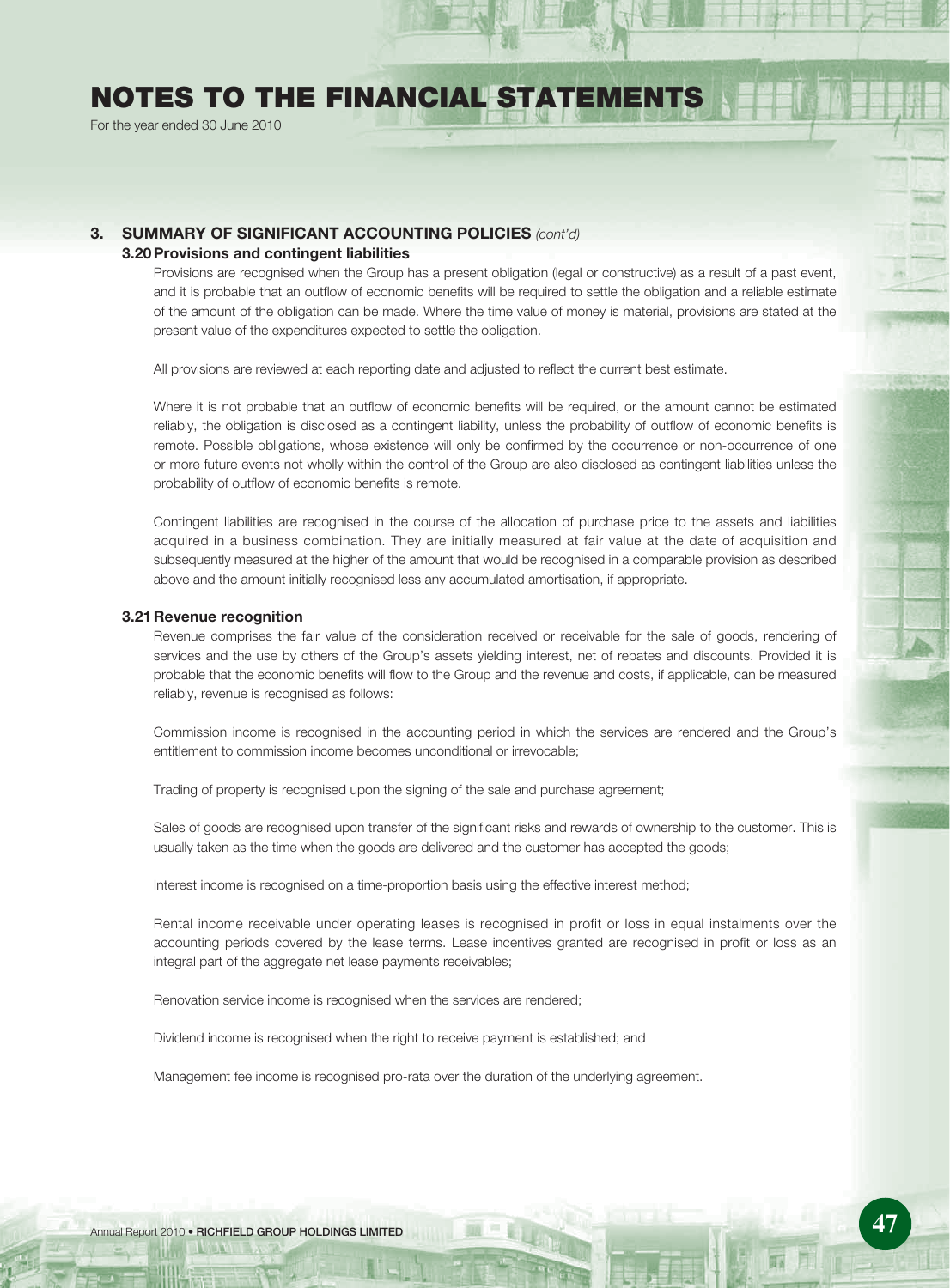# NOTES TO THE FINANCIAL STATEMENTS

For the year ended 30 June 2010

## 3. SUMMARY OF SIGNIFICANT ACCOUNTING POLICIES *(cont'd)*

### 3.20 Provisions and contingent liabilities

Provisions are recognised when the Group has a present obligation (legal or constructive) as a result of a past event, and it is probable that an outflow of economic benefits will be required to settle the obligation and a reliable estimate of the amount of the obligation can be made. Where the time value of money is material, provisions are stated at the present value of the expenditures expected to settle the obligation.

All provisions are reviewed at each reporting date and adjusted to reflect the current best estimate.

Where it is not probable that an outflow of economic benefits will be required, or the amount cannot be estimated reliably, the obligation is disclosed as a contingent liability, unless the probability of outflow of economic benefits is remote. Possible obligations, whose existence will only be confirmed by the occurrence or non-occurrence of one or more future events not wholly within the control of the Group are also disclosed as contingent liabilities unless the probability of outflow of economic benefits is remote.

Contingent liabilities are recognised in the course of the allocation of purchase price to the assets and liabilities acquired in a business combination. They are initially measured at fair value at the date of acquisition and subsequently measured at the higher of the amount that would be recognised in a comparable provision as described above and the amount initially recognised less any accumulated amortisation, if appropriate.

### 3.21 Revenue recognition

Revenue comprises the fair value of the consideration received or receivable for the sale of goods, rendering of services and the use by others of the Group's assets yielding interest, net of rebates and discounts. Provided it is probable that the economic benefits will flow to the Group and the revenue and costs, if applicable, can be measured reliably, revenue is recognised as follows:

Commission income is recognised in the accounting period in which the services are rendered and the Group's entitlement to commission income becomes unconditional or irrevocable;

Trading of property is recognised upon the signing of the sale and purchase agreement;

Sales of goods are recognised upon transfer of the significant risks and rewards of ownership to the customer. This is usually taken as the time when the goods are delivered and the customer has accepted the goods;

Interest income is recognised on a time-proportion basis using the effective interest method;

Rental income receivable under operating leases is recognised in profit or loss in equal instalments over the accounting periods covered by the lease terms. Lease incentives granted are recognised in profit or loss as an integral part of the aggregate net lease payments receivables;

Renovation service income is recognised when the services are rendered;

Dividend income is recognised when the right to receive payment is established; and

Management fee income is recognised pro-rata over the duration of the underlying agreement.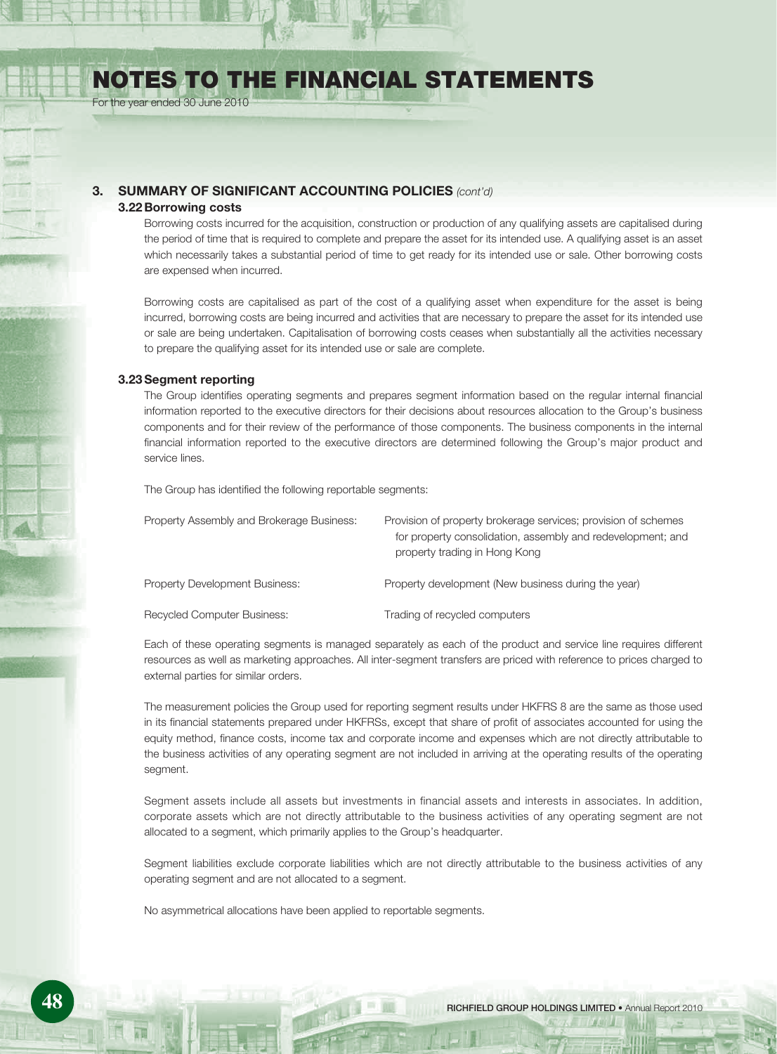# NOTES TO THE FINANCIAL STATEMENTS

For the year ended 30 June 2010

## 3. SUMMARY OF SIGNIFICANT ACCOUNTING POLICIES *(cont'd)*

### 3.22 Borrowing costs

Borrowing costs incurred for the acquisition, construction or production of any qualifying assets are capitalised during the period of time that is required to complete and prepare the asset for its intended use. A qualifying asset is an asset which necessarily takes a substantial period of time to get ready for its intended use or sale. Other borrowing costs are expensed when incurred.

Borrowing costs are capitalised as part of the cost of a qualifying asset when expenditure for the asset is being incurred, borrowing costs are being incurred and activities that are necessary to prepare the asset for its intended use or sale are being undertaken. Capitalisation of borrowing costs ceases when substantially all the activities necessary to prepare the qualifying asset for its intended use or sale are complete.

### 3.23 Segment reporting

The Group identifies operating segments and prepares segment information based on the regular internal financial information reported to the executive directors for their decisions about resources allocation to the Group's business components and for their review of the performance of those components. The business components in the internal financial information reported to the executive directors are determined following the Group's major product and service lines.

The Group has identified the following reportable segments:

| | |
|---|---|
| Property Assembly and Brokerage Business: | Provision of property brokerage services; provision of schemes for property consolidation, assembly and redevelopment; and property trading in Hong Kong |
| Property Development Business: | Property development (New business during the year) |
| Recycled Computer Business: | Trading of recycled computers |

Each of these operating segments is managed separately as each of the product and service line requires different resources as well as marketing approaches. All inter-segment transfers are priced with reference to prices charged to external parties for similar orders.

The measurement policies the Group used for reporting segment results under HKFRS 8 are the same as those used in its financial statements prepared under HKFRSs, except that share of profit of associates accounted for using the equity method, finance costs, income tax and corporate income and expenses which are not directly attributable to the business activities of any operating segment are not included in arriving at the operating results of the operating segment.

Segment assets include all assets but investments in financial assets and interests in associates. In addition, corporate assets which are not directly attributable to the business activities of any operating segment are not allocated to a segment, which primarily applies to the Group's headquarter.

Segment liabilities exclude corporate liabilities which are not directly attributable to the business activities of any operating segment and are not allocated to a segment.

No asymmetrical allocations have been applied to reportable segments.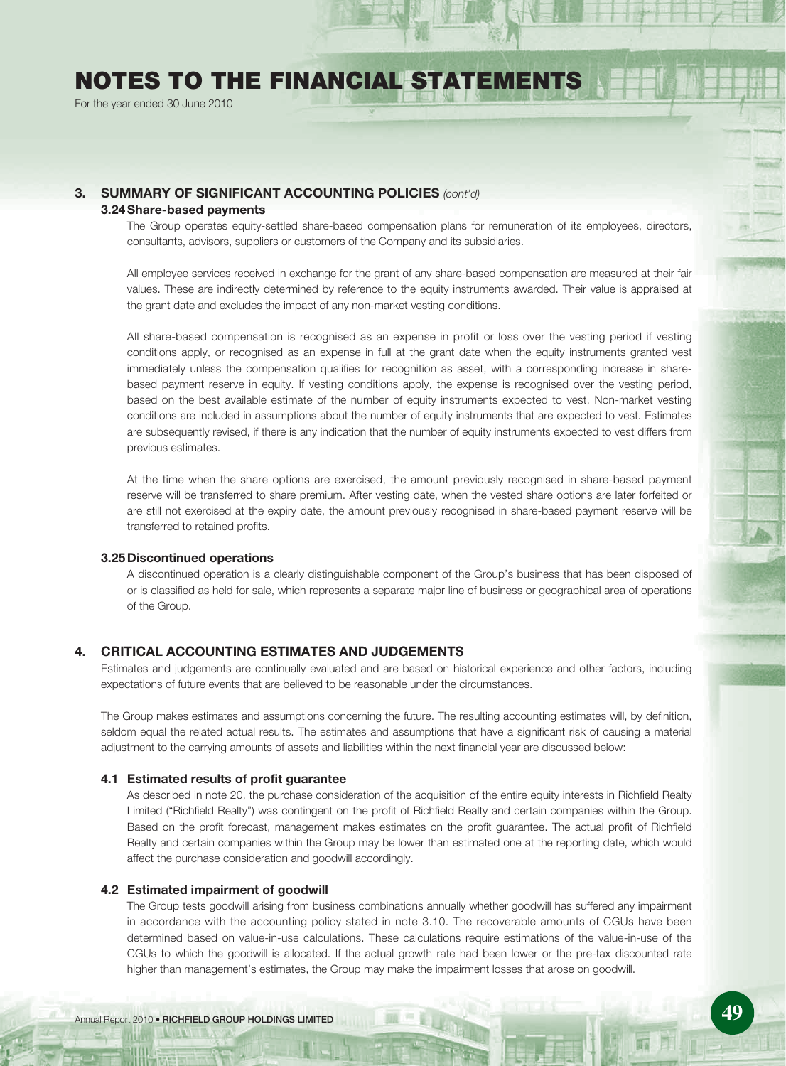## 3. SUMMARY OF SIGNIFICANT ACCOUNTING POLICIES *(cont'd)*

### 3.24 Share-based payments

The Group operates equity-settled share-based compensation plans for remuneration of its employees, directors, consultants, advisors, suppliers or customers of the Company and its subsidiaries.

All employee services received in exchange for the grant of any share-based compensation are measured at their fair values. These are indirectly determined by reference to the equity instruments awarded. Their value is appraised at the grant date and excludes the impact of any non-market vesting conditions.

All share-based compensation is recognised as an expense in profit or loss over the vesting period if vesting conditions apply, or recognised as an expense in full at the grant date when the equity instruments granted vest immediately unless the compensation qualifies for recognition as asset, with a corresponding increase in share-based payment reserve in equity. If vesting conditions apply, the expense is recognised over the vesting period, based on the best available estimate of the number of equity instruments expected to vest. Non-market vesting conditions are included in assumptions about the number of equity instruments that are expected to vest. Estimates are subsequently revised, if there is any indication that the number of equity instruments expected to vest differs from previous estimates.

At the time when the share options are exercised, the amount previously recognised in share-based payment reserve will be transferred to share premium. After vesting date, when the vested share options are later forfeited or are still not exercised at the expiry date, the amount previously recognised in share-based payment reserve will be transferred to retained profits.

### 3.25 Discontinued operations

A discontinued operation is a clearly distinguishable component of the Group's business that has been disposed of or is classified as held for sale, which represents a separate major line of business or geographical area of operations of the Group.

## 4. CRITICAL ACCOUNTING ESTIMATES AND JUDGEMENTS

Estimates and judgements are continually evaluated and are based on historical experience and other factors, including expectations of future events that are believed to be reasonable under the circumstances.

The Group makes estimates and assumptions concerning the future. The resulting accounting estimates will, by definition, seldom equal the related actual results. The estimates and assumptions that have a significant risk of causing a material adjustment to the carrying amounts of assets and liabilities within the next financial year are discussed below:

### 4.1 Estimated results of profit guarantee

As described in note 20, the purchase consideration of the acquisition of the entire equity interests in Richfield Realty Limited ("Richfield Realty") was contingent on the profit of Richfield Realty and certain companies within the Group. Based on the profit forecast, management makes estimates on the profit guarantee. The actual profit of Richfield Realty and certain companies within the Group may be lower than estimated one at the reporting date, which would affect the purchase consideration and goodwill accordingly.

### 4.2 Estimated impairment of goodwill

The Group tests goodwill arising from business combinations annually whether goodwill has suffered any impairment in accordance with the accounting policy stated in note 3.10. The recoverable amounts of CGUs have been determined based on value-in-use calculations. These calculations require estimations of the value-in-use of the CGUs to which the goodwill is allocated. If the actual growth rate had been lower or the pre-tax discounted rate higher than management's estimates, the Group may make the impairment losses that arose on goodwill.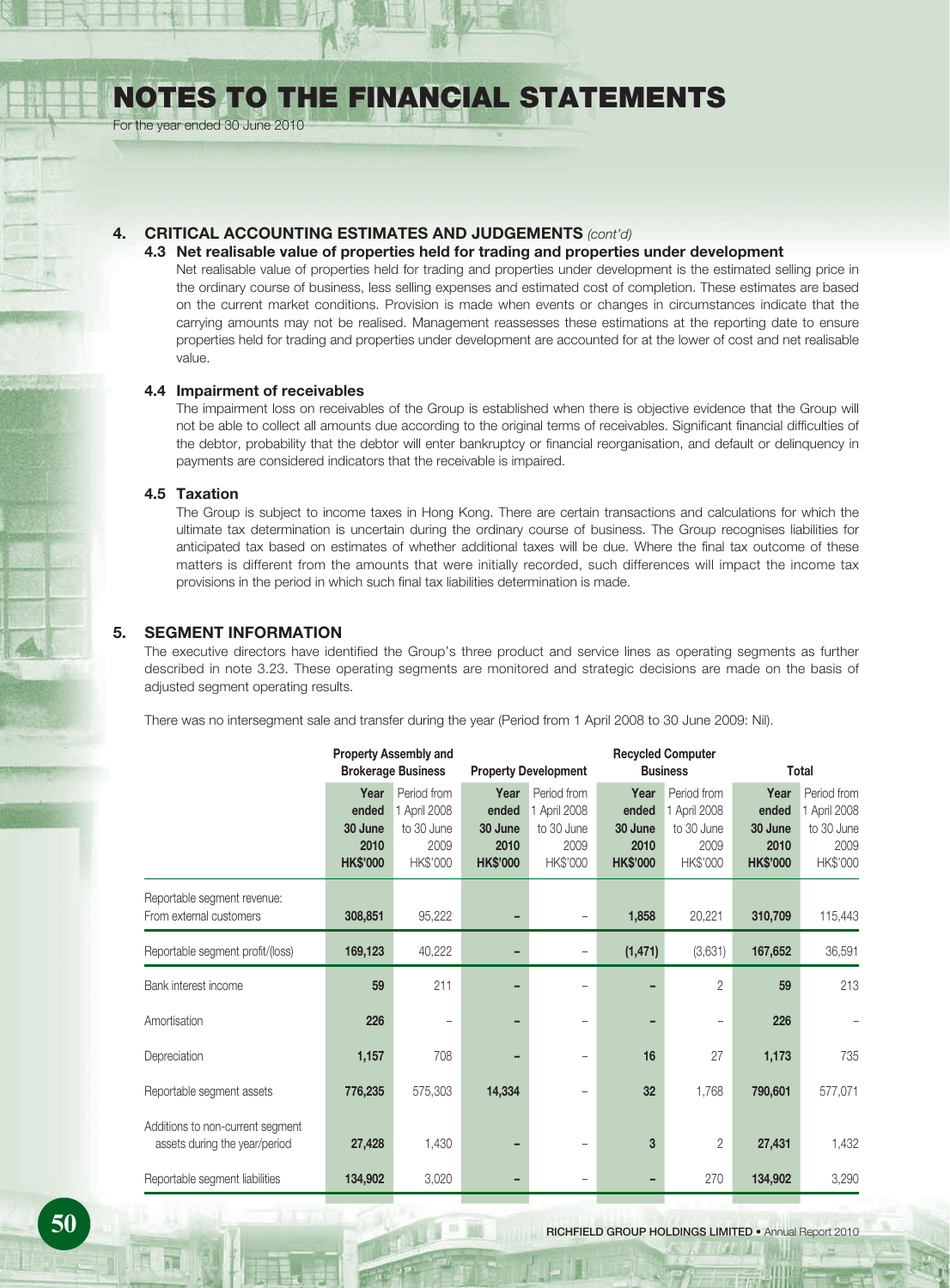## 4. CRITICAL ACCOUNTING ESTIMATES AND JUDGEMENTS *(cont'd)*

### 4.3 Net realisable value of properties held for trading and properties under development

Net realisable value of properties held for trading and properties under development is the estimated selling price in the ordinary course of business, less selling expenses and estimated cost of completion. These estimates are based on the current market conditions. Provision is made when events or changes in circumstances indicate that the carrying amounts may not be realised. Management reassesses these estimations at the reporting date to ensure properties held for trading and properties under development are accounted for at the lower of cost and net realisable value.

### 4.4 Impairment of receivables

The impairment loss on receivables of the Group is established when there is objective evidence that the Group will not be able to collect all amounts due according to the original terms of receivables. Significant financial difficulties of the debtor, probability that the debtor will enter bankruptcy or financial reorganisation, and default or delinquency in payments are considered indicators that the receivable is impaired.

### 4.5 Taxation

The Group is subject to income taxes in Hong Kong. There are certain transactions and calculations for which the ultimate tax determination is uncertain during the ordinary course of business. The Group recognises liabilities for anticipated tax based on estimates of whether additional taxes will be due. Where the final tax outcome of these matters is different from the amounts that were initially recorded, such differences will impact the income tax provisions in the period in which such final tax liabilities determination is made.

## 5. SEGMENT INFORMATION

The executive directors have identified the Group's three product and service lines as operating segments as further described in note 3.23. These operating segments are monitored and strategic decisions are made on the basis of adjusted segment operating results.

There was no intersegment sale and transfer during the year (Period from 1 April 2008 to 30 June 2009: Nil).

| | Property Assembly and Brokerage Business | | Property Development | | Recycled Computer Business | | Total | |
|---|---|---|---|---|---|---|---|---|
| | **Year ended 30 June 2010 HK$'000** | Period from 1 April 2008 to 30 June 2009 HK$'000 | **Year ended 30 June 2010 HK$'000** | Period from 1 April 2008 to 30 June 2009 HK$'000 | **Year ended 30 June 2010 HK$'000** | Period from 1 April 2008 to 30 June 2009 HK$'000 | **Year ended 30 June 2010 HK$'000** | Period from 1 April 2008 to 30 June 2009 HK$'000 |
| Reportable segment revenue: From external customers | **308,851** | 95,222 | **–** | – | **1,858** | 20,221 | **310,709** | 115,443 |
| Reportable segment profit/(loss) | **169,123** | 40,222 | **–** | – | **(1,471)** | (3,631) | **167,652** | 36,591 |
| Bank interest income | **59** | 211 | **–** | – | **–** | 2 | **59** | 213 |
| Amortisation | **226** | – | **–** | – | **–** | – | **226** | – |
| Depreciation | **1,157** | 708 | **–** | – | **16** | 27 | **1,173** | 735 |
| Reportable segment assets | **776,235** | 575,303 | **14,334** | – | **32** | 1,768 | **790,601** | 577,071 |
| Additions to non-current segment assets during the year/period | **27,428** | 1,430 | **–** | – | **3** | 2 | **27,431** | 1,432 |
| Reportable segment liabilities | **134,902** | 3,020 | **–** | – | **–** | 270 | **134,902** | 3,290 |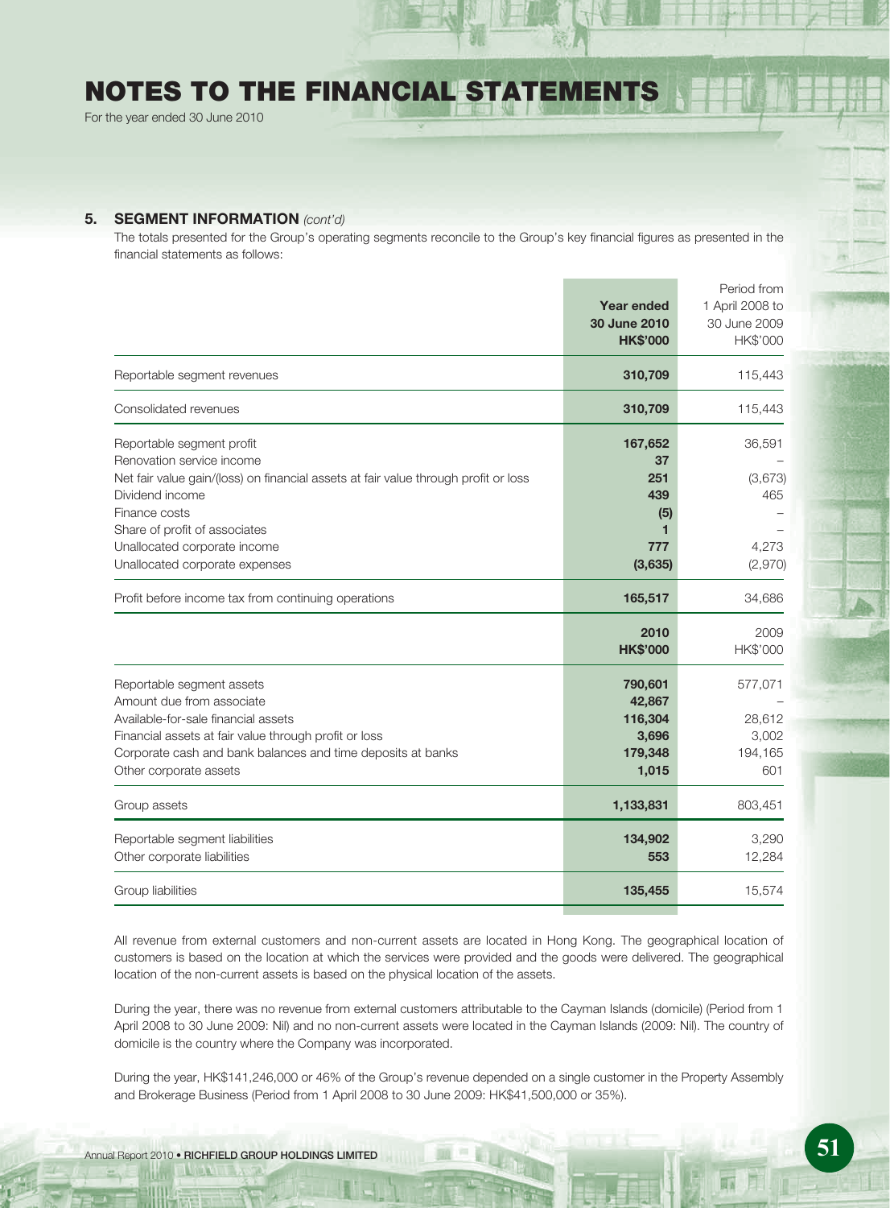# NOTES TO THE FINANCIAL STATEMENTS

For the year ended 30 June 2010

## 5. SEGMENT INFORMATION *(cont'd)*

The totals presented for the Group's operating segments reconcile to the Group's key financial figures as presented in the financial statements as follows:

| | **Year ended 30 June 2010 HK$'000** | Period from 1 April 2008 to 30 June 2009 HK$'000 |
|---|---|---|
| Reportable segment revenues | **310,709** | 115,443 |
| Consolidated revenues | **310,709** | 115,443 |
| Reportable segment profit | **167,652** | 36,591 |
| Renovation service income | **37** | – |
| Net fair value gain/(loss) on financial assets at fair value through profit or loss | **251** | (3,673) |
| Dividend income | **439** | 465 |
| Finance costs | **(5)** | – |
| Share of profit of associates | **1** | – |
| Unallocated corporate income | **777** | 4,273 |
| Unallocated corporate expenses | **(3,635)** | (2,970) |
| Profit before income tax from continuing operations | **165,517** | 34,686 |

| | **2010 HK$'000** | 2009 HK$'000 |
|---|---|---|
| Reportable segment assets | **790,601** | 577,071 |
| Amount due from associate | **42,867** | – |
| Available-for-sale financial assets | **116,304** | 28,612 |
| Financial assets at fair value through profit or loss | **3,696** | 3,002 |
| Corporate cash and bank balances and time deposits at banks | **179,348** | 194,165 |
| Other corporate assets | **1,015** | 601 |
| Group assets | **1,133,831** | 803,451 |
| Reportable segment liabilities | **134,902** | 3,290 |
| Other corporate liabilities | **553** | 12,284 |
| Group liabilities | **135,455** | 15,574 |

All revenue from external customers and non-current assets are located in Hong Kong. The geographical location of customers is based on the location at which the services were provided and the goods were delivered. The geographical location of the non-current assets is based on the physical location of the assets.

During the year, there was no revenue from external customers attributable to the Cayman Islands (domicile) (Period from 1 April 2008 to 30 June 2009: Nil) and no non-current assets were located in the Cayman Islands (2009: Nil). The country of domicile is the country where the Company was incorporated.

During the year, HK$141,246,000 or 46% of the Group's revenue depended on a single customer in the Property Assembly and Brokerage Business (Period from 1 April 2008 to 30 June 2009: HK$41,500,000 or 35%).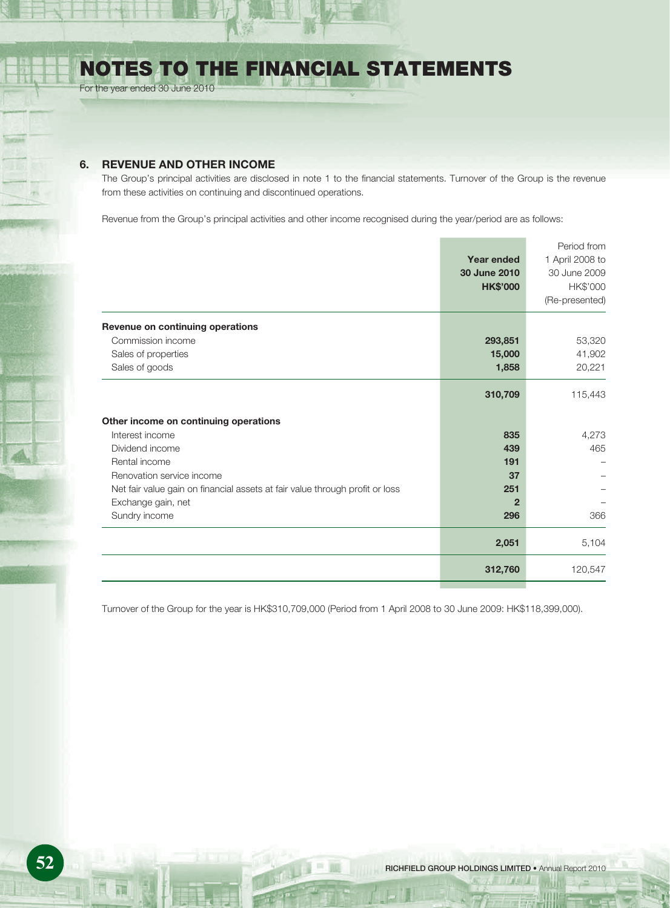## 6. REVENUE AND OTHER INCOME

The Group's principal activities are disclosed in note 1 to the financial statements. Turnover of the Group is the revenue from these activities on continuing and discontinued operations.

Revenue from the Group's principal activities and other income recognised during the year/period are as follows:

| | **Year ended 30 June 2010 HK$'000** | Period from 1 April 2008 to 30 June 2009 HK$'000 (Re-presented) |
|---|---|---|
| **Revenue on continuing operations** | | |
| Commission income | **293,851** | 53,320 |
| Sales of properties | **15,000** | 41,902 |
| Sales of goods | **1,858** | 20,221 |
| | **310,709** | 115,443 |
| **Other income on continuing operations** | | |
| Interest income | **835** | 4,273 |
| Dividend income | **439** | 465 |
| Rental income | **191** | – |
| Renovation service income | **37** | – |
| Net fair value gain on financial assets at fair value through profit or loss | **251** | – |
| Exchange gain, net | **2** | – |
| Sundry income | **296** | 366 |
| | **2,051** | 5,104 |
| | **312,760** | 120,547 |

Turnover of the Group for the year is HK$310,709,000 (Period from 1 April 2008 to 30 June 2009: HK$118,399,000).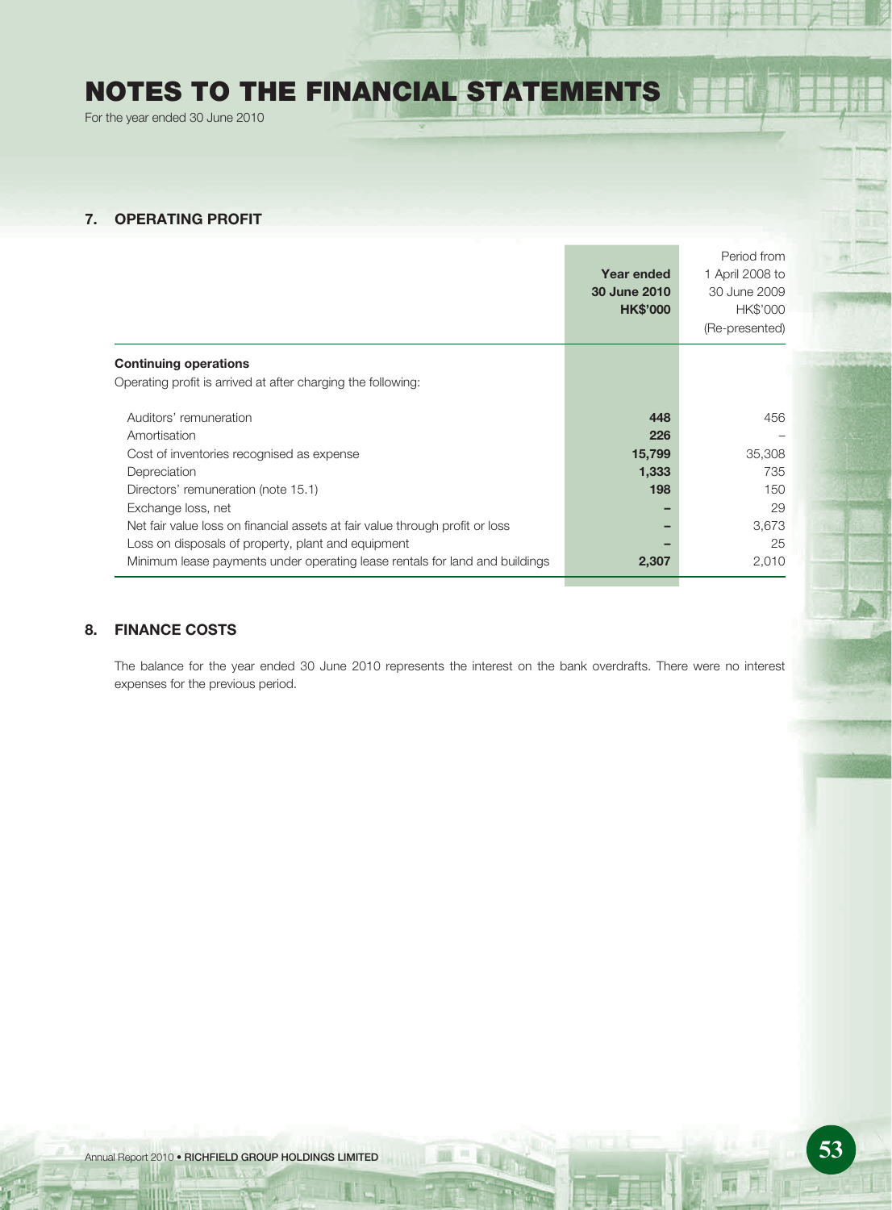# NOTES TO THE FINANCIAL STATEMENTS

For the year ended 30 June 2010

## 7. OPERATING PROFIT

| | **Year ended 30 June 2010 HK$'000** | Period from 1 April 2008 to 30 June 2009 HK$'000 (Re-presented) |
|---|---|---|
| **Continuing operations** | | |
| Operating profit is arrived at after charging the following: | | |
| Auditors' remuneration | **448** | 456 |
| Amortisation | **226** | – |
| Cost of inventories recognised as expense | **15,799** | 35,308 |
| Depreciation | **1,333** | 735 |
| Directors' remuneration (note 15.1) | **198** | 150 |
| Exchange loss, net | **–** | 29 |
| Net fair value loss on financial assets at fair value through profit or loss | **–** | 3,673 |
| Loss on disposals of property, plant and equipment | **–** | 25 |
| Minimum lease payments under operating lease rentals for land and buildings | **2,307** | 2,010 |

## 8. FINANCE COSTS

The balance for the year ended 30 June 2010 represents the interest on the bank overdrafts. There were no interest expenses for the previous period.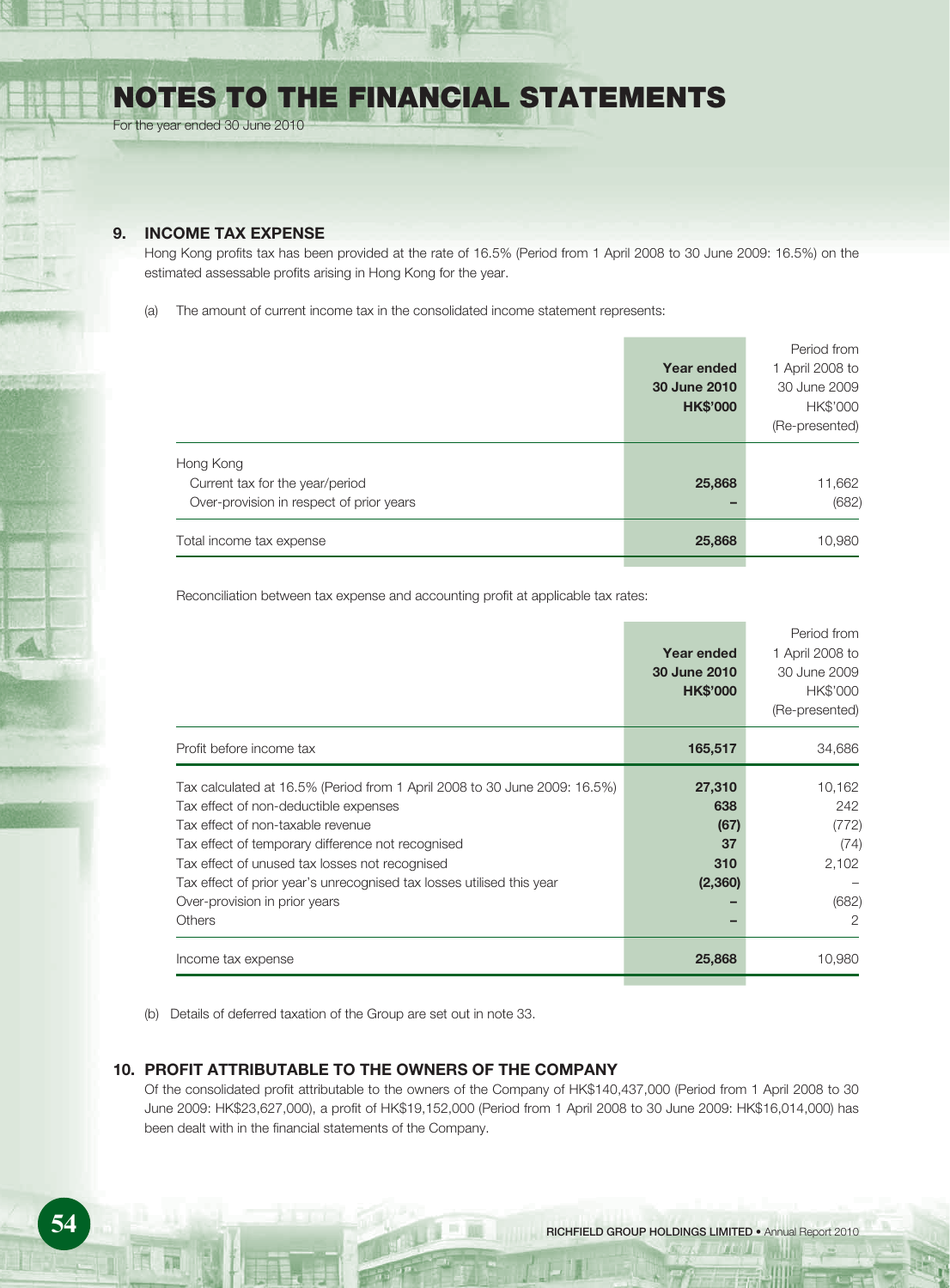# NOTES TO THE FINANCIAL STATEMENTS

For the year ended 30 June 2010

## 9. INCOME TAX EXPENSE

Hong Kong profits tax has been provided at the rate of 16.5% (Period from 1 April 2008 to 30 June 2009: 16.5%) on the estimated assessable profits arising in Hong Kong for the year.

(a) The amount of current income tax in the consolidated income statement represents:

| | **Year ended 30 June 2010 HK$'000** | Period from 1 April 2008 to 30 June 2009 HK$'000 (Re-presented) |
|---|---|---|
| Hong Kong | | |
| Current tax for the year/period | **25,868** | 11,662 |
| Over-provision in respect of prior years | **–** | (682) |
| Total income tax expense | **25,868** | 10,980 |

Reconciliation between tax expense and accounting profit at applicable tax rates:

| | **Year ended 30 June 2010 HK$'000** | Period from 1 April 2008 to 30 June 2009 HK$'000 (Re-presented) |
|---|---|---|
| Profit before income tax | **165,517** | 34,686 |
| Tax calculated at 16.5% (Period from 1 April 2008 to 30 June 2009: 16.5%) | **27,310** | 10,162 |
| Tax effect of non-deductible expenses | **638** | 242 |
| Tax effect of non-taxable revenue | **(67)** | (772) |
| Tax effect of temporary difference not recognised | **37** | (74) |
| Tax effect of unused tax losses not recognised | **310** | 2,102 |
| Tax effect of prior year's unrecognised tax losses utilised this year | **(2,360)** | – |
| Over-provision in prior years | **–** | (682) |
| Others | **–** | 2 |
| Income tax expense | **25,868** | 10,980 |

(b) Details of deferred taxation of the Group are set out in note 33.

## 10. PROFIT ATTRIBUTABLE TO THE OWNERS OF THE COMPANY

Of the consolidated profit attributable to the owners of the Company of HK$140,437,000 (Period from 1 April 2008 to 30 June 2009: HK$23,627,000), a profit of HK$19,152,000 (Period from 1 April 2008 to 30 June 2009: HK$16,014,000) has been dealt with in the financial statements of the Company.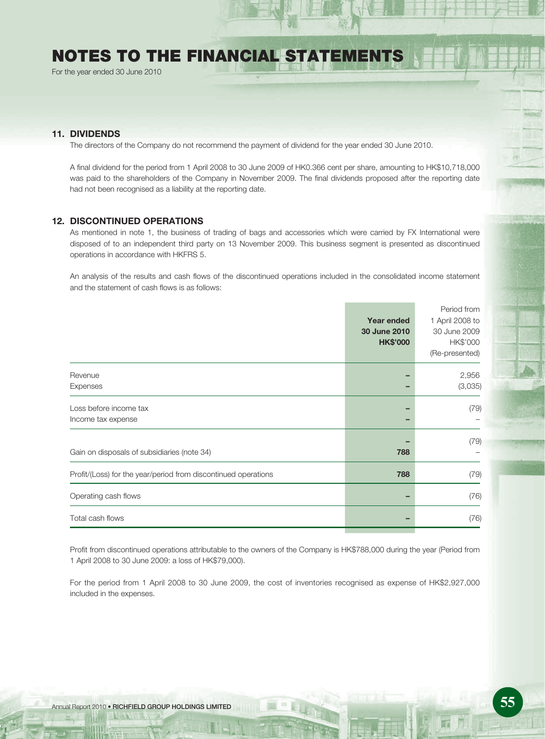# NOTES TO THE FINANCIAL STATEMENTS

For the year ended 30 June 2010

## 11. DIVIDENDS

The directors of the Company do not recommend the payment of dividend for the year ended 30 June 2010.

A final dividend for the period from 1 April 2008 to 30 June 2009 of HK0.366 cent per share, amounting to HK$10,718,000 was paid to the shareholders of the Company in November 2009. The final dividends proposed after the reporting date had not been recognised as a liability at the reporting date.

## 12. DISCONTINUED OPERATIONS

As mentioned in note 1, the business of trading of bags and accessories which were carried by FX International were disposed of to an independent third party on 13 November 2009. This business segment is presented as discontinued operations in accordance with HKFRS 5.

An analysis of the results and cash flows of the discontinued operations included in the consolidated income statement and the statement of cash flows is as follows:

| | **Year ended 30 June 2010 HK$'000** | Period from 1 April 2008 to 30 June 2009 HK$'000 (Re-presented) |
|---|---|---|
| Revenue | – | 2,956 |
| Expenses | – | (3,035) |
| Loss before income tax | – | (79) |
| Income tax expense | – | – |
| | – | (79) |
| Gain on disposals of subsidiaries (note 34) | 788 | – |
| Profit/(Loss) for the year/period from discontinued operations | 788 | (79) |
| Operating cash flows | – | (76) |
| Total cash flows | – | (76) |

Profit from discontinued operations attributable to the owners of the Company is HK$788,000 during the year (Period from 1 April 2008 to 30 June 2009: a loss of HK$79,000).

For the period from 1 April 2008 to 30 June 2009, the cost of inventories recognised as expense of HK$2,927,000 included in the expenses.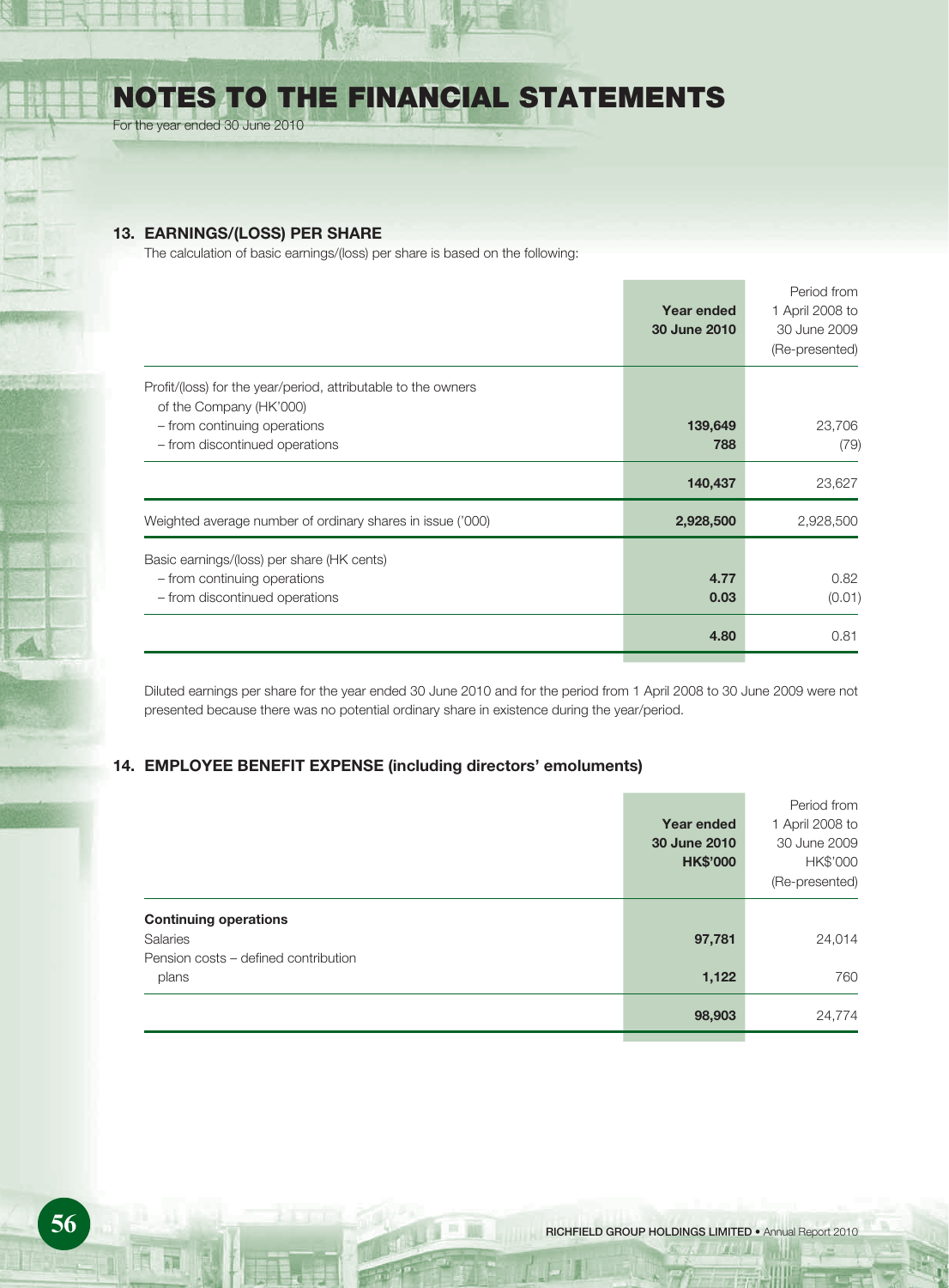# NOTES TO THE FINANCIAL STATEMENTS

For the year ended 30 June 2010

## 13. EARNINGS/(LOSS) PER SHARE

The calculation of basic earnings/(loss) per share is based on the following:

| | **Year ended 30 June 2010** | Period from 1 April 2008 to 30 June 2009 (Re-presented) |
|---|---|---|
| Profit/(loss) for the year/period, attributable to the owners of the Company (HK'000) | | |
| – from continuing operations | **139,649** | 23,706 |
| – from discontinued operations | **788** | (79) |
| | **140,437** | 23,627 |
| Weighted average number of ordinary shares in issue ('000) | **2,928,500** | 2,928,500 |
| Basic earnings/(loss) per share (HK cents) | | |
| – from continuing operations | **4.77** | 0.82 |
| – from discontinued operations | **0.03** | (0.01) |
| | **4.80** | 0.81 |

Diluted earnings per share for the year ended 30 June 2010 and for the period from 1 April 2008 to 30 June 2009 were not presented because there was no potential ordinary share in existence during the year/period.

## 14. EMPLOYEE BENEFIT EXPENSE (including directors' emoluments)

| | **Year ended 30 June 2010 HK$'000** | Period from 1 April 2008 to 30 June 2009 HK$'000 (Re-presented) |
|---|---|---|
| **Continuing operations** | | |
| Salaries | **97,781** | 24,014 |
| Pension costs – defined contribution plans | **1,122** | 760 |
| | **98,903** | 24,774 |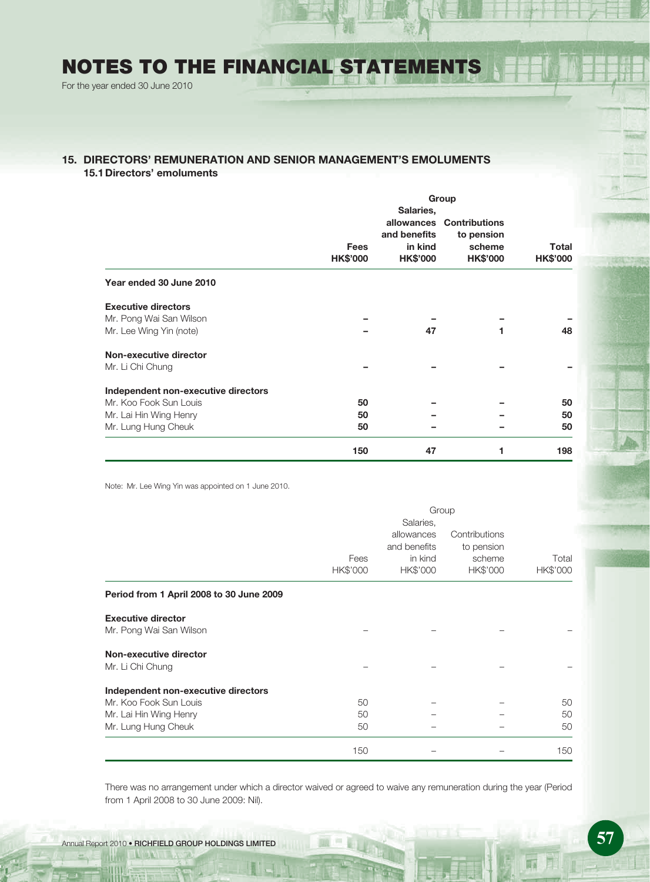# NOTES TO THE FINANCIAL STATEMENTS

For the year ended 30 June 2010

## 15. DIRECTORS' REMUNERATION AND SENIOR MANAGEMENT'S EMOLUMENTS

### 15.1 Directors' emoluments

| | Group | | | |
|---|---|---|---|---|
| | **Fees**<br>**HK$'000** | **Salaries, allowances and benefits in kind**<br>**HK$'000** | **Contributions to pension scheme**<br>**HK$'000** | **Total**<br>**HK$'000** |
| **Year ended 30 June 2010** | | | | |
| **Executive directors** | | | | |
| Mr. Pong Wai San Wilson | – | – | – | – |
| Mr. Lee Wing Yin (note) | – | 47 | 1 | 48 |
| **Non-executive director** | | | | |
| Mr. Li Chi Chung | – | – | – | – |
| **Independent non-executive directors** | | | | |
| Mr. Koo Fook Sun Louis | 50 | – | – | 50 |
| Mr. Lai Hin Wing Henry | 50 | – | – | 50 |
| Mr. Lung Hung Cheuk | 50 | – | – | 50 |
| | **150** | **47** | **1** | **198** |

Note: Mr. Lee Wing Yin was appointed on 1 June 2010.

| | Group | | | |
|---|---|---|---|---|
| | Fees<br>HK$'000 | Salaries, allowances and benefits in kind<br>HK$'000 | Contributions to pension scheme<br>HK$'000 | Total<br>HK$'000 |
| **Period from 1 April 2008 to 30 June 2009** | | | | |
| **Executive director** | | | | |
| Mr. Pong Wai San Wilson | – | – | – | – |
| **Non-executive director** | | | | |
| Mr. Li Chi Chung | – | – | – | – |
| **Independent non-executive directors** | | | | |
| Mr. Koo Fook Sun Louis | 50 | – | – | 50 |
| Mr. Lai Hin Wing Henry | 50 | – | – | 50 |
| Mr. Lung Hung Cheuk | 50 | – | – | 50 |
| | 150 | – | – | 150 |

There was no arrangement under which a director waived or agreed to waive any remuneration during the year (Period from 1 April 2008 to 30 June 2009: Nil).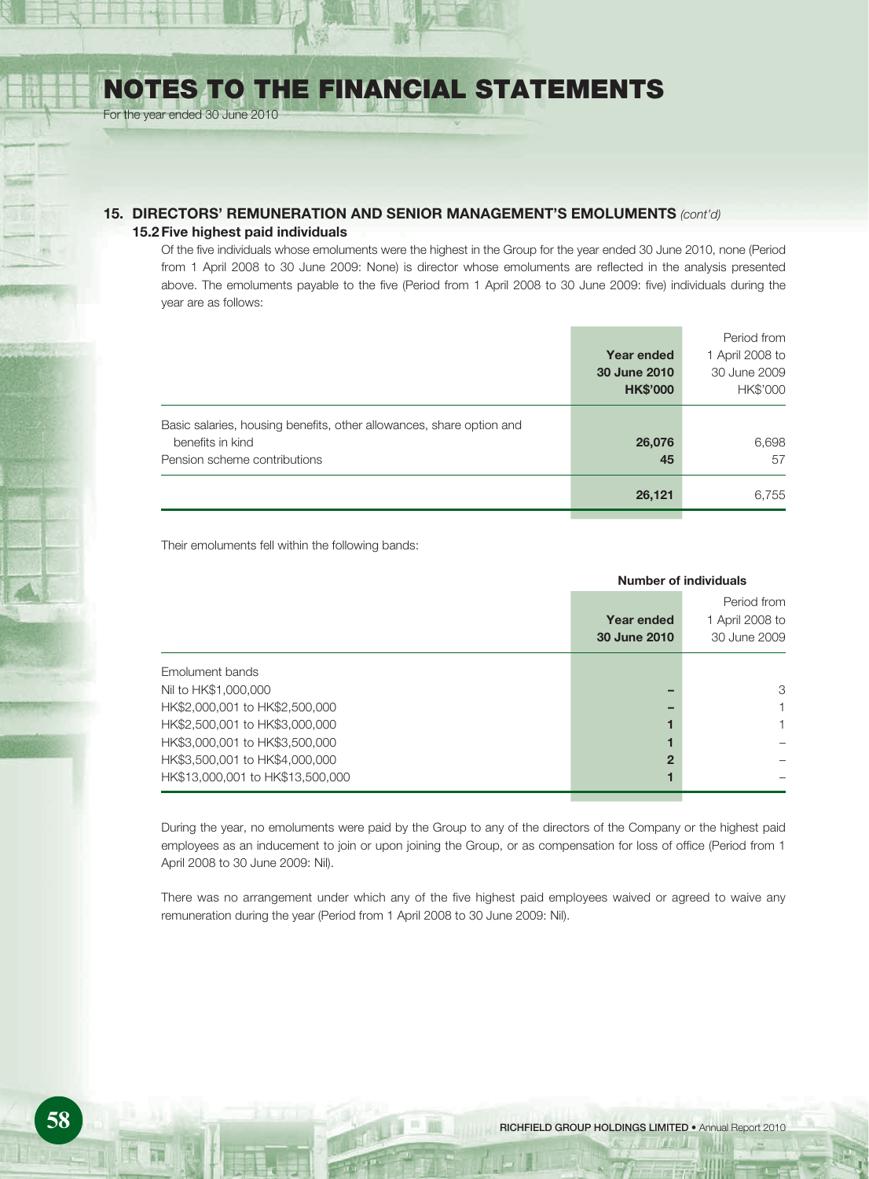## 15. DIRECTORS' REMUNERATION AND SENIOR MANAGEMENT'S EMOLUMENTS *(cont'd)*

### 15.2 Five highest paid individuals

Of the five individuals whose emoluments were the highest in the Group for the year ended 30 June 2010, none (Period from 1 April 2008 to 30 June 2009: None) is director whose emoluments are reflected in the analysis presented above. The emoluments payable to the five (Period from 1 April 2008 to 30 June 2009: five) individuals during the year are as follows:

| | **Year ended 30 June 2010 HK$'000** | Period from 1 April 2008 to 30 June 2009 HK$'000 |
|---|---|---|
| Basic salaries, housing benefits, other allowances, share option and benefits in kind | **26,076** | 6,698 |
| Pension scheme contributions | **45** | 57 |
| | **26,121** | 6,755 |

Their emoluments fell within the following bands:

| | **Number of individuals** | |
|---|---|---|
| | **Year ended 30 June 2010** | Period from 1 April 2008 to 30 June 2009 |
| Emolument bands | | |
| Nil to HK$1,000,000 | **–** | 3 |
| HK$2,000,001 to HK$2,500,000 | **–** | 1 |
| HK$2,500,001 to HK$3,000,000 | **1** | 1 |
| HK$3,000,001 to HK$3,500,000 | **1** | – |
| HK$3,500,001 to HK$4,000,000 | **2** | – |
| HK$13,000,001 to HK$13,500,000 | **1** | – |

During the year, no emoluments were paid by the Group to any of the directors of the Company or the highest paid employees as an inducement to join or upon joining the Group, or as compensation for loss of office (Period from 1 April 2008 to 30 June 2009: Nil).

There was no arrangement under which any of the five highest paid employees waived or agreed to waive any remuneration during the year (Period from 1 April 2008 to 30 June 2009: Nil).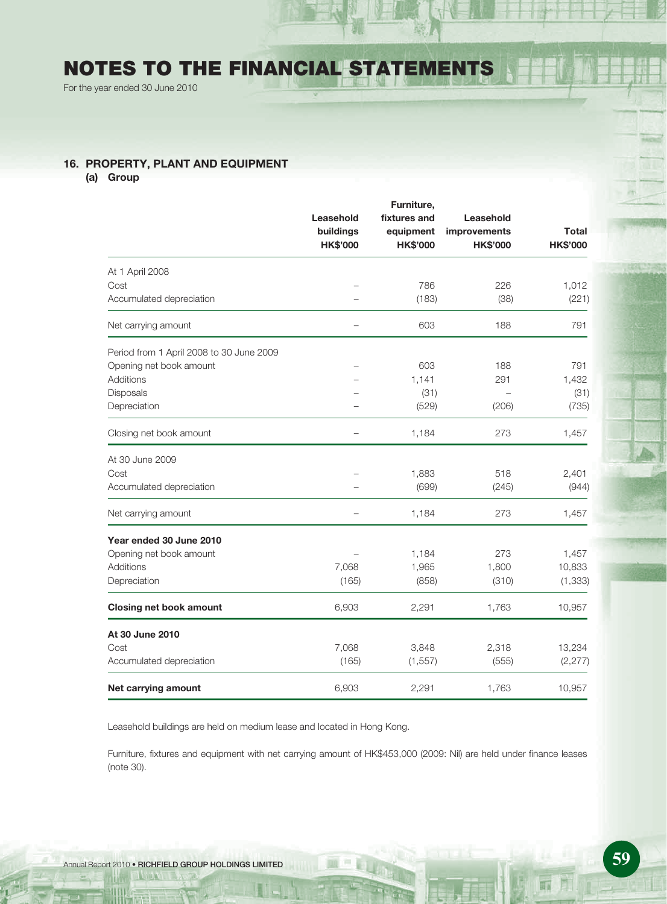# NOTES TO THE FINANCIAL STATEMENTS

For the year ended 30 June 2010

## 16. PROPERTY, PLANT AND EQUIPMENT

### (a) Group

| | Leasehold buildings HK$'000 | Furniture, fixtures and equipment HK$'000 | Leasehold improvements HK$'000 | Total HK$'000 |
|---|---|---|---|---|
| At 1 April 2008 | | | | |
| Cost | – | 786 | 226 | 1,012 |
| Accumulated depreciation | – | (183) | (38) | (221) |
| Net carrying amount | – | 603 | 188 | 791 |
| Period from 1 April 2008 to 30 June 2009 | | | | |
| Opening net book amount | – | 603 | 188 | 791 |
| Additions | – | 1,141 | 291 | 1,432 |
| Disposals | – | (31) | – | (31) |
| Depreciation | – | (529) | (206) | (735) |
| Closing net book amount | – | 1,184 | 273 | 1,457 |
| At 30 June 2009 | | | | |
| Cost | – | 1,883 | 518 | 2,401 |
| Accumulated depreciation | – | (699) | (245) | (944) |
| Net carrying amount | – | 1,184 | 273 | 1,457 |
| **Year ended 30 June 2010** | | | | |
| Opening net book amount | – | 1,184 | 273 | 1,457 |
| Additions | 7,068 | 1,965 | 1,800 | 10,833 |
| Depreciation | (165) | (858) | (310) | (1,333) |
| **Closing net book amount** | 6,903 | 2,291 | 1,763 | 10,957 |
| **At 30 June 2010** | | | | |
| Cost | 7,068 | 3,848 | 2,318 | 13,234 |
| Accumulated depreciation | (165) | (1,557) | (555) | (2,277) |
| **Net carrying amount** | 6,903 | 2,291 | 1,763 | 10,957 |

Leasehold buildings are held on medium lease and located in Hong Kong.

Furniture, fixtures and equipment with net carrying amount of HK$453,000 (2009: Nil) are held under finance leases (note 30).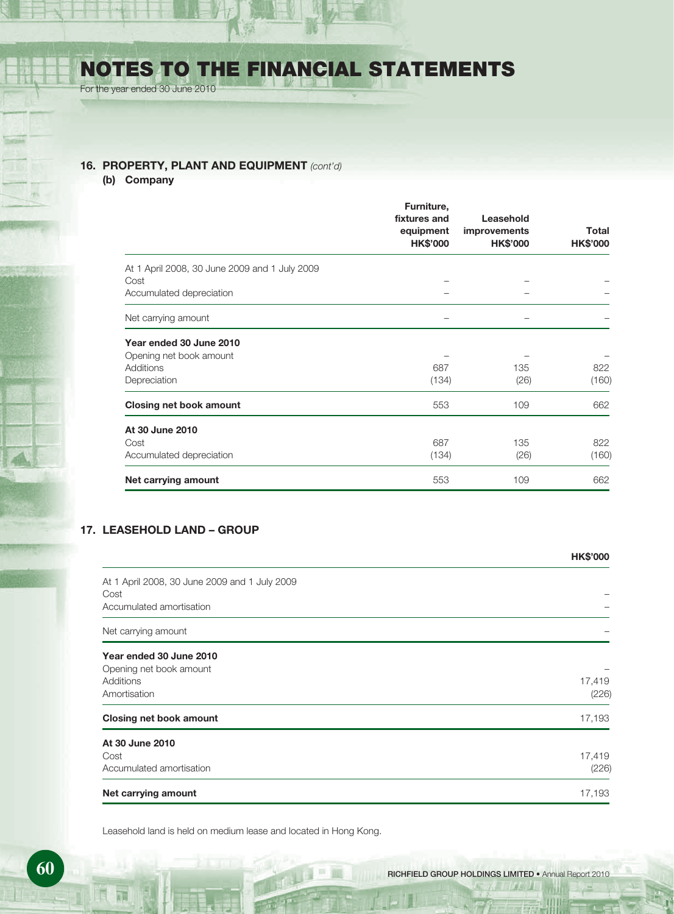# NOTES TO THE FINANCIAL STATEMENTS

For the year ended 30 June 2010

## 16. PROPERTY, PLANT AND EQUIPMENT *(cont'd)*

### (b) Company

| | Furniture, fixtures and equipment HK$'000 | Leasehold improvements HK$'000 | Total HK$'000 |
|---|---|---|---|
| At 1 April 2008, 30 June 2009 and 1 July 2009 | | | |
| Cost | – | – | – |
| Accumulated depreciation | – | – | – |
| Net carrying amount | – | – | – |
| **Year ended 30 June 2010** | | | |
| Opening net book amount | – | – | – |
| Additions | 687 | 135 | 822 |
| Depreciation | (134) | (26) | (160) |
| **Closing net book amount** | 553 | 109 | 662 |
| **At 30 June 2010** | | | |
| Cost | 687 | 135 | 822 |
| Accumulated depreciation | (134) | (26) | (160) |
| **Net carrying amount** | 553 | 109 | 662 |

## 17. LEASEHOLD LAND – GROUP

| | HK$'000 |
|---|---|
| At 1 April 2008, 30 June 2009 and 1 July 2009 | |
| Cost | – |
| Accumulated amortisation | – |
| Net carrying amount | – |
| **Year ended 30 June 2010** | |
| Opening net book amount | – |
| Additions | 17,419 |
| Amortisation | (226) |
| **Closing net book amount** | 17,193 |
| **At 30 June 2010** | |
| Cost | 17,419 |
| Accumulated amortisation | (226) |
| **Net carrying amount** | 17,193 |

Leasehold land is held on medium lease and located in Hong Kong.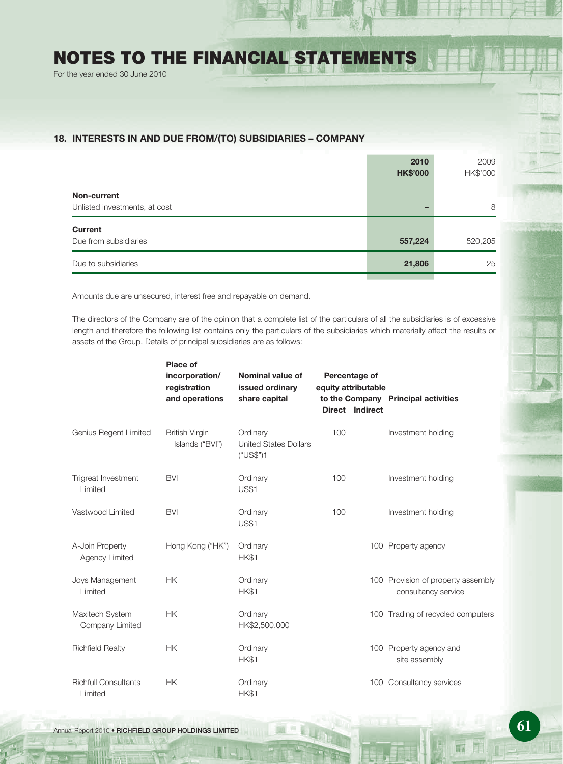## 18. INTERESTS IN AND DUE FROM/(TO) SUBSIDIARIES – COMPANY

| | 2010 HK$'000 | 2009 HK$'000 |
|---|---|---|
| **Non-current** | | |
| Unlisted investments, at cost | – | 8 |
| **Current** | | |
| Due from subsidiaries | 557,224 | 520,205 |
| Due to subsidiaries | 21,806 | 25 |

Amounts due are unsecured, interest free and repayable on demand.

The directors of the Company are of the opinion that a complete list of the particulars of all the subsidiaries is of excessive length and therefore the following list contains only the particulars of the subsidiaries which materially affect the results or assets of the Group. Details of principal subsidiaries are as follows:

| | Place of incorporation/ registration and operations | Nominal value of issued ordinary share capital | Percentage of equity attributable to the Company | | Principal activities |
|---|---|---|---|---|---|
| | | | Direct | Indirect | |
| Genius Regent Limited | British Virgin Islands ("BVI") | Ordinary United States Dollars ("US$")1 | 100 | | Investment holding |
| Trigreat Investment Limited | BVI | Ordinary US$1 | 100 | | Investment holding |
| Vastwood Limited | BVI | Ordinary US$1 | 100 | | Investment holding |
| A-Join Property Agency Limited | Hong Kong ("HK") | Ordinary HK$1 | | 100 | Property agency |
| Joys Management Limited | HK | Ordinary HK$1 | | 100 | Provision of property assembly consultancy service |
| Maxitech System Company Limited | HK | Ordinary HK$2,500,000 | | 100 | Trading of recycled computers |
| Richfield Realty | HK | Ordinary HK$1 | | 100 | Property agency and site assembly |
| Richfull Consultants Limited | HK | Ordinary HK$1 | | 100 | Consultancy services |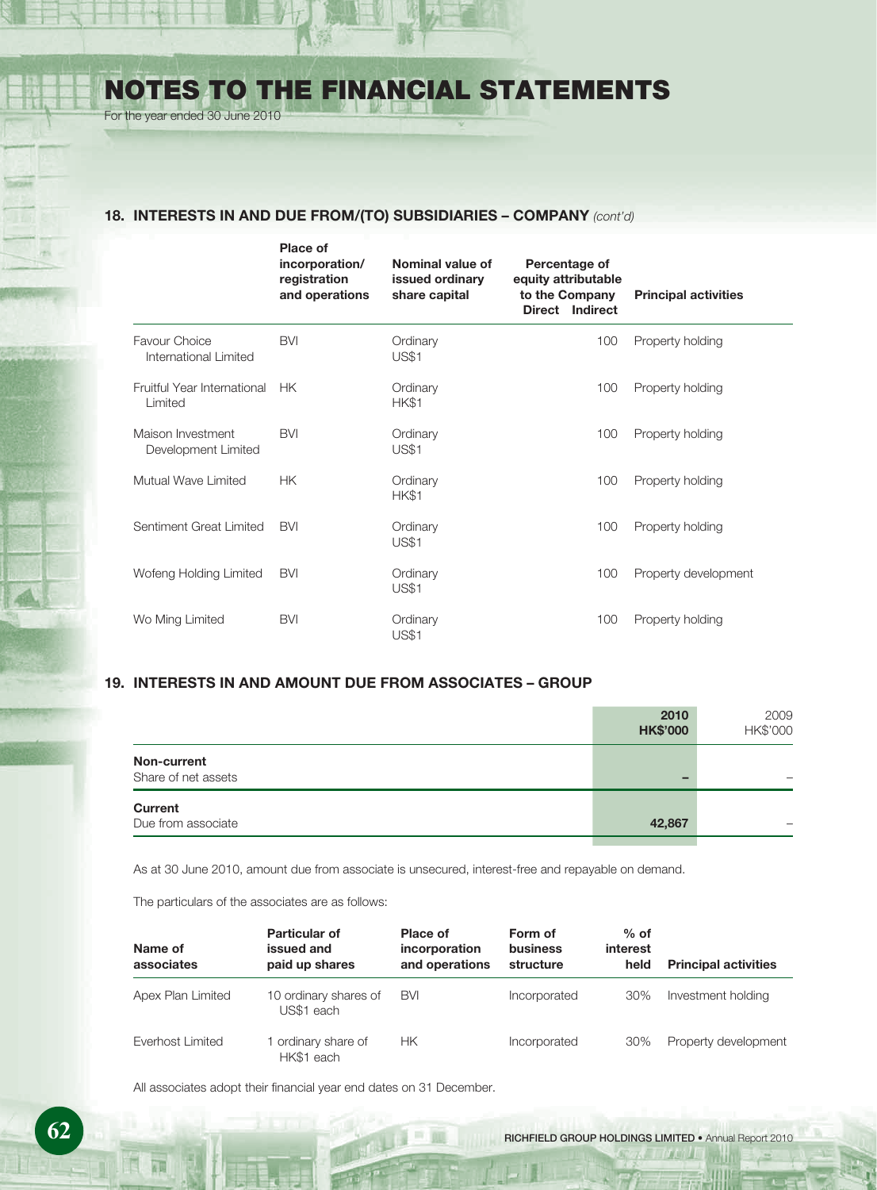## 18. INTERESTS IN AND DUE FROM/(TO) SUBSIDIARIES – COMPANY *(cont'd)*

| | Place of incorporation/ registration and operations | Nominal value of issued ordinary share capital | Percentage of equity attributable to the Company | | Principal activities |
|---|---|---|---|---|---|
| | | | Direct | Indirect | |
| Favour Choice International Limited | BVI | Ordinary US$1 | | 100 | Property holding |
| Fruitful Year International Limited | HK | Ordinary HK$1 | | 100 | Property holding |
| Maison Investment Development Limited | BVI | Ordinary US$1 | | 100 | Property holding |
| Mutual Wave Limited | HK | Ordinary HK$1 | | 100 | Property holding |
| Sentiment Great Limited | BVI | Ordinary US$1 | | 100 | Property holding |
| Wofeng Holding Limited | BVI | Ordinary US$1 | | 100 | Property development |
| Wo Ming Limited | BVI | Ordinary US$1 | | 100 | Property holding |

## 19. INTERESTS IN AND AMOUNT DUE FROM ASSOCIATES – GROUP

| | 2010 HK$'000 | 2009 HK$'000 |
|---|---|---|
| **Non-current** | | |
| Share of net assets | – | – |
| **Current** | | |
| Due from associate | 42,867 | – |

As at 30 June 2010, amount due from associate is unsecured, interest-free and repayable on demand.

The particulars of the associates are as follows:

| Name of associates | Particular of issued and paid up shares | Place of incorporation and operations | Form of business structure | % of interest held | Principal activities |
|---|---|---|---|---|---|
| Apex Plan Limited | 10 ordinary shares of US$1 each | BVI | Incorporated | 30% | Investment holding |
| Everhost Limited | 1 ordinary share of HK$1 each | HK | Incorporated | 30% | Property development |

All associates adopt their financial year end dates on 31 December.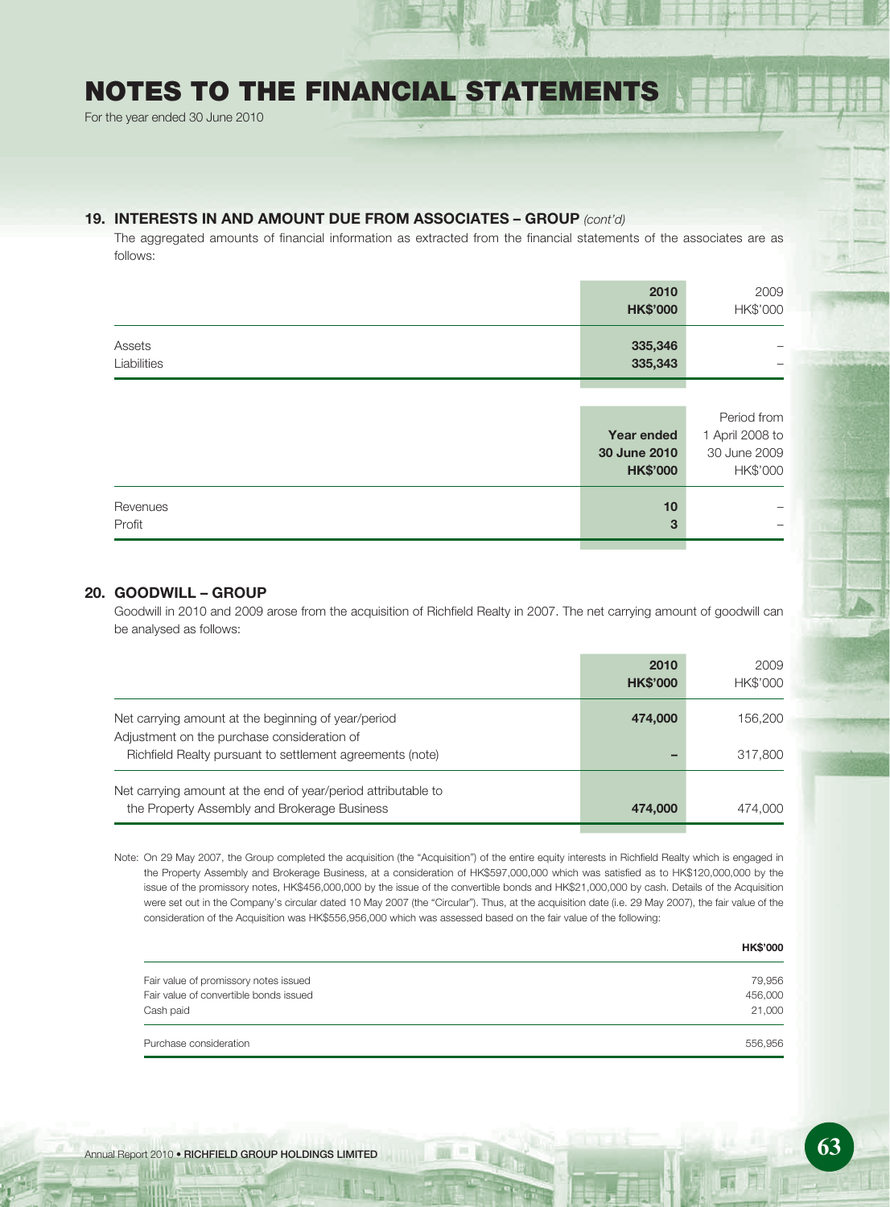# NOTES TO THE FINANCIAL STATEMENTS

For the year ended 30 June 2010

## 19. INTERESTS IN AND AMOUNT DUE FROM ASSOCIATES – GROUP *(cont'd)*

The aggregated amounts of financial information as extracted from the financial statements of the associates are as follows:

| | **2010** **HK$'000** | 2009 HK$'000 |
|---|---|---|
| Assets | **335,346** | – |
| Liabilities | **335,343** | – |

| | **Year ended 30 June 2010** **HK$'000** | Period from 1 April 2008 to 30 June 2009 HK$'000 |
|---|---|---|
| Revenues | **10** | – |
| Profit | **3** | – |

## 20. GOODWILL – GROUP

Goodwill in 2010 and 2009 arose from the acquisition of Richfield Realty in 2007. The net carrying amount of goodwill can be analysed as follows:

| | **2010** **HK$'000** | 2009 HK$'000 |
|---|---|---|
| Net carrying amount at the beginning of year/period | **474,000** | 156,200 |
| Adjustment on the purchase consideration of Richfield Realty pursuant to settlement agreements (note) | **–** | 317,800 |
| Net carrying amount at the end of year/period attributable to the Property Assembly and Brokerage Business | **474,000** | 474,000 |

Note: On 29 May 2007, the Group completed the acquisition (the "Acquisition") of the entire equity interests in Richfield Realty which is engaged in the Property Assembly and Brokerage Business, at a consideration of HK$597,000,000 which was satisfied as to HK$120,000,000 by the issue of the promissory notes, HK$456,000,000 by the issue of the convertible bonds and HK$21,000,000 by cash. Details of the Acquisition were set out in the Company's circular dated 10 May 2007 (the "Circular"). Thus, at the acquisition date (i.e. 29 May 2007), the fair value of the consideration of the Acquisition was HK$556,956,000 which was assessed based on the fair value of the following:

| | **HK$'000** |
|---|---|
| Fair value of promissory notes issued | 79,956 |
| Fair value of convertible bonds issued | 456,000 |
| Cash paid | 21,000 |
| Purchase consideration | 556,956 |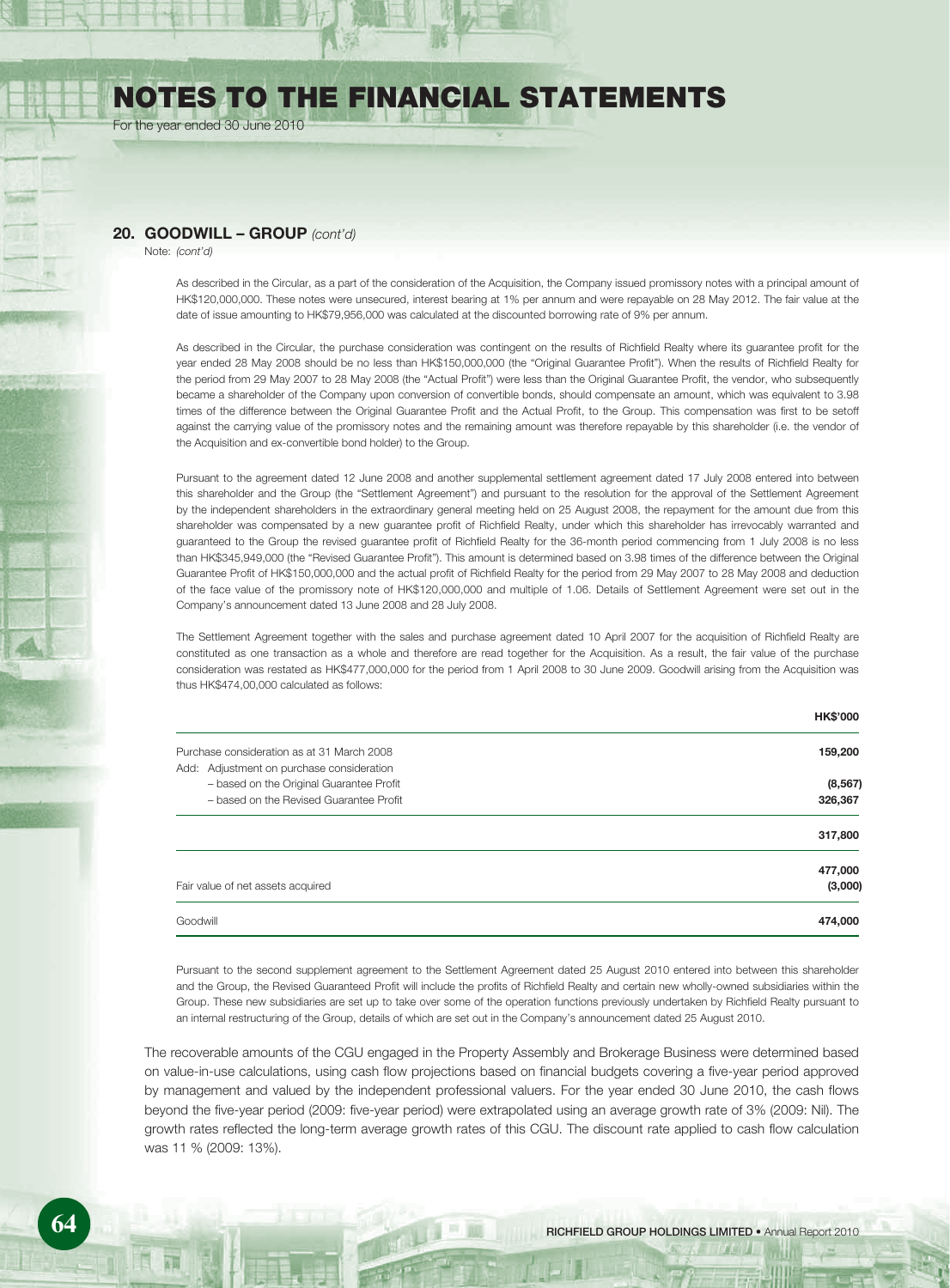# NOTES TO THE FINANCIAL STATEMENTS

For the year ended 30 June 2010

## 20. GOODWILL – GROUP *(cont'd)*

Note: *(cont'd)*

As described in the Circular, as a part of the consideration of the Acquisition, the Company issued promissory notes with a principal amount of HK$120,000,000. These notes were unsecured, interest bearing at 1% per annum and were repayable on 28 May 2012. The fair value at the date of issue amounting to HK$79,956,000 was calculated at the discounted borrowing rate of 9% per annum.

As described in the Circular, the purchase consideration was contingent on the results of Richfield Realty where its guarantee profit for the year ended 28 May 2008 should be no less than HK$150,000,000 (the "Original Guarantee Profit"). When the results of Richfield Realty for the period from 29 May 2007 to 28 May 2008 (the "Actual Profit") were less than the Original Guarantee Profit, the vendor, who subsequently became a shareholder of the Company upon conversion of convertible bonds, should compensate an amount, which was equivalent to 3.98 times of the difference between the Original Guarantee Profit and the Actual Profit, to the Group. This compensation was first to be setoff against the carrying value of the promissory notes and the remaining amount was therefore repayable by this shareholder (i.e. the vendor of the Acquisition and ex-convertible bond holder) to the Group.

Pursuant to the agreement dated 12 June 2008 and another supplemental settlement agreement dated 17 July 2008 entered into between this shareholder and the Group (the "Settlement Agreement") and pursuant to the resolution for the approval of the Settlement Agreement by the independent shareholders in the extraordinary general meeting held on 25 August 2008, the repayment for the amount due from this shareholder was compensated by a new guarantee profit of Richfield Realty, under which this shareholder has irrevocably warranted and guaranteed to the Group the revised guarantee profit of Richfield Realty for the 36-month period commencing from 1 July 2008 is no less than HK$345,949,000 (the "Revised Guarantee Profit"). This amount is determined based on 3.98 times of the difference between the Original Guarantee Profit of HK$150,000,000 and the actual profit of Richfield Realty for the period from 29 May 2007 to 28 May 2008 and deduction of the face value of the promissory note of HK$120,000,000 and multiple of 1.06. Details of Settlement Agreement were set out in the Company's announcement dated 13 June 2008 and 28 July 2008.

The Settlement Agreement together with the sales and purchase agreement dated 10 April 2007 for the acquisition of Richfield Realty are constituted as one transaction as a whole and therefore are read together for the Acquisition. As a result, the fair value of the purchase consideration was restated as HK$477,000,000 for the period from 1 April 2008 to 30 June 2009. Goodwill arising from the Acquisition was thus HK$474,00,000 calculated as follows:

| | HK$'000 |
|---|---|
| Purchase consideration as at 31 March 2008 | 159,200 |
| Add: Adjustment on purchase consideration | |
| – based on the Original Guarantee Profit | (8,567) |
| – based on the Revised Guarantee Profit | 326,367 |
| | 317,800 |
| | 477,000 |
| Fair value of net assets acquired | (3,000) |
| Goodwill | 474,000 |

Pursuant to the second supplement agreement to the Settlement Agreement dated 25 August 2010 entered into between this shareholder and the Group, the Revised Guaranteed Profit will include the profits of Richfield Realty and certain new wholly-owned subsidiaries within the Group. These new subsidiaries are set up to take over some of the operation functions previously undertaken by Richfield Realty pursuant to an internal restructuring of the Group, details of which are set out in the Company's announcement dated 25 August 2010.

The recoverable amounts of the CGU engaged in the Property Assembly and Brokerage Business were determined based on value-in-use calculations, using cash flow projections based on financial budgets covering a five-year period approved by management and valued by the independent professional valuers. For the year ended 30 June 2010, the cash flows beyond the five-year period (2009: five-year period) were extrapolated using an average growth rate of 3% (2009: Nil). The growth rates reflected the long-term average growth rates of this CGU. The discount rate applied to cash flow calculation was 11 % (2009: 13%).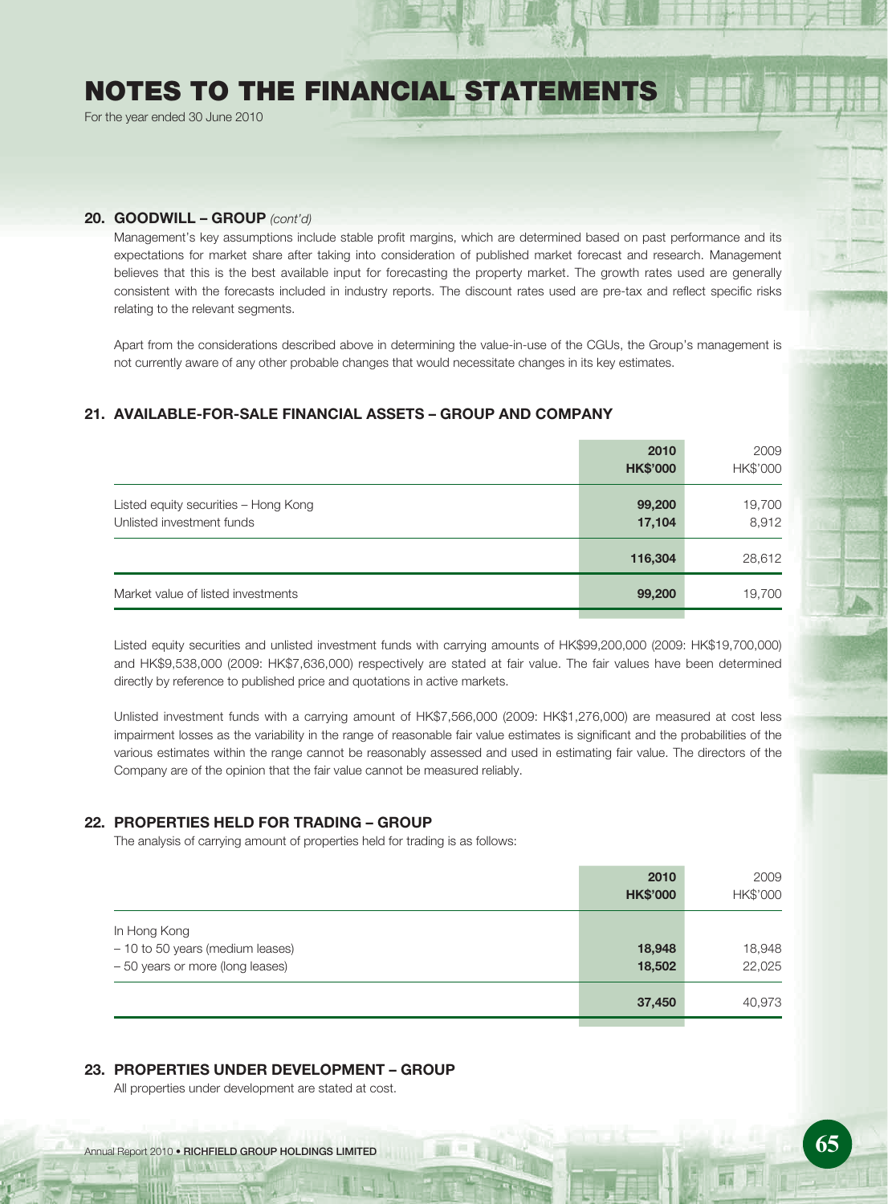# NOTES TO THE FINANCIAL STATEMENTS

For the year ended 30 June 2010

## 20. GOODWILL – GROUP *(cont'd)*

Management's key assumptions include stable profit margins, which are determined based on past performance and its expectations for market share after taking into consideration of published market forecast and research. Management believes that this is the best available input for forecasting the property market. The growth rates used are generally consistent with the forecasts included in industry reports. The discount rates used are pre-tax and reflect specific risks relating to the relevant segments.

Apart from the considerations described above in determining the value-in-use of the CGUs, the Group's management is not currently aware of any other probable changes that would necessitate changes in its key estimates.

## 21. AVAILABLE-FOR-SALE FINANCIAL ASSETS – GROUP AND COMPANY

| | **2010** **HK$'000** | 2009 HK$'000 |
|---|---|---|
| Listed equity securities – Hong Kong | **99,200** | 19,700 |
| Unlisted investment funds | **17,104** | 8,912 |
| | **116,304** | 28,612 |
| Market value of listed investments | **99,200** | 19,700 |

Listed equity securities and unlisted investment funds with carrying amounts of HK$99,200,000 (2009: HK$19,700,000) and HK$9,538,000 (2009: HK$7,636,000) respectively are stated at fair value. The fair values have been determined directly by reference to published price and quotations in active markets.

Unlisted investment funds with a carrying amount of HK$7,566,000 (2009: HK$1,276,000) are measured at cost less impairment losses as the variability in the range of reasonable fair value estimates is significant and the probabilities of the various estimates within the range cannot be reasonably assessed and used in estimating fair value. The directors of the Company are of the opinion that the fair value cannot be measured reliably.

## 22. PROPERTIES HELD FOR TRADING – GROUP

The analysis of carrying amount of properties held for trading is as follows:

| | **2010** **HK$'000** | 2009 HK$'000 |
|---|---|---|
| In Hong Kong | | |
| – 10 to 50 years (medium leases) | **18,948** | 18,948 |
| – 50 years or more (long leases) | **18,502** | 22,025 |
| | **37,450** | 40,973 |

## 23. PROPERTIES UNDER DEVELOPMENT – GROUP

All properties under development are stated at cost.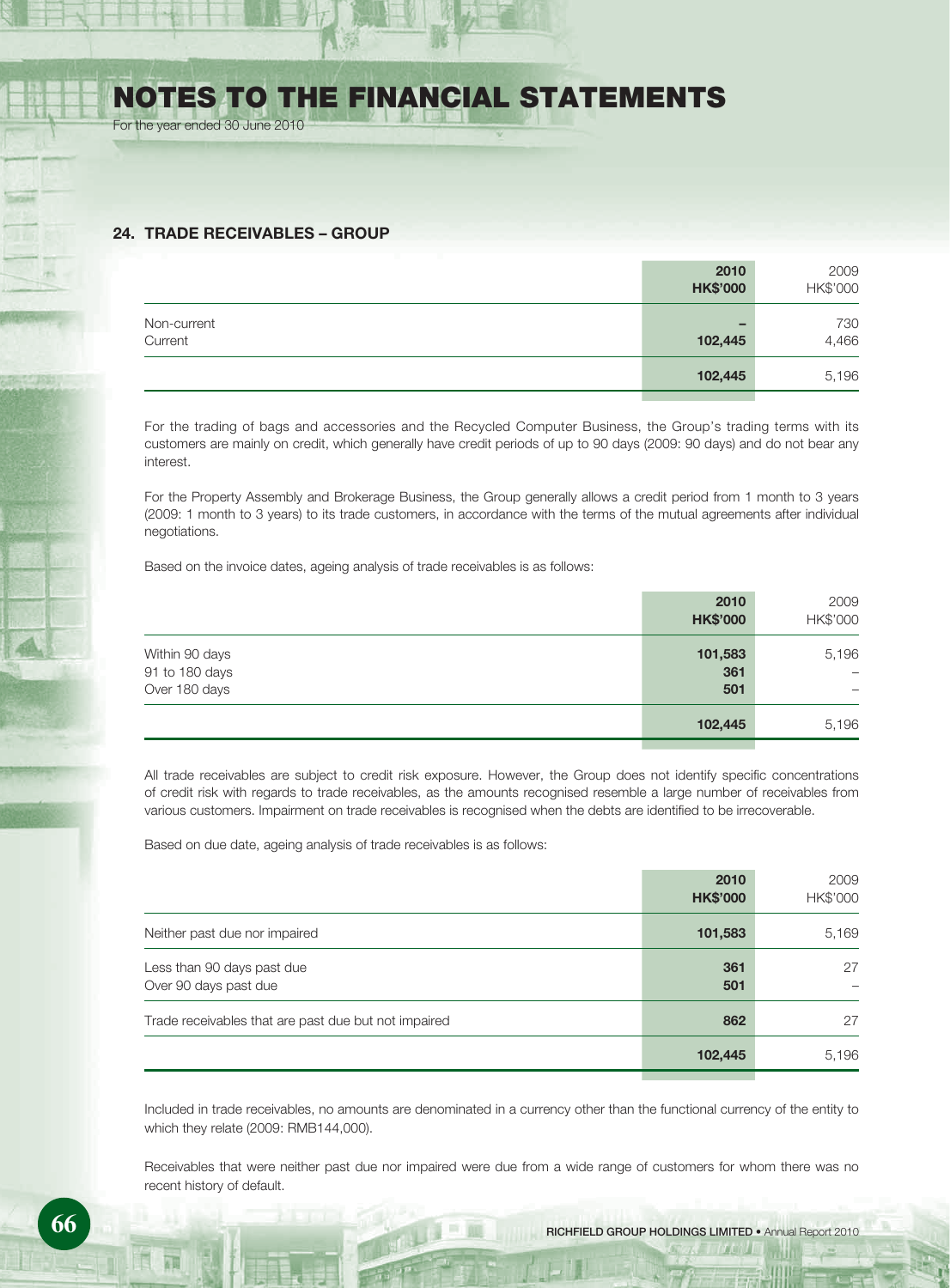## 24. TRADE RECEIVABLES – GROUP

| | 2010<br>HK$'000 | 2009<br>HK$'000 |
|---|---|---|
| Non-current | – | 730 |
| Current | 102,445 | 4,466 |
| | 102,445 | 5,196 |

For the trading of bags and accessories and the Recycled Computer Business, the Group's trading terms with its customers are mainly on credit, which generally have credit periods of up to 90 days (2009: 90 days) and do not bear any interest.

For the Property Assembly and Brokerage Business, the Group generally allows a credit period from 1 month to 3 years (2009: 1 month to 3 years) to its trade customers, in accordance with the terms of the mutual agreements after individual negotiations.

Based on the invoice dates, ageing analysis of trade receivables is as follows:

| | 2010<br>HK$'000 | 2009<br>HK$'000 |
|---|---|---|
| Within 90 days | 101,583 | 5,196 |
| 91 to 180 days | 361 | – |
| Over 180 days | 501 | – |
| | 102,445 | 5,196 |

All trade receivables are subject to credit risk exposure. However, the Group does not identify specific concentrations of credit risk with regards to trade receivables, as the amounts recognised resemble a large number of receivables from various customers. Impairment on trade receivables is recognised when the debts are identified to be irrecoverable.

Based on due date, ageing analysis of trade receivables is as follows:

| | 2010<br>HK$'000 | 2009<br>HK$'000 |
|---|---|---|
| Neither past due nor impaired | 101,583 | 5,169 |
| Less than 90 days past due | 361 | 27 |
| Over 90 days past due | 501 | – |
| Trade receivables that are past due but not impaired | 862 | 27 |
| | 102,445 | 5,196 |

Included in trade receivables, no amounts are denominated in a currency other than the functional currency of the entity to which they relate (2009: RMB144,000).

Receivables that were neither past due nor impaired were due from a wide range of customers for whom there was no recent history of default.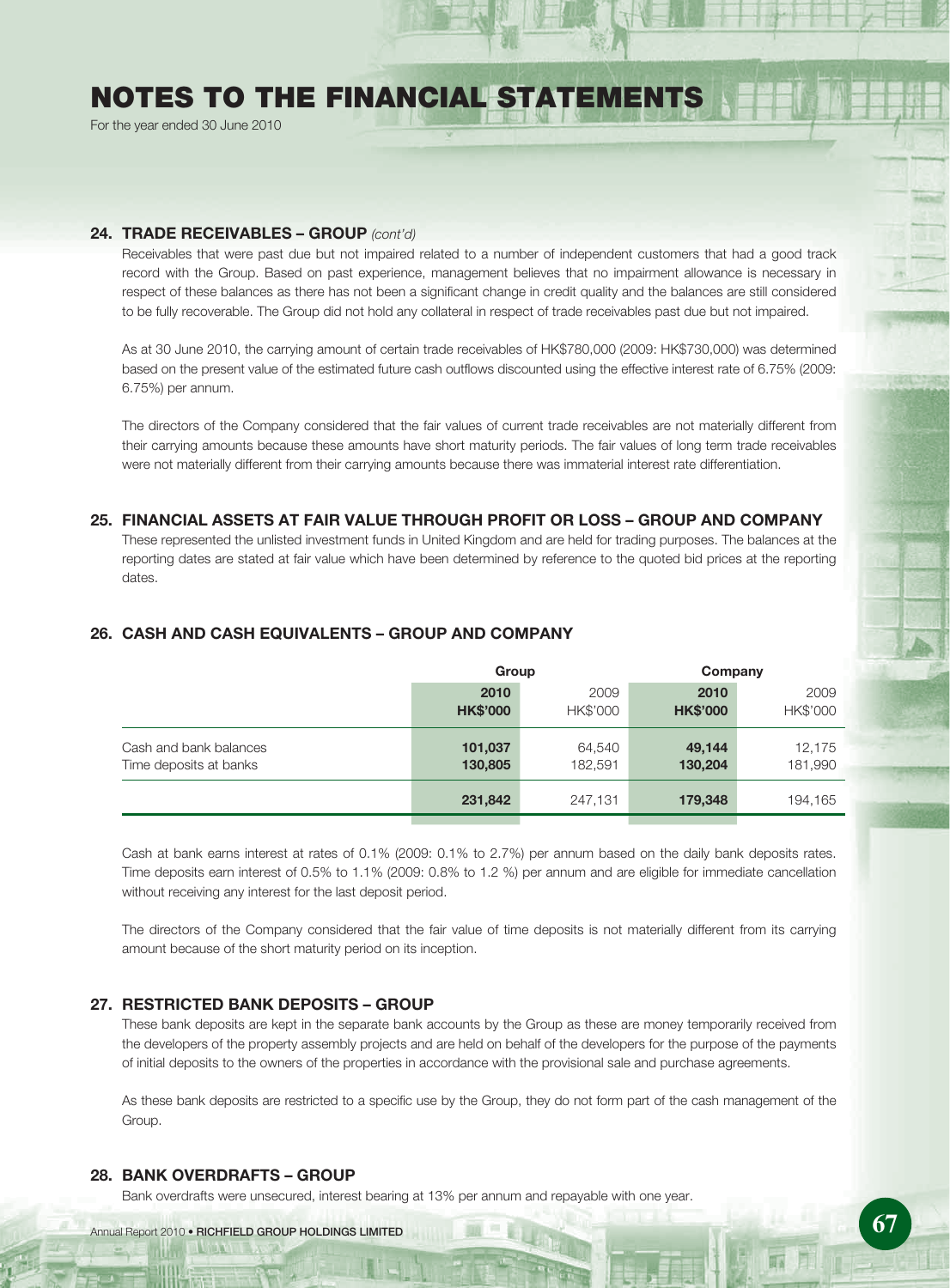# NOTES TO THE FINANCIAL STATEMENTS

For the year ended 30 June 2010

## 24. TRADE RECEIVABLES – GROUP *(cont'd)*

Receivables that were past due but not impaired related to a number of independent customers that had a good track record with the Group. Based on past experience, management believes that no impairment allowance is necessary in respect of these balances as there has not been a significant change in credit quality and the balances are still considered to be fully recoverable. The Group did not hold any collateral in respect of trade receivables past due but not impaired.

As at 30 June 2010, the carrying amount of certain trade receivables of HK$780,000 (2009: HK$730,000) was determined based on the present value of the estimated future cash outflows discounted using the effective interest rate of 6.75% (2009: 6.75%) per annum.

The directors of the Company considered that the fair values of current trade receivables are not materially different from their carrying amounts because these amounts have short maturity periods. The fair values of long term trade receivables were not materially different from their carrying amounts because there was immaterial interest rate differentiation.

## 25. FINANCIAL ASSETS AT FAIR VALUE THROUGH PROFIT OR LOSS – GROUP AND COMPANY

These represented the unlisted investment funds in United Kingdom and are held for trading purposes. The balances at the reporting dates are stated at fair value which have been determined by reference to the quoted bid prices at the reporting dates.

## 26. CASH AND CASH EQUIVALENTS – GROUP AND COMPANY

| | Group | | Company | |
|---|---|---|---|---|
| | **2010** | 2009 | **2010** | 2009 |
| | **HK$'000** | HK$'000 | **HK$'000** | HK$'000 |
| Cash and bank balances | **101,037** | 64,540 | **49,144** | 12,175 |
| Time deposits at banks | **130,805** | 182,591 | **130,204** | 181,990 |
| | **231,842** | 247,131 | **179,348** | 194,165 |

Cash at bank earns interest at rates of 0.1% (2009: 0.1% to 2.7%) per annum based on the daily bank deposits rates. Time deposits earn interest of 0.5% to 1.1% (2009: 0.8% to 1.2 %) per annum and are eligible for immediate cancellation without receiving any interest for the last deposit period.

The directors of the Company considered that the fair value of time deposits is not materially different from its carrying amount because of the short maturity period on its inception.

## 27. RESTRICTED BANK DEPOSITS – GROUP

These bank deposits are kept in the separate bank accounts by the Group as these are money temporarily received from the developers of the property assembly projects and are held on behalf of the developers for the purpose of the payments of initial deposits to the owners of the properties in accordance with the provisional sale and purchase agreements.

As these bank deposits are restricted to a specific use by the Group, they do not form part of the cash management of the Group.

## 28. BANK OVERDRAFTS – GROUP

Bank overdrafts were unsecured, interest bearing at 13% per annum and repayable with one year.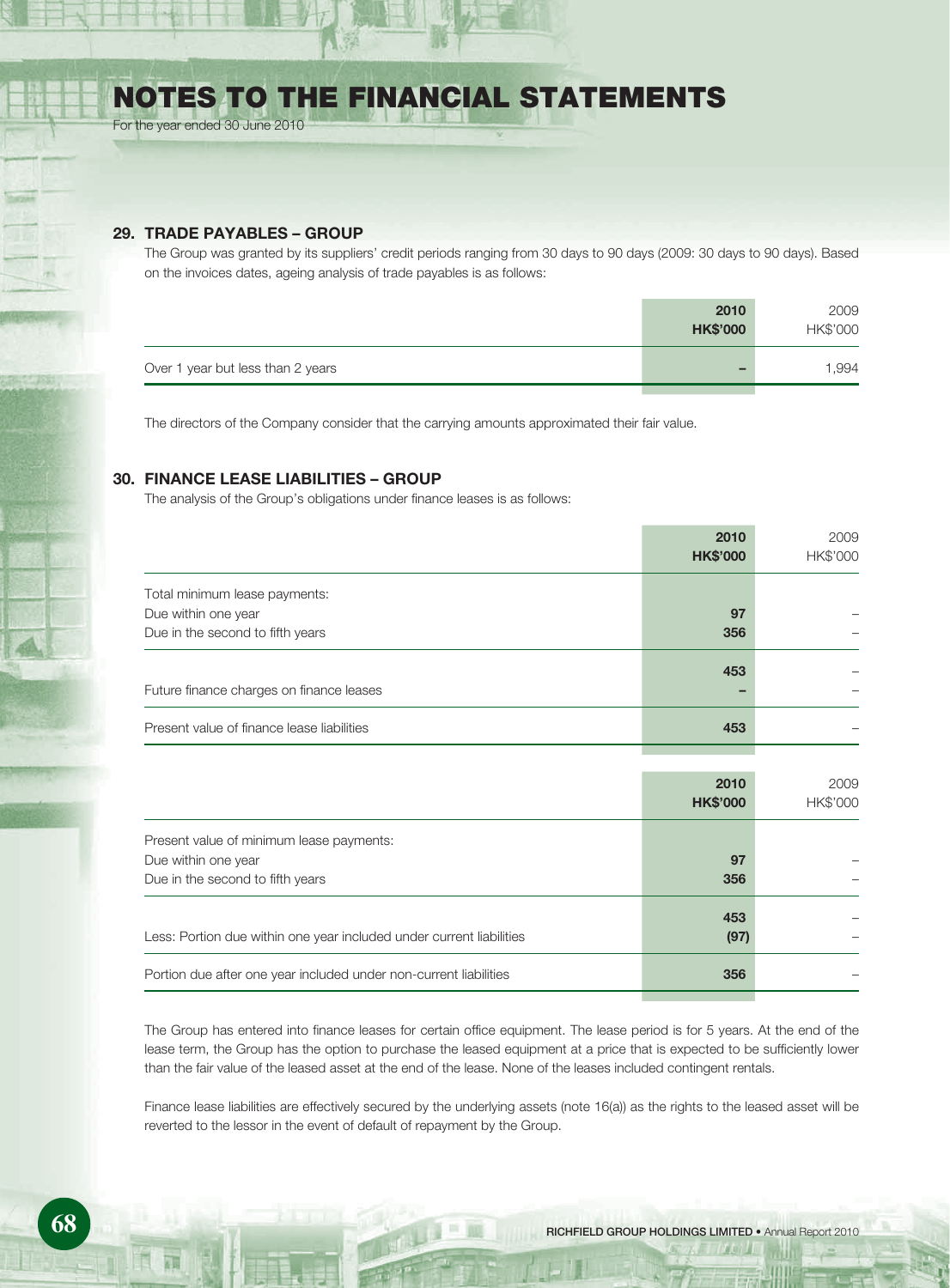# NOTES TO THE FINANCIAL STATEMENTS

For the year ended 30 June 2010

## 29. TRADE PAYABLES – GROUP

The Group was granted by its suppliers' credit periods ranging from 30 days to 90 days (2009: 30 days to 90 days). Based on the invoices dates, ageing analysis of trade payables is as follows:

| | **2010** **HK$'000** | 2009 HK$'000 |
|---|---|---|
| Over 1 year but less than 2 years | **–** | 1,994 |

The directors of the Company consider that the carrying amounts approximated their fair value.

## 30. FINANCE LEASE LIABILITIES – GROUP

The analysis of the Group's obligations under finance leases is as follows:

| | **2010** **HK$'000** | 2009 HK$'000 |
|---|---|---|
| Total minimum lease payments: | | |
| Due within one year | **97** | – |
| Due in the second to fifth years | **356** | – |
| | **453** | – |
| Future finance charges on finance leases | **–** | – |
| Present value of finance lease liabilities | **453** | – |

| | **2010** **HK$'000** | 2009 HK$'000 |
|---|---|---|
| Present value of minimum lease payments: | | |
| Due within one year | **97** | – |
| Due in the second to fifth years | **356** | – |
| | **453** | – |
| Less: Portion due within one year included under current liabilities | **(97)** | – |
| Portion due after one year included under non-current liabilities | **356** | – |

The Group has entered into finance leases for certain office equipment. The lease period is for 5 years. At the end of the lease term, the Group has the option to purchase the leased equipment at a price that is expected to be sufficiently lower than the fair value of the leased asset at the end of the lease. None of the leases included contingent rentals.

Finance lease liabilities are effectively secured by the underlying assets (note 16(a)) as the rights to the leased asset will be reverted to the lessor in the event of default of repayment by the Group.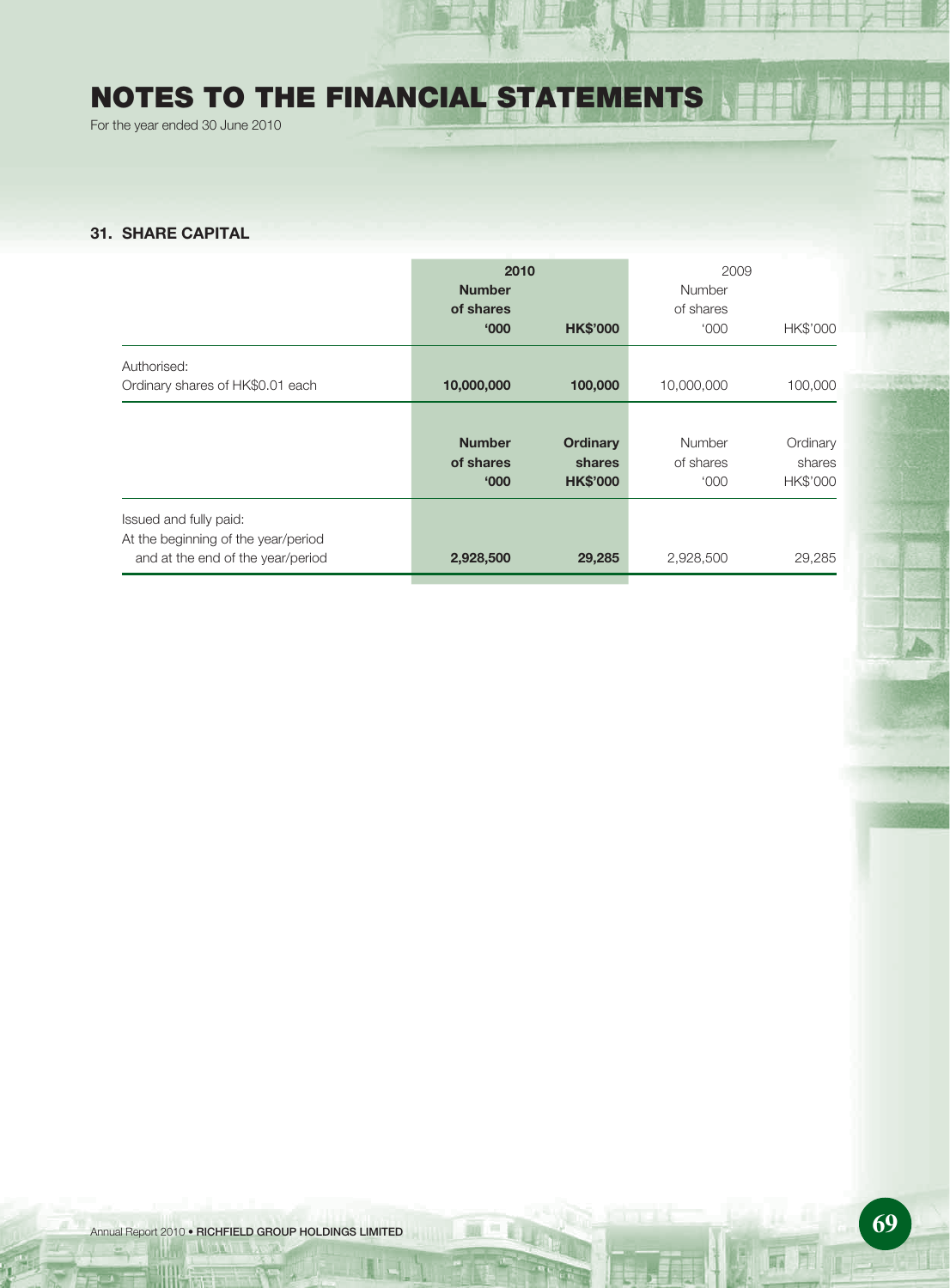# NOTES TO THE FINANCIAL STATEMENTS

For the year ended 30 June 2010

## 31. SHARE CAPITAL

| | **2010** | | 2009 | |
|---|---|---|---|---|
| | **Number of shares '000** | **HK$'000** | Number of shares '000 | HK$'000 |
| Authorised: | | | | |
| Ordinary shares of HK$0.01 each | **10,000,000** | **100,000** | 10,000,000 | 100,000 |
| | **Number of shares '000** | **Ordinary shares HK$'000** | Number of shares '000 | Ordinary shares HK$'000 |
| Issued and fully paid: | | | | |
| At the beginning of the year/period and at the end of the year/period | **2,928,500** | **29,285** | 2,928,500 | 29,285 |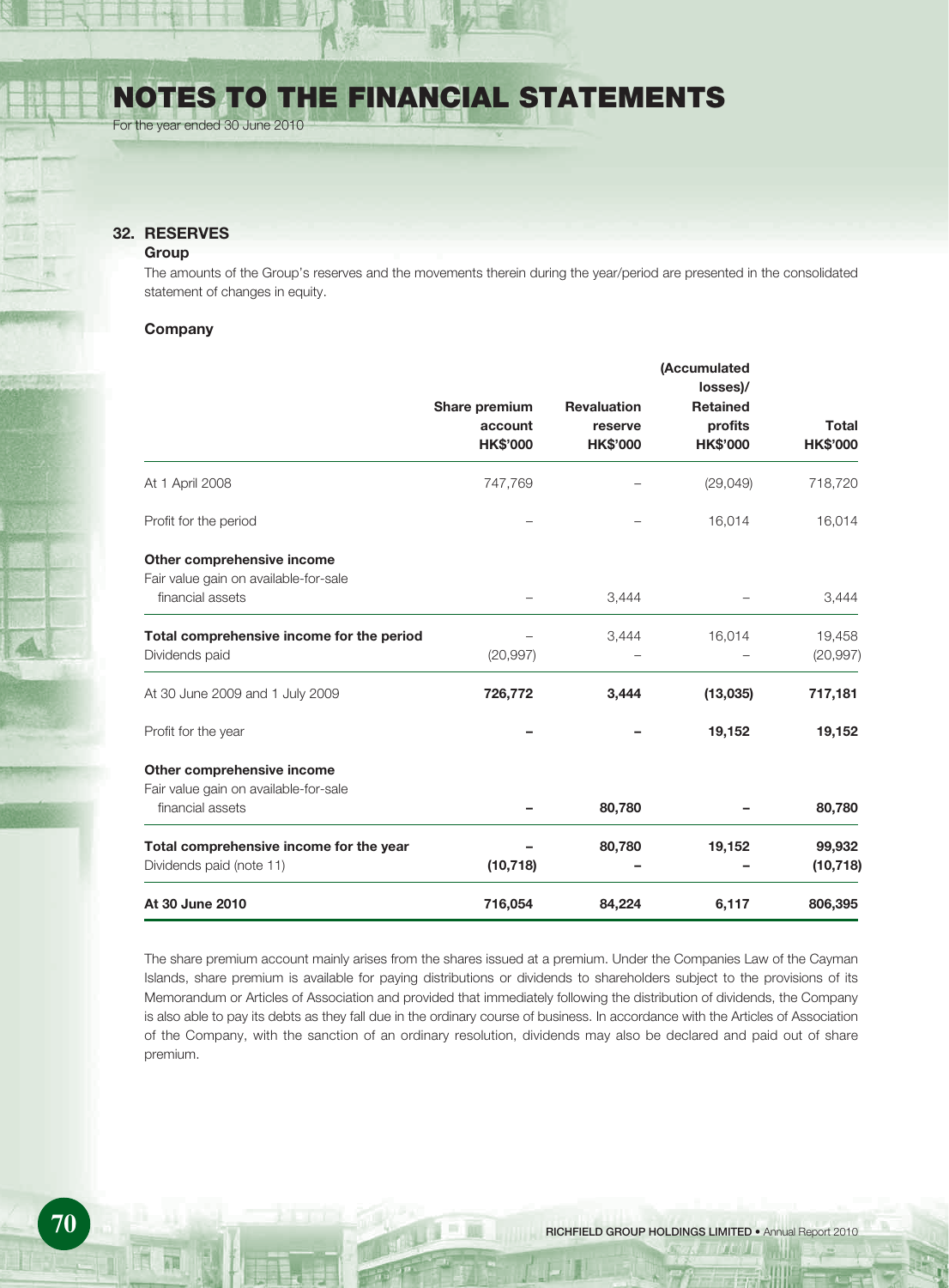## 32. RESERVES

### Group

The amounts of the Group's reserves and the movements therein during the year/period are presented in the consolidated statement of changes in equity.

### Company

| | Share premium account HK$'000 | Revaluation reserve HK$'000 | (Accumulated losses)/ Retained profits HK$'000 | Total HK$'000 |
|---|---|---|---|---|
| At 1 April 2008 | 747,769 | – | (29,049) | 718,720 |
| Profit for the period | – | – | 16,014 | 16,014 |
| **Other comprehensive income** | | | | |
| Fair value gain on available-for-sale financial assets | – | 3,444 | – | 3,444 |
| **Total comprehensive income for the period** | – | 3,444 | 16,014 | 19,458 |
| Dividends paid | (20,997) | – | – | (20,997) |
| At 30 June 2009 and 1 July 2009 | **726,772** | **3,444** | **(13,035)** | **717,181** |
| Profit for the year | **–** | **–** | **19,152** | **19,152** |
| **Other comprehensive income** | | | | |
| Fair value gain on available-for-sale financial assets | **–** | **80,780** | **–** | **80,780** |
| **Total comprehensive income for the year** | **–** | **80,780** | **19,152** | **99,932** |
| Dividends paid (note 11) | **(10,718)** | **–** | **–** | **(10,718)** |
| **At 30 June 2010** | **716,054** | **84,224** | **6,117** | **806,395** |

The share premium account mainly arises from the shares issued at a premium. Under the Companies Law of the Cayman Islands, share premium is available for paying distributions or dividends to shareholders subject to the provisions of its Memorandum or Articles of Association and provided that immediately following the distribution of dividends, the Company is also able to pay its debts as they fall due in the ordinary course of business. In accordance with the Articles of Association of the Company, with the sanction of an ordinary resolution, dividends may also be declared and paid out of share premium.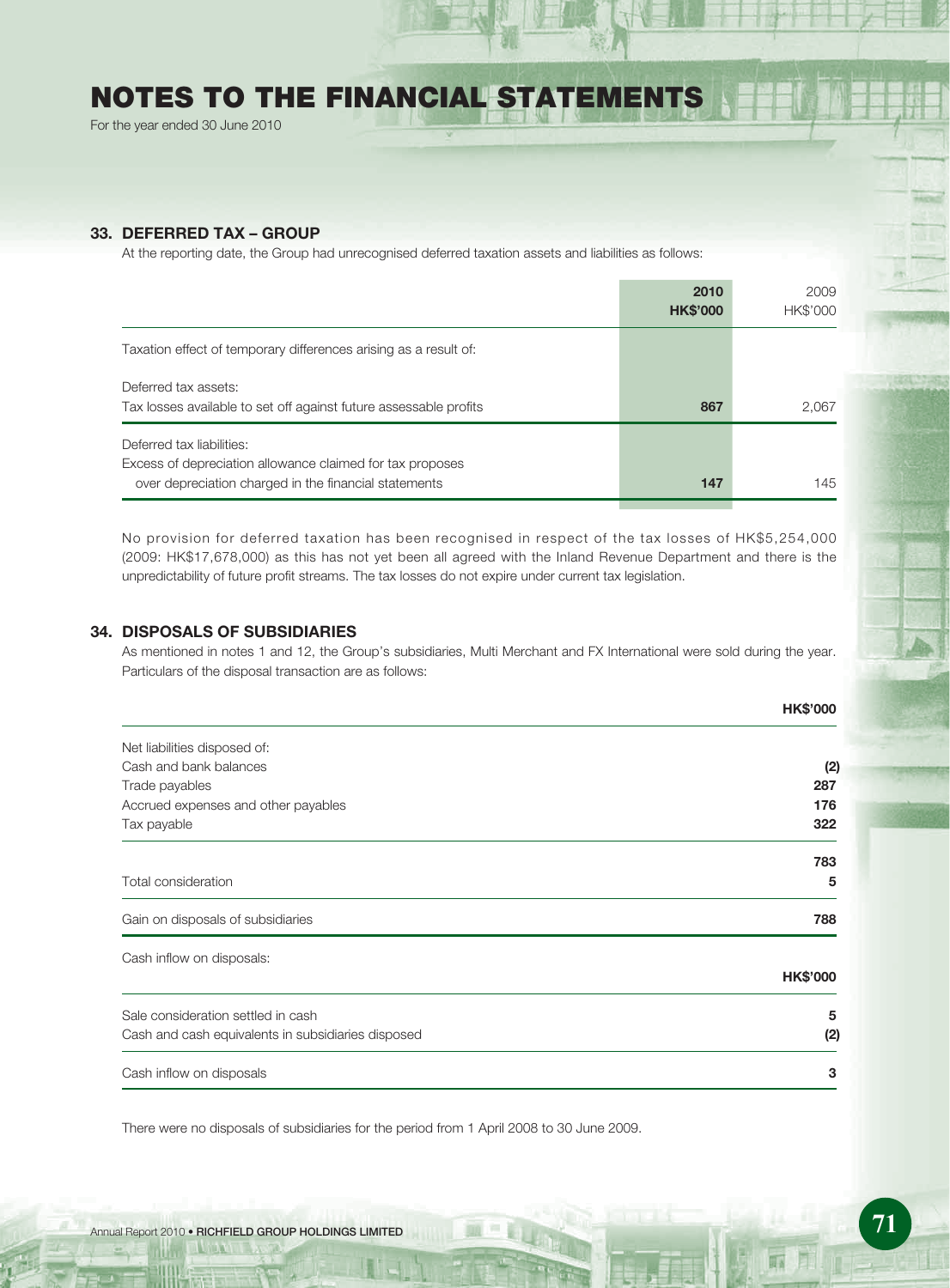# NOTES TO THE FINANCIAL STATEMENTS

For the year ended 30 June 2010

## 33. DEFERRED TAX – GROUP

At the reporting date, the Group had unrecognised deferred taxation assets and liabilities as follows:

| | 2010<br>HK$'000 | 2009<br>HK$'000 |
|---|---|---|
| Taxation effect of temporary differences arising as a result of: | | |
| Deferred tax assets: | | |
| Tax losses available to set off against future assessable profits | 867 | 2,067 |
| Deferred tax liabilities: | | |
| Excess of depreciation allowance claimed for tax proposes over depreciation charged in the financial statements | 147 | 145 |

No provision for deferred taxation has been recognised in respect of the tax losses of HK$5,254,000 (2009: HK$17,678,000) as this has not yet been all agreed with the Inland Revenue Department and there is the unpredictability of future profit streams. The tax losses do not expire under current tax legislation.

## 34. DISPOSALS OF SUBSIDIARIES

As mentioned in notes 1 and 12, the Group's subsidiaries, Multi Merchant and FX International were sold during the year. Particulars of the disposal transaction are as follows:

| | HK$'000 |
|---|---|
| Net liabilities disposed of: | |
| Cash and bank balances | (2) |
| Trade payables | 287 |
| Accrued expenses and other payables | 176 |
| Tax payable | 322 |
| | 783 |
| Total consideration | 5 |
| Gain on disposals of subsidiaries | 788 |

Cash inflow on disposals:

| | HK$'000 |
|---|---|
| Sale consideration settled in cash | 5 |
| Cash and cash equivalents in subsidiaries disposed | (2) |
| Cash inflow on disposals | 3 |

There were no disposals of subsidiaries for the period from 1 April 2008 to 30 June 2009.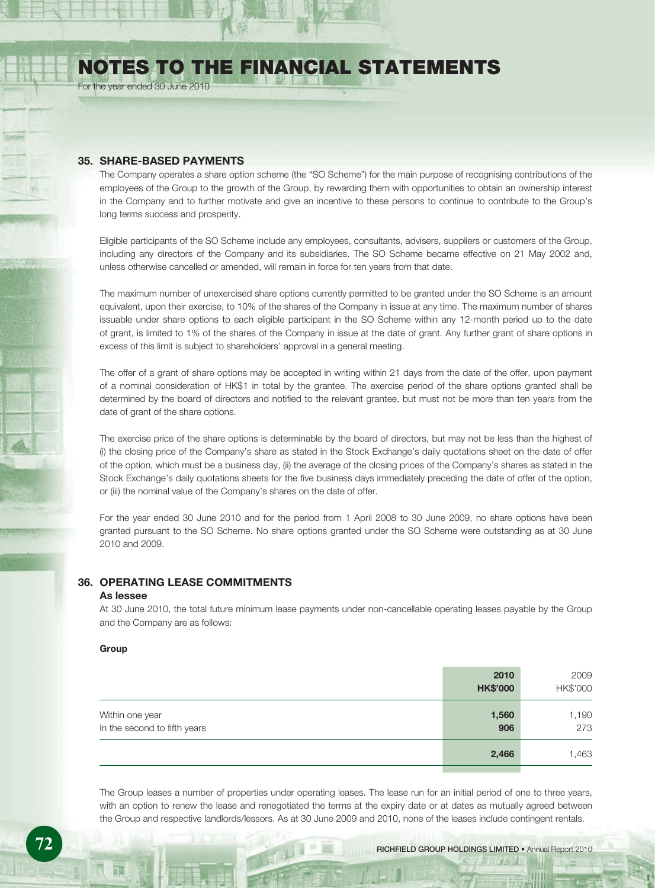## 35. SHARE-BASED PAYMENTS

The Company operates a share option scheme (the "SO Scheme") for the main purpose of recognising contributions of the employees of the Group to the growth of the Group, by rewarding them with opportunities to obtain an ownership interest in the Company and to further motivate and give an incentive to these persons to continue to contribute to the Group's long terms success and prosperity.

Eligible participants of the SO Scheme include any employees, consultants, advisers, suppliers or customers of the Group, including any directors of the Company and its subsidiaries. The SO Scheme became effective on 21 May 2002 and, unless otherwise cancelled or amended, will remain in force for ten years from that date.

The maximum number of unexercised share options currently permitted to be granted under the SO Scheme is an amount equivalent, upon their exercise, to 10% of the shares of the Company in issue at any time. The maximum number of shares issuable under share options to each eligible participant in the SO Scheme within any 12-month period up to the date of grant, is limited to 1% of the shares of the Company in issue at the date of grant. Any further grant of share options in excess of this limit is subject to shareholders' approval in a general meeting.

The offer of a grant of share options may be accepted in writing within 21 days from the date of the offer, upon payment of a nominal consideration of HK$1 in total by the grantee. The exercise period of the share options granted shall be determined by the board of directors and notified to the relevant grantee, but must not be more than ten years from the date of grant of the share options.

The exercise price of the share options is determinable by the board of directors, but may not be less than the highest of (i) the closing price of the Company's share as stated in the Stock Exchange's daily quotations sheet on the date of offer of the option, which must be a business day, (ii) the average of the closing prices of the Company's shares as stated in the Stock Exchange's daily quotations sheets for the five business days immediately preceding the date of offer of the option, or (iii) the nominal value of the Company's shares on the date of offer.

For the year ended 30 June 2010 and for the period from 1 April 2008 to 30 June 2009, no share options have been granted pursuant to the SO Scheme. No share options granted under the SO Scheme were outstanding as at 30 June 2010 and 2009.

## 36. OPERATING LEASE COMMITMENTS

### As lessee

At 30 June 2010, the total future minimum lease payments under non-cancellable operating leases payable by the Group and the Company are as follows:

**Group**

| | **2010 HK$'000** | 2009 HK$'000 |
|---|---|---|
| Within one year | **1,560** | 1,190 |
| In the second to fifth years | **906** | 273 |
| | **2,466** | 1,463 |

The Group leases a number of properties under operating leases. The lease run for an initial period of one to three years, with an option to renew the lease and renegotiated the terms at the expiry date or at dates as mutually agreed between the Group and respective landlords/lessors. As at 30 June 2009 and 2010, none of the leases include contingent rentals.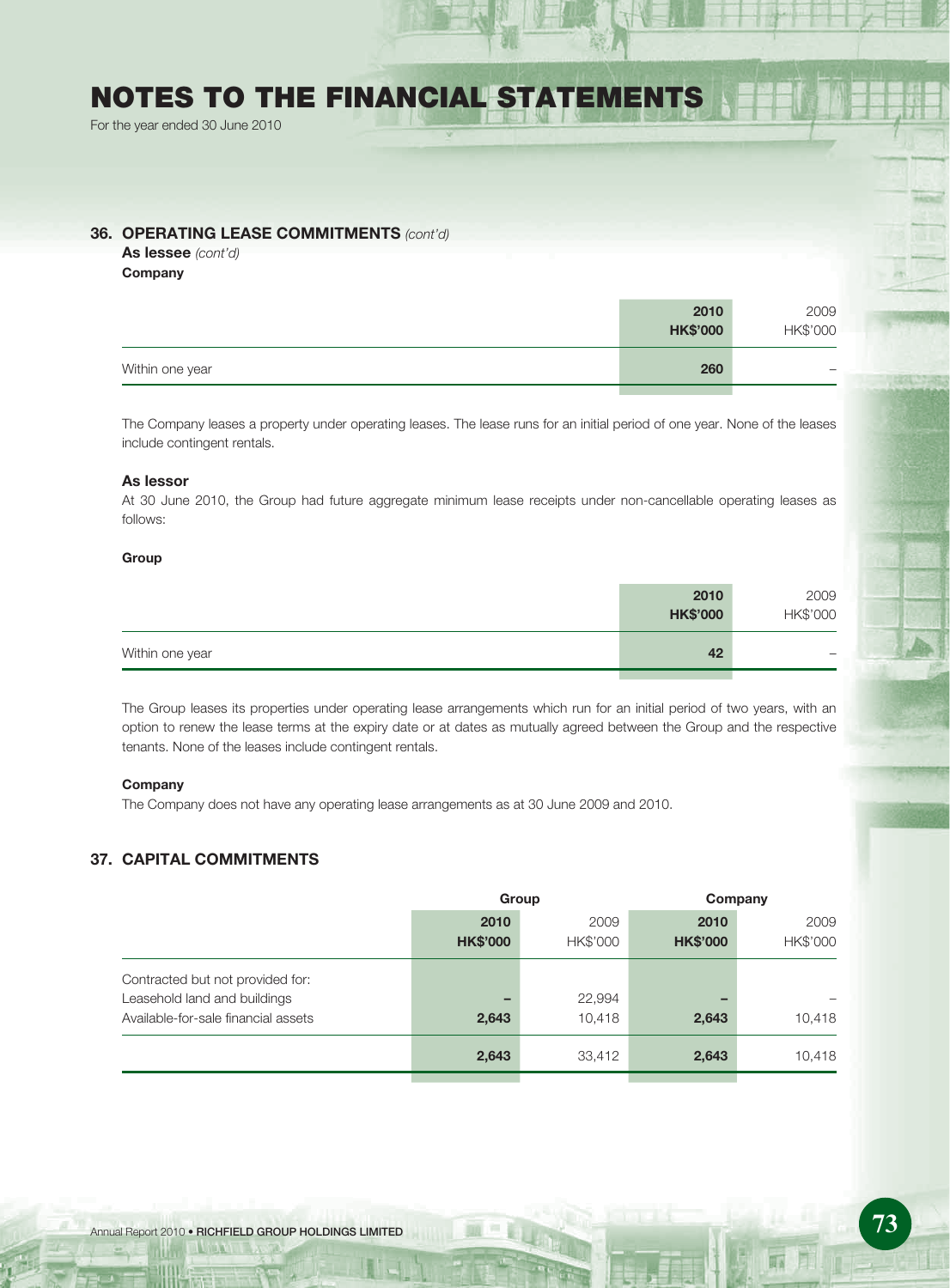## 36. OPERATING LEASE COMMITMENTS *(cont'd)*

**As lessee** *(cont'd)*

**Company**

| | 2010 HK$'000 | 2009 HK$'000 |
|---|---|---|
| Within one year | 260 | – |

The Company leases a property under operating leases. The lease runs for an initial period of one year. None of the leases include contingent rentals.

**As lessor**

At 30 June 2010, the Group had future aggregate minimum lease receipts under non-cancellable operating leases as follows:

**Group**

| | 2010 HK$'000 | 2009 HK$'000 |
|---|---|---|
| Within one year | 42 | – |

The Group leases its properties under operating lease arrangements which run for an initial period of two years, with an option to renew the lease terms at the expiry date or at dates as mutually agreed between the Group and the respective tenants. None of the leases include contingent rentals.

**Company**

The Company does not have any operating lease arrangements as at 30 June 2009 and 2010.

## 37. CAPITAL COMMITMENTS

| | Group | | Company | |
|---|---|---|---|---|
| | 2010 HK$'000 | 2009 HK$'000 | 2010 HK$'000 | 2009 HK$'000 |
| Contracted but not provided for: | | | | |
| Leasehold land and buildings | – | 22,994 | – | – |
| Available-for-sale financial assets | 2,643 | 10,418 | 2,643 | 10,418 |
| | 2,643 | 33,412 | 2,643 | 10,418 |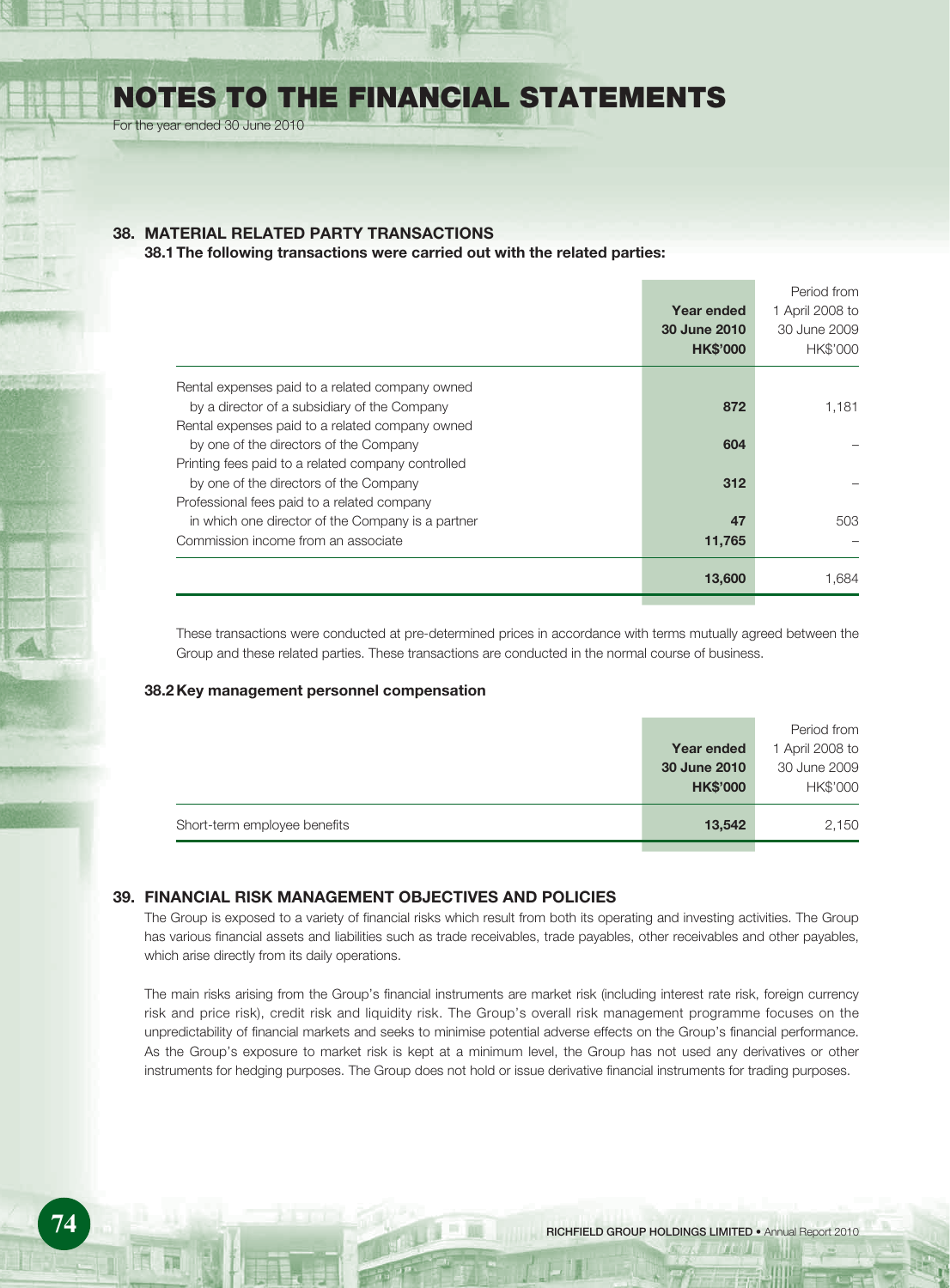## 38. MATERIAL RELATED PARTY TRANSACTIONS

### 38.1 The following transactions were carried out with the related parties:

| | Year ended 30 June 2010 HK$'000 | Period from 1 April 2008 to 30 June 2009 HK$'000 |
|---|---|---|
| Rental expenses paid to a related company owned by a director of a subsidiary of the Company | **872** | 1,181 |
| Rental expenses paid to a related company owned by one of the directors of the Company | **604** | – |
| Printing fees paid to a related company controlled by one of the directors of the Company | **312** | – |
| Professional fees paid to a related company in which one director of the Company is a partner | **47** | 503 |
| Commission income from an associate | **11,765** | – |
| | **13,600** | 1,684 |

These transactions were conducted at pre-determined prices in accordance with terms mutually agreed between the Group and these related parties. These transactions are conducted in the normal course of business.

### 38.2 Key management personnel compensation

| | Year ended 30 June 2010 HK$'000 | Period from 1 April 2008 to 30 June 2009 HK$'000 |
|---|---|---|
| Short-term employee benefits | **13,542** | 2,150 |

## 39. FINANCIAL RISK MANAGEMENT OBJECTIVES AND POLICIES

The Group is exposed to a variety of financial risks which result from both its operating and investing activities. The Group has various financial assets and liabilities such as trade receivables, trade payables, other receivables and other payables, which arise directly from its daily operations.

The main risks arising from the Group's financial instruments are market risk (including interest rate risk, foreign currency risk and price risk), credit risk and liquidity risk. The Group's overall risk management programme focuses on the unpredictability of financial markets and seeks to minimise potential adverse effects on the Group's financial performance. As the Group's exposure to market risk is kept at a minimum level, the Group has not used any derivatives or other instruments for hedging purposes. The Group does not hold or issue derivative financial instruments for trading purposes.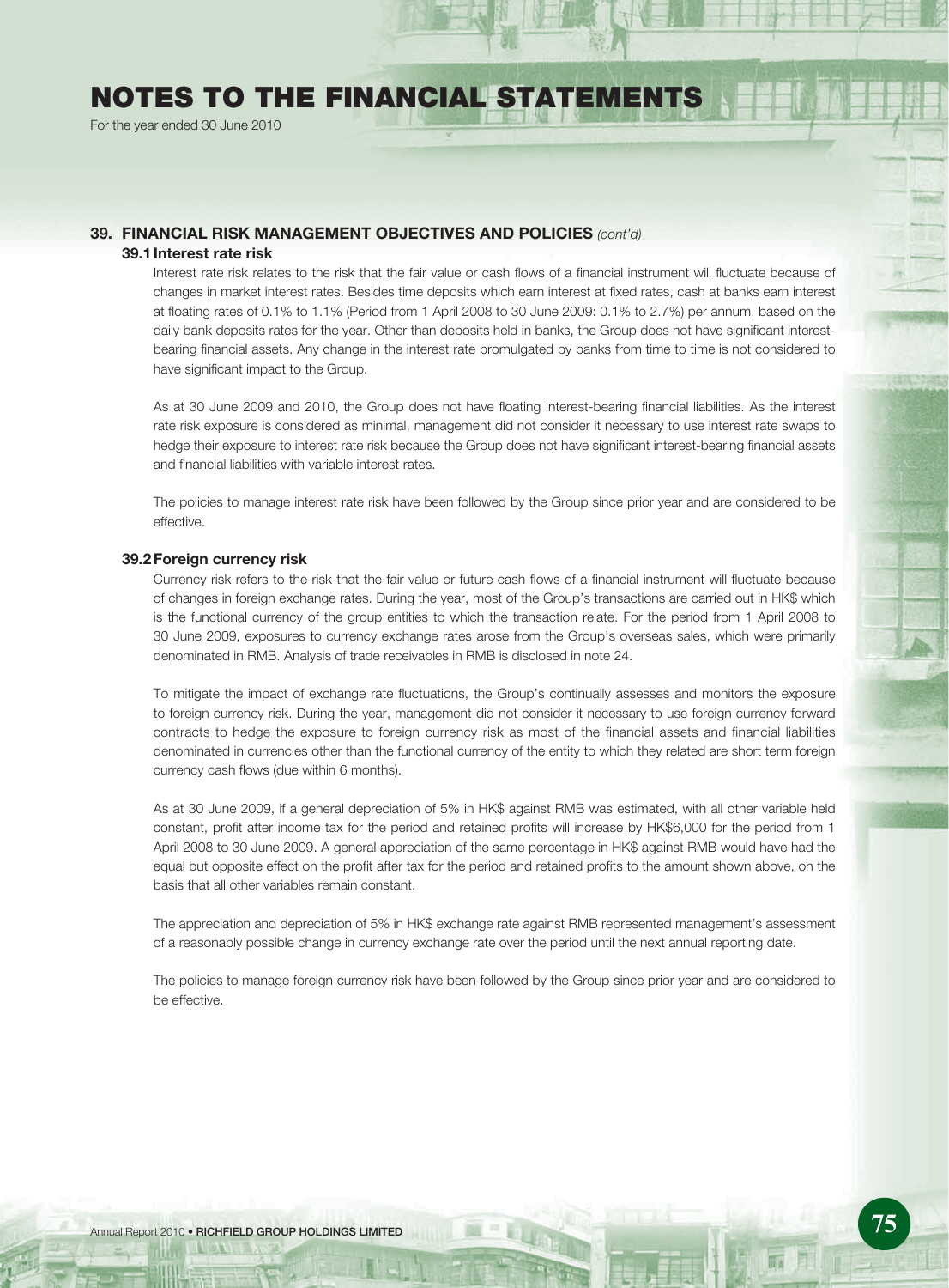# NOTES TO THE FINANCIAL STATEMENTS

For the year ended 30 June 2010

## 39. FINANCIAL RISK MANAGEMENT OBJECTIVES AND POLICIES *(cont'd)*

### 39.1 Interest rate risk

Interest rate risk relates to the risk that the fair value or cash flows of a financial instrument will fluctuate because of changes in market interest rates. Besides time deposits which earn interest at fixed rates, cash at banks earn interest at floating rates of 0.1% to 1.1% (Period from 1 April 2008 to 30 June 2009: 0.1% to 2.7%) per annum, based on the daily bank deposits rates for the year. Other than deposits held in banks, the Group does not have significant interest-bearing financial assets. Any change in the interest rate promulgated by banks from time to time is not considered to have significant impact to the Group.

As at 30 June 2009 and 2010, the Group does not have floating interest-bearing financial liabilities. As the interest rate risk exposure is considered as minimal, management did not consider it necessary to use interest rate swaps to hedge their exposure to interest rate risk because the Group does not have significant interest-bearing financial assets and financial liabilities with variable interest rates.

The policies to manage interest rate risk have been followed by the Group since prior year and are considered to be effective.

### 39.2 Foreign currency risk

Currency risk refers to the risk that the fair value or future cash flows of a financial instrument will fluctuate because of changes in foreign exchange rates. During the year, most of the Group's transactions are carried out in HK$ which is the functional currency of the group entities to which the transaction relate. For the period from 1 April 2008 to 30 June 2009, exposures to currency exchange rates arose from the Group's overseas sales, which were primarily denominated in RMB. Analysis of trade receivables in RMB is disclosed in note 24.

To mitigate the impact of exchange rate fluctuations, the Group's continually assesses and monitors the exposure to foreign currency risk. During the year, management did not consider it necessary to use foreign currency forward contracts to hedge the exposure to foreign currency risk as most of the financial assets and financial liabilities denominated in currencies other than the functional currency of the entity to which they related are short term foreign currency cash flows (due within 6 months).

As at 30 June 2009, if a general depreciation of 5% in HK$ against RMB was estimated, with all other variable held constant, profit after income tax for the period and retained profits will increase by HK$6,000 for the period from 1 April 2008 to 30 June 2009. A general appreciation of the same percentage in HK$ against RMB would have had the equal but opposite effect on the profit after tax for the period and retained profits to the amount shown above, on the basis that all other variables remain constant.

The appreciation and depreciation of 5% in HK$ exchange rate against RMB represented management's assessment of a reasonably possible change in currency exchange rate over the period until the next annual reporting date.

The policies to manage foreign currency risk have been followed by the Group since prior year and are considered to be effective.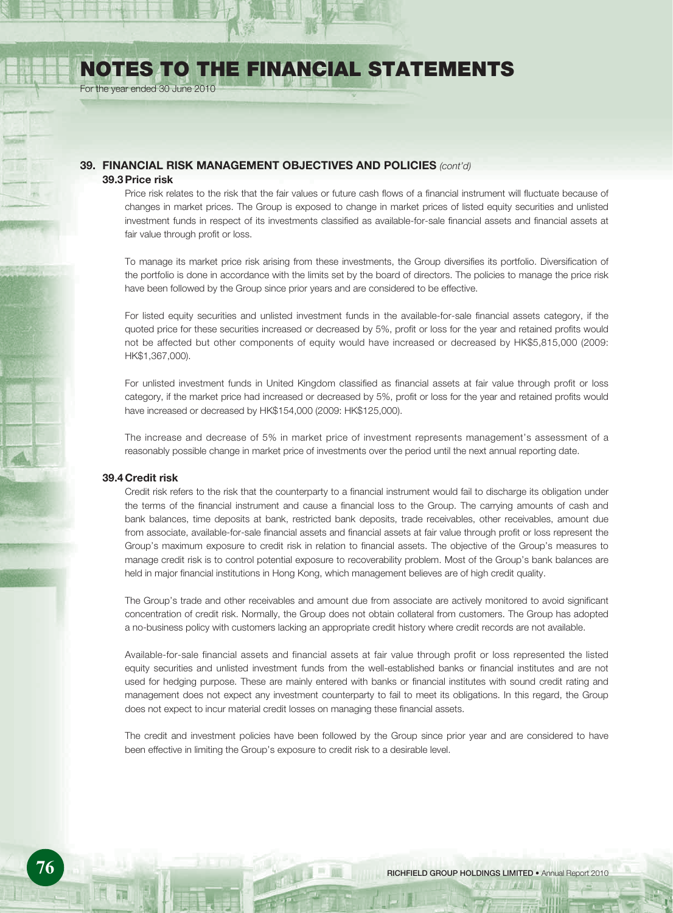## 39. FINANCIAL RISK MANAGEMENT OBJECTIVES AND POLICIES *(cont'd)*

### 39.3 Price risk

Price risk relates to the risk that the fair values or future cash flows of a financial instrument will fluctuate because of changes in market prices. The Group is exposed to change in market prices of listed equity securities and unlisted investment funds in respect of its investments classified as available-for-sale financial assets and financial assets at fair value through profit or loss.

To manage its market price risk arising from these investments, the Group diversifies its portfolio. Diversification of the portfolio is done in accordance with the limits set by the board of directors. The policies to manage the price risk have been followed by the Group since prior years and are considered to be effective.

For listed equity securities and unlisted investment funds in the available-for-sale financial assets category, if the quoted price for these securities increased or decreased by 5%, profit or loss for the year and retained profits would not be affected but other components of equity would have increased or decreased by HK$5,815,000 (2009: HK$1,367,000).

For unlisted investment funds in United Kingdom classified as financial assets at fair value through profit or loss category, if the market price had increased or decreased by 5%, profit or loss for the year and retained profits would have increased or decreased by HK$154,000 (2009: HK$125,000).

The increase and decrease of 5% in market price of investment represents management's assessment of a reasonably possible change in market price of investments over the period until the next annual reporting date.

### 39.4 Credit risk

Credit risk refers to the risk that the counterparty to a financial instrument would fail to discharge its obligation under the terms of the financial instrument and cause a financial loss to the Group. The carrying amounts of cash and bank balances, time deposits at bank, restricted bank deposits, trade receivables, other receivables, amount due from associate, available-for-sale financial assets and financial assets at fair value through profit or loss represent the Group's maximum exposure to credit risk in relation to financial assets. The objective of the Group's measures to manage credit risk is to control potential exposure to recoverability problem. Most of the Group's bank balances are held in major financial institutions in Hong Kong, which management believes are of high credit quality.

The Group's trade and other receivables and amount due from associate are actively monitored to avoid significant concentration of credit risk. Normally, the Group does not obtain collateral from customers. The Group has adopted a no-business policy with customers lacking an appropriate credit history where credit records are not available.

Available-for-sale financial assets and financial assets at fair value through profit or loss represented the listed equity securities and unlisted investment funds from the well-established banks or financial institutes and are not used for hedging purpose. These are mainly entered with banks or financial institutes with sound credit rating and management does not expect any investment counterparty to fail to meet its obligations. In this regard, the Group does not expect to incur material credit losses on managing these financial assets.

The credit and investment policies have been followed by the Group since prior year and are considered to have been effective in limiting the Group's exposure to credit risk to a desirable level.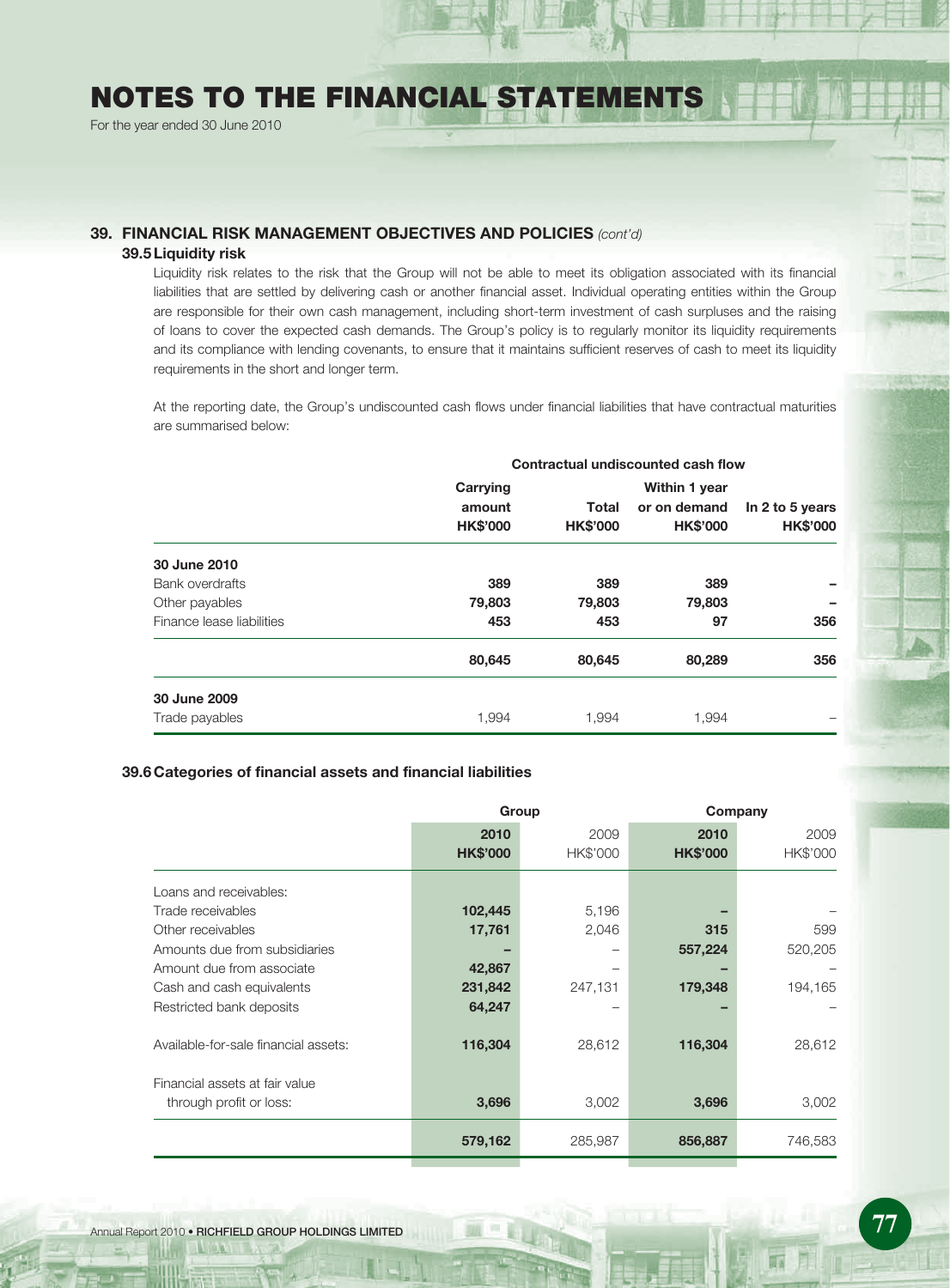# NOTES TO THE FINANCIAL STATEMENTS

For the year ended 30 June 2010

## 39. FINANCIAL RISK MANAGEMENT OBJECTIVES AND POLICIES *(cont'd)*

### 39.5 Liquidity risk

Liquidity risk relates to the risk that the Group will not be able to meet its obligation associated with its financial liabilities that are settled by delivering cash or another financial asset. Individual operating entities within the Group are responsible for their own cash management, including short-term investment of cash surpluses and the raising of loans to cover the expected cash demands. The Group's policy is to regularly monitor its liquidity requirements and its compliance with lending covenants, to ensure that it maintains sufficient reserves of cash to meet its liquidity requirements in the short and longer term.

At the reporting date, the Group's undiscounted cash flows under financial liabilities that have contractual maturities are summarised below:

| | | Contractual undiscounted cash flow | | |
|---|---|---|---|---|
| | **Carrying amount HK$'000** | **Total HK$'000** | **Within 1 year or on demand HK$'000** | **In 2 to 5 years HK$'000** |
| **30 June 2010** | | | | |
| Bank overdrafts | **389** | **389** | **389** | **–** |
| Other payables | **79,803** | **79,803** | **79,803** | **–** |
| Finance lease liabilities | **453** | **453** | **97** | **356** |
| | **80,645** | **80,645** | **80,289** | **356** |
| **30 June 2009** | | | | |
| Trade payables | 1,994 | 1,994 | 1,994 | – |

### 39.6 Categories of financial assets and financial liabilities

| | Group | | Company | |
|---|---|---|---|---|
| | **2010 HK$'000** | 2009 HK$'000 | **2010 HK$'000** | 2009 HK$'000 |
| Loans and receivables: | | | | |
| Trade receivables | **102,445** | 5,196 | **–** | – |
| Other receivables | **17,761** | 2,046 | **315** | 599 |
| Amounts due from subsidiaries | **–** | – | **557,224** | 520,205 |
| Amount due from associate | **42,867** | – | **–** | – |
| Cash and cash equivalents | **231,842** | 247,131 | **179,348** | 194,165 |
| Restricted bank deposits | **64,247** | – | **–** | – |
| Available-for-sale financial assets: | **116,304** | 28,612 | **116,304** | 28,612 |
| Financial assets at fair value through profit or loss: | **3,696** | 3,002 | **3,696** | 3,002 |
| | **579,162** | 285,987 | **856,887** | 746,583 |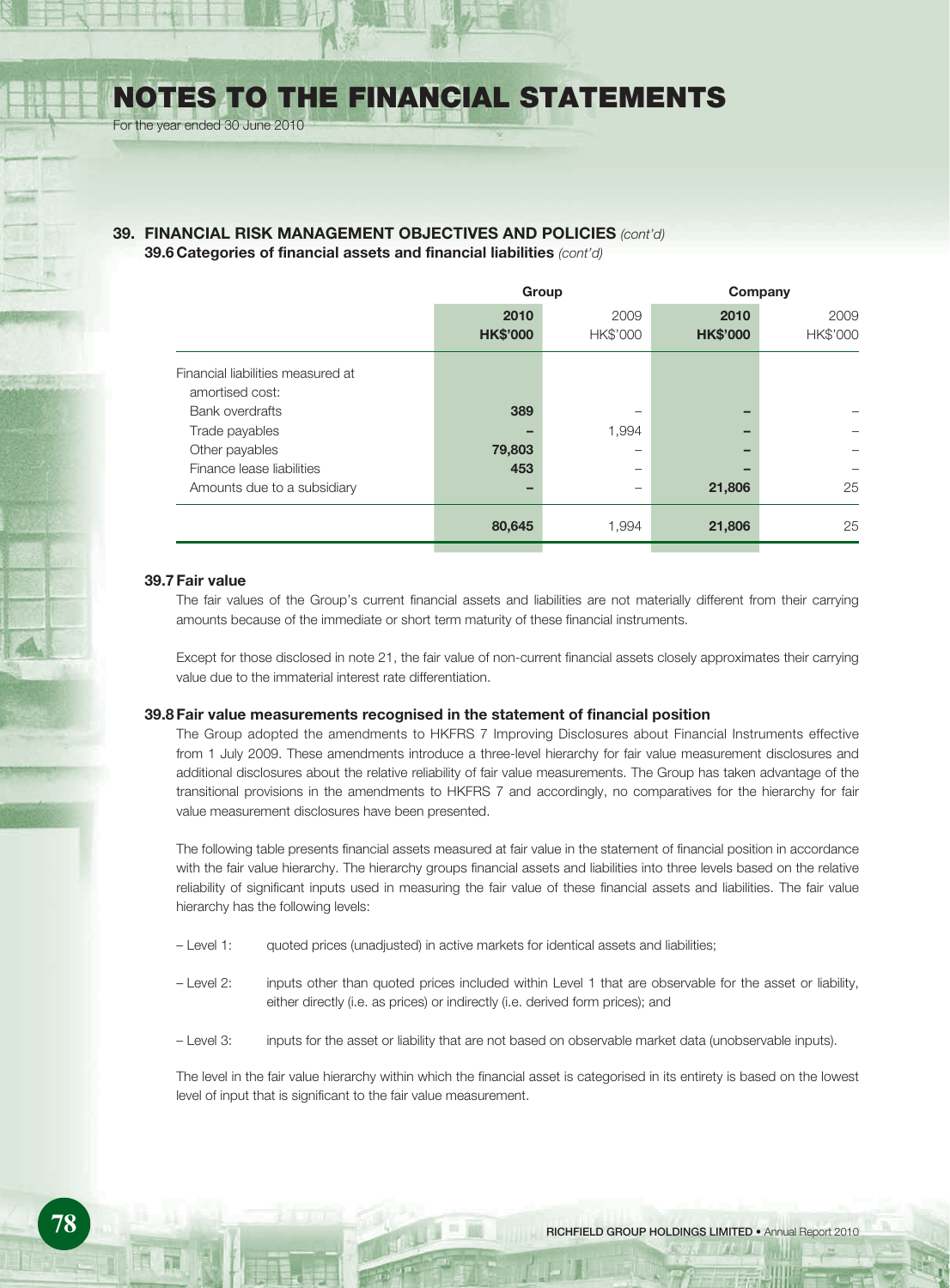# NOTES TO THE FINANCIAL STATEMENTS

For the year ended 30 June 2010

## 39. FINANCIAL RISK MANAGEMENT OBJECTIVES AND POLICIES *(cont'd)*

### 39.6 Categories of financial assets and financial liabilities *(cont'd)*

| | Group | | Company | |
|---|---|---|---|---|
| | **2010** | 2009 | **2010** | 2009 |
| | **HK$'000** | HK$'000 | **HK$'000** | HK$'000 |
| Financial liabilities measured at amortised cost: | | | | |
| Bank overdrafts | **389** | – | **–** | – |
| Trade payables | **–** | 1,994 | **–** | – |
| Other payables | **79,803** | – | **–** | – |
| Finance lease liabilities | **453** | – | **–** | – |
| Amounts due to a subsidiary | **–** | – | **21,806** | 25 |
| | **80,645** | 1,994 | **21,806** | 25 |

### 39.7 Fair value

The fair values of the Group's current financial assets and liabilities are not materially different from their carrying amounts because of the immediate or short term maturity of these financial instruments.

Except for those disclosed in note 21, the fair value of non-current financial assets closely approximates their carrying value due to the immaterial interest rate differentiation.

### 39.8 Fair value measurements recognised in the statement of financial position

The Group adopted the amendments to HKFRS 7 Improving Disclosures about Financial Instruments effective from 1 July 2009. These amendments introduce a three-level hierarchy for fair value measurement disclosures and additional disclosures about the relative reliability of fair value measurements. The Group has taken advantage of the transitional provisions in the amendments to HKFRS 7 and accordingly, no comparatives for the hierarchy for fair value measurement disclosures have been presented.

The following table presents financial assets measured at fair value in the statement of financial position in accordance with the fair value hierarchy. The hierarchy groups financial assets and liabilities into three levels based on the relative reliability of significant inputs used in measuring the fair value of these financial assets and liabilities. The fair value hierarchy has the following levels:

- Level 1: quoted prices (unadjusted) in active markets for identical assets and liabilities;
- Level 2: inputs other than quoted prices included within Level 1 that are observable for the asset or liability, either directly (i.e. as prices) or indirectly (i.e. derived form prices); and
- Level 3: inputs for the asset or liability that are not based on observable market data (unobservable inputs).

The level in the fair value hierarchy within which the financial asset is categorised in its entirety is based on the lowest level of input that is significant to the fair value measurement.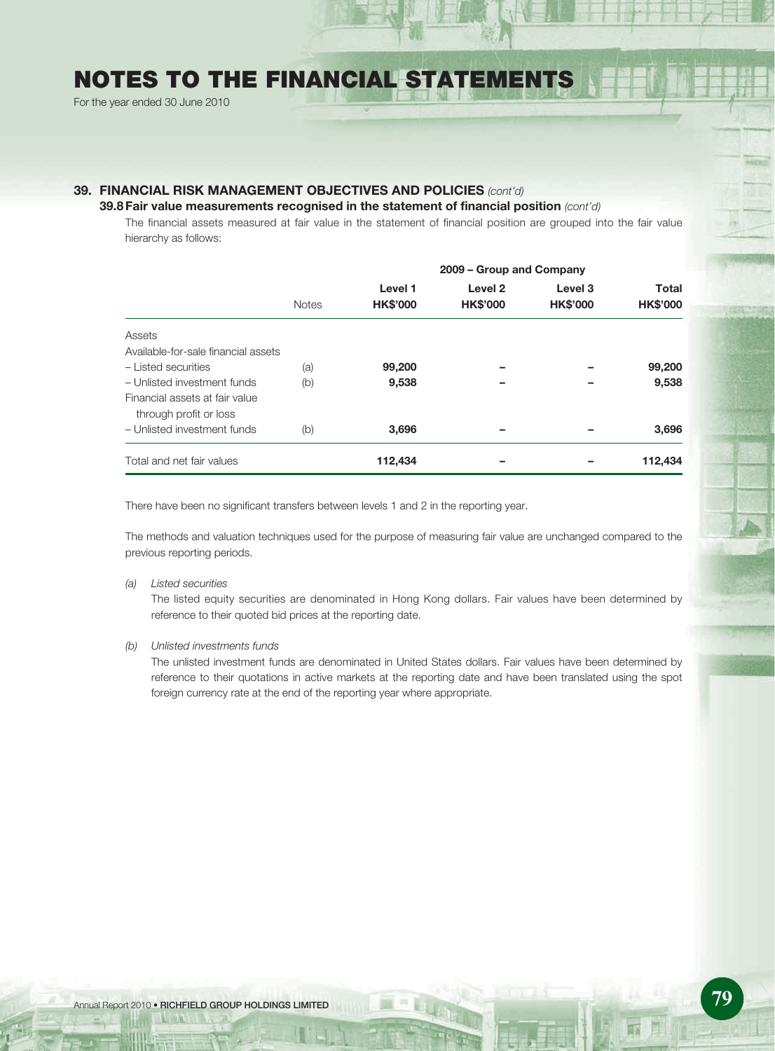## 39. FINANCIAL RISK MANAGEMENT OBJECTIVES AND POLICIES *(cont'd)*

### 39.8 Fair value measurements recognised in the statement of financial position *(cont'd)*

The financial assets measured at fair value in the statement of financial position are grouped into the fair value hierarchy as follows:

| | Notes | 2009 – Group and Company | | | |
|---|---|---|---|---|---|
| | | **Level 1 HK$'000** | **Level 2 HK$'000** | **Level 3 HK$'000** | **Total HK$'000** |
| Assets | | | | | |
| Available-for-sale financial assets | | | | | |
| – Listed securities | (a) | **99,200** | – | – | **99,200** |
| – Unlisted investment funds | (b) | **9,538** | – | – | **9,538** |
| Financial assets at fair value through profit or loss | | | | | |
| – Unlisted investment funds | (b) | **3,696** | – | – | **3,696** |
| Total and net fair values | | **112,434** | – | – | **112,434** |

There have been no significant transfers between levels 1 and 2 in the reporting year.

The methods and valuation techniques used for the purpose of measuring fair value are unchanged compared to the previous reporting periods.

(a) *Listed securities*

The listed equity securities are denominated in Hong Kong dollars. Fair values have been determined by reference to their quoted bid prices at the reporting date.

(b) *Unlisted investments funds*

The unlisted investment funds are denominated in United States dollars. Fair values have been determined by reference to their quotations in active markets at the reporting date and have been translated using the spot foreign currency rate at the end of the reporting year where appropriate.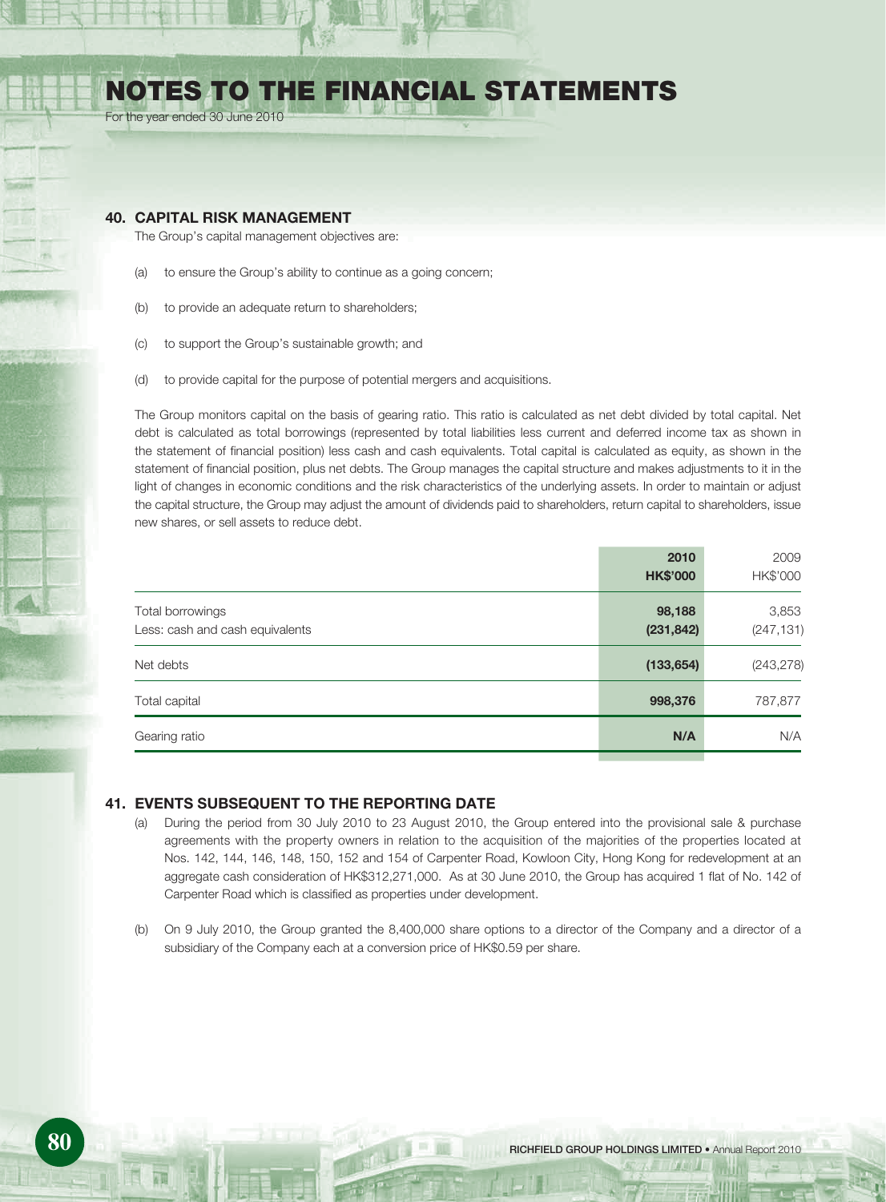## 40. CAPITAL RISK MANAGEMENT

The Group's capital management objectives are:

(a) to ensure the Group's ability to continue as a going concern;

(b) to provide an adequate return to shareholders;

(c) to support the Group's sustainable growth; and

(d) to provide capital for the purpose of potential mergers and acquisitions.

The Group monitors capital on the basis of gearing ratio. This ratio is calculated as net debt divided by total capital. Net debt is calculated as total borrowings (represented by total liabilities less current and deferred income tax as shown in the statement of financial position) less cash and cash equivalents. Total capital is calculated as equity, as shown in the statement of financial position, plus net debts. The Group manages the capital structure and makes adjustments to it in the light of changes in economic conditions and the risk characteristics of the underlying assets. In order to maintain or adjust the capital structure, the Group may adjust the amount of dividends paid to shareholders, return capital to shareholders, issue new shares, or sell assets to reduce debt.

| | **2010** **HK$'000** | 2009 HK$'000 |
|---|---|---|
| Total borrowings | **98,188** | 3,853 |
| Less: cash and cash equivalents | **(231,842)** | (247,131) |
| Net debts | **(133,654)** | (243,278) |
| Total capital | **998,376** | 787,877 |
| Gearing ratio | **N/A** | N/A |

## 41. EVENTS SUBSEQUENT TO THE REPORTING DATE

(a) During the period from 30 July 2010 to 23 August 2010, the Group entered into the provisional sale & purchase agreements with the property owners in relation to the acquisition of the majorities of the properties located at Nos. 142, 144, 146, 148, 150, 152 and 154 of Carpenter Road, Kowloon City, Hong Kong for redevelopment at an aggregate cash consideration of HK$312,271,000. As at 30 June 2010, the Group has acquired 1 flat of No. 142 of Carpenter Road which is classified as properties under development.

(b) On 9 July 2010, the Group granted the 8,400,000 share options to a director of the Company and a director of a subsidiary of the Company each at a conversion price of HK$0.59 per share.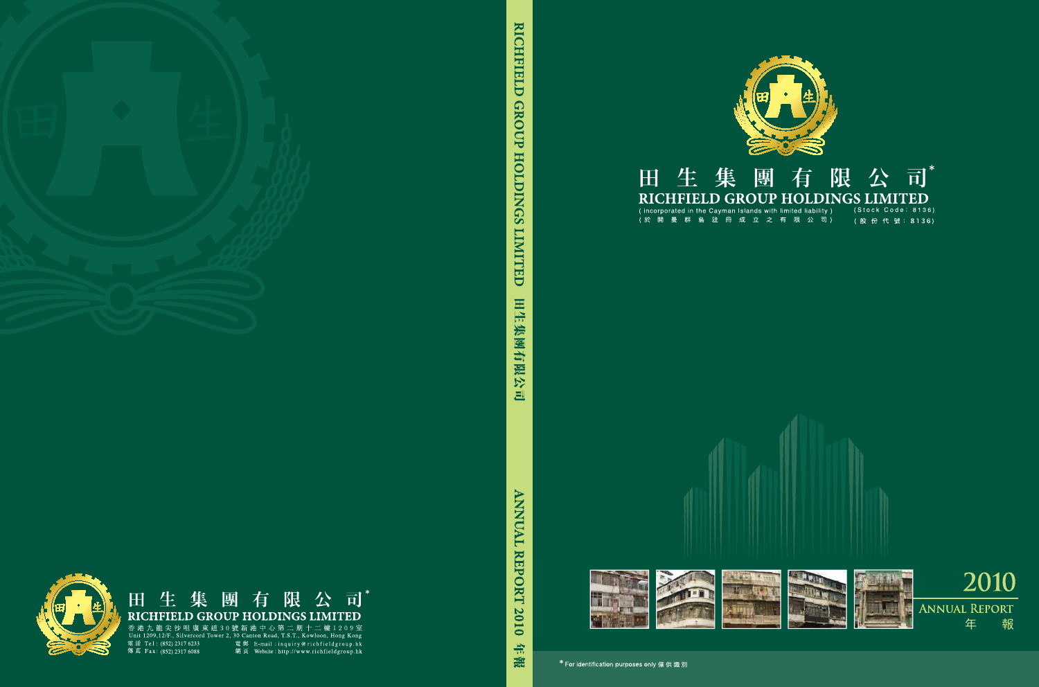田 生 集 團 有 限 公 司*

**RICHFIELD GROUP HOLDINGS LIMITED**

香港九龍尖沙咀廣東道30號新港中心第二期十二樓1209室

Unit 1209,12/F., Silvercord Tower 2, 30 Canton Road, T.S.T., Kowloon, Hong Kong

電話 Tel : (852) 2317 6233　　電郵 E-mail : inquiry@richfieldgroup.hk

傳真 Fax : (852) 2317 6088　　網頁 Website : http://www.richfieldgroup.hk

RICHFIELD GROUP HOLDINGS LIMITED 田生集團有限公司 ANNUAL REPORT 2010 年報

# 田 生 集 團 有 限 公 司*

# RICHFIELD GROUP HOLDINGS LIMITED

( incorporated in the Cayman Islands with limited liability )

(於開曼群島註冊成立之有限公司)

(Stock Code: 8136)

(股份代號: 8136)

2010

ANNUAL REPORT

年　報

* For identification purposes only 僅供識別